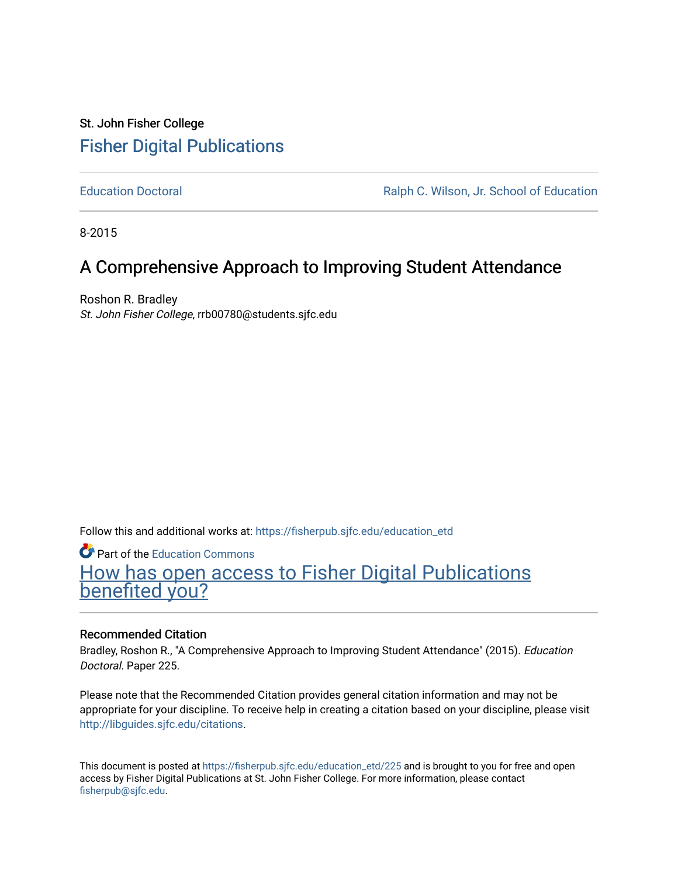St. John Fisher College

# Fisher Digital Publications

Education Doctoral | Ralph C. Wilson, Jr. School of Education

8-2015

# A Comprehensive Approach to Improving Student Attendance

Roshon R. Bradley
*St. John Fisher College*, rrb00780@students.sjfc.edu

Follow this and additional works at: https://fisherpub.sjfc.edu/education_etd

Part of the Education Commons

How has open access to Fisher Digital Publications benefited you?

### Recommended Citation

Bradley, Roshon R., "A Comprehensive Approach to Improving Student Attendance" (2015). *Education Doctoral.* Paper 225.

Please note that the Recommended Citation provides general citation information and may not be appropriate for your discipline. To receive help in creating a citation based on your discipline, please visit http://libguides.sjfc.edu/citations.

This document is posted at https://fisherpub.sjfc.edu/education_etd/225 and is brought to you for free and open access by Fisher Digital Publications at St. John Fisher College. For more information, please contact fisherpub@sjfc.edu.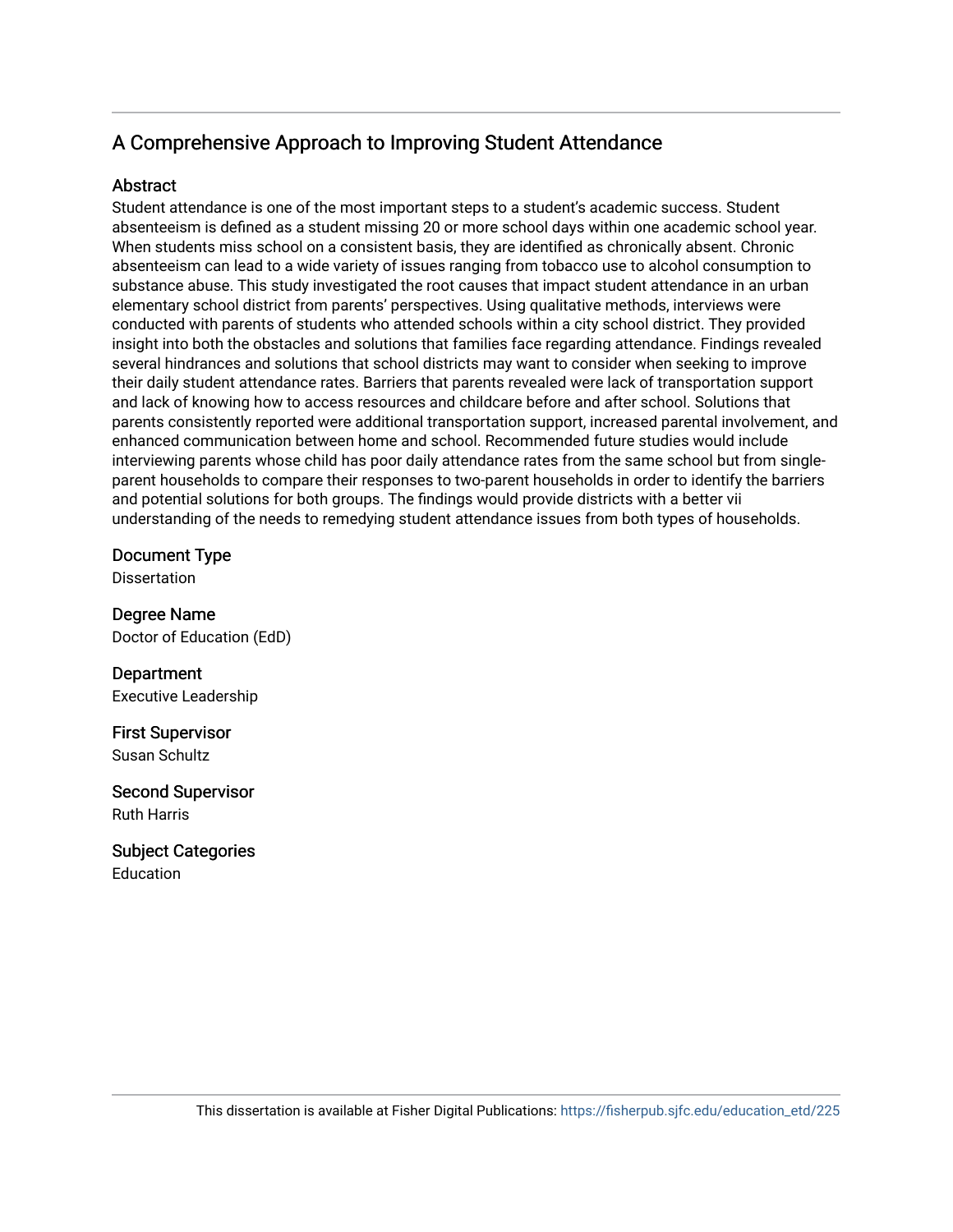## A Comprehensive Approach to Improving Student Attendance

### Abstract

Student attendance is one of the most important steps to a student's academic success. Student absenteeism is defined as a student missing 20 or more school days within one academic school year. When students miss school on a consistent basis, they are identified as chronically absent. Chronic absenteeism can lead to a wide variety of issues ranging from tobacco use to alcohol consumption to substance abuse. This study investigated the root causes that impact student attendance in an urban elementary school district from parents' perspectives. Using qualitative methods, interviews were conducted with parents of students who attended schools within a city school district. They provided insight into both the obstacles and solutions that families face regarding attendance. Findings revealed several hindrances and solutions that school districts may want to consider when seeking to improve their daily student attendance rates. Barriers that parents revealed were lack of transportation support and lack of knowing how to access resources and childcare before and after school. Solutions that parents consistently reported were additional transportation support, increased parental involvement, and enhanced communication between home and school. Recommended future studies would include interviewing parents whose child has poor daily attendance rates from the same school but from single-parent households to compare their responses to two-parent households in order to identify the barriers and potential solutions for both groups. The findings would provide districts with a better vii understanding of the needs to remedying student attendance issues from both types of households.

### Document Type

Dissertation

### Degree Name

Doctor of Education (EdD)

### Department

Executive Leadership

### First Supervisor

Susan Schultz

### Second Supervisor

Ruth Harris

### Subject Categories

Education

This dissertation is available at Fisher Digital Publications: https://fisherpub.sjfc.edu/education_etd/225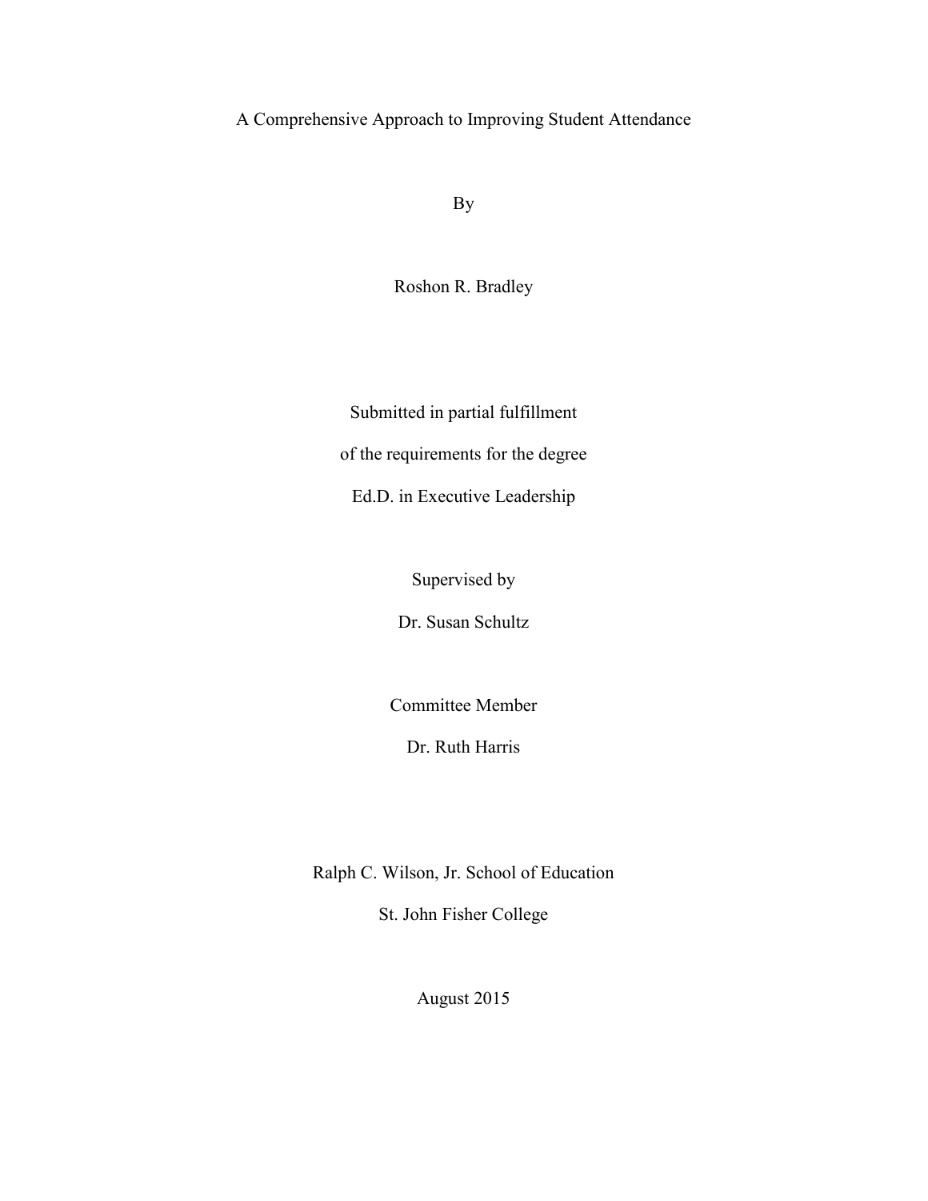# A Comprehensive Approach to Improving Student Attendance

By

Roshon R. Bradley

Submitted in partial fulfillment

of the requirements for the degree

Ed.D. in Executive Leadership

Supervised by

Dr. Susan Schultz

Committee Member

Dr. Ruth Harris

Ralph C. Wilson, Jr. School of Education

St. John Fisher College

August 2015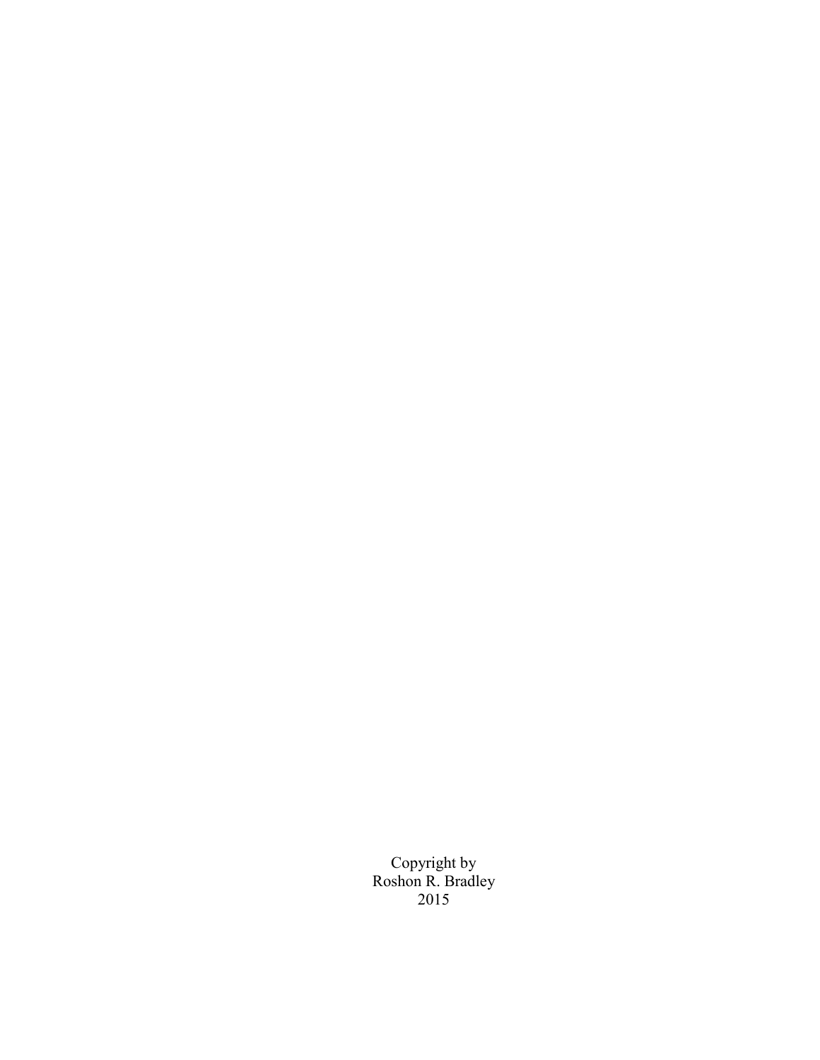Copyright by
Roshon R. Bradley
2015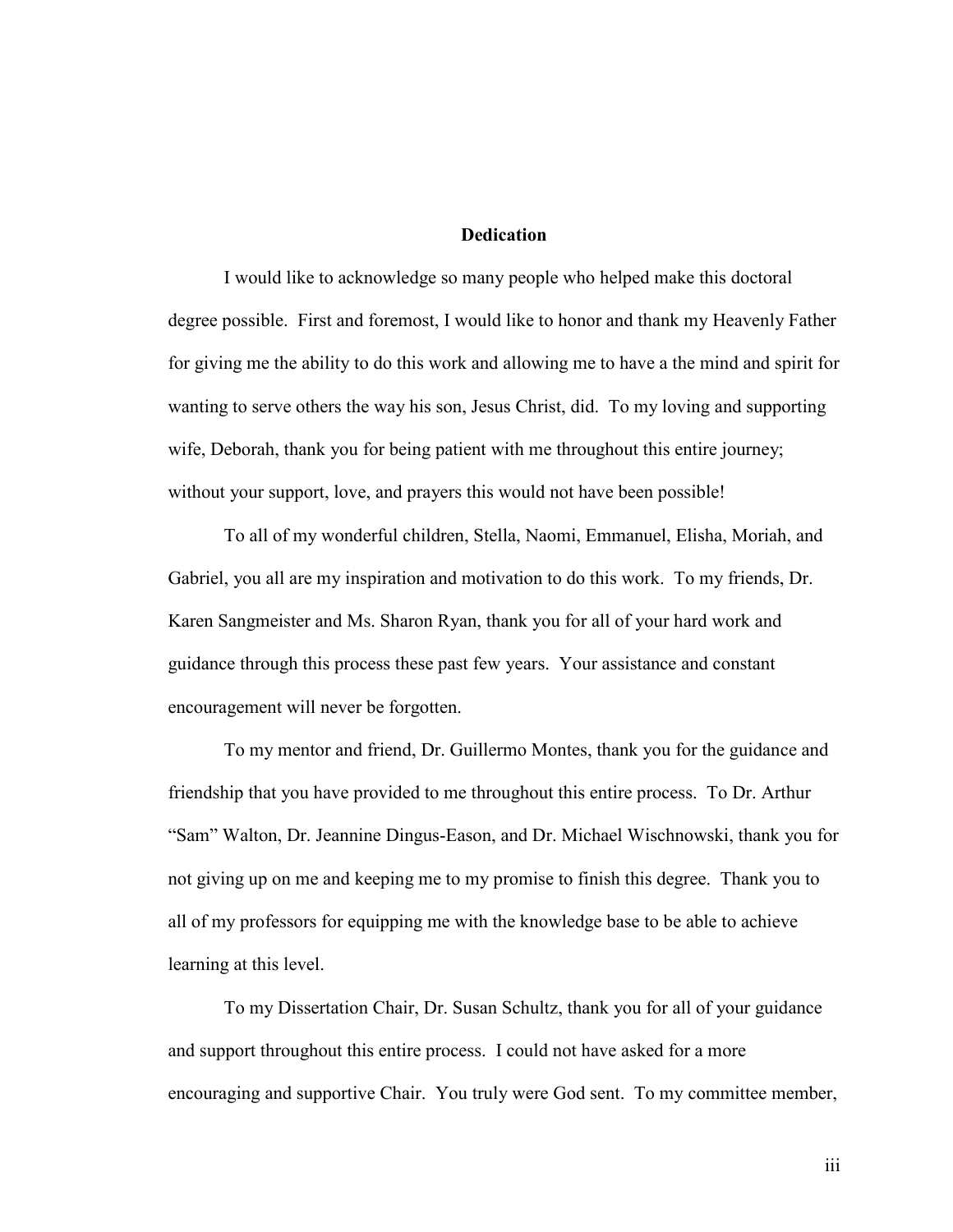# Dedication

I would like to acknowledge so many people who helped make this doctoral degree possible. First and foremost, I would like to honor and thank my Heavenly Father for giving me the ability to do this work and allowing me to have a the mind and spirit for wanting to serve others the way his son, Jesus Christ, did. To my loving and supporting wife, Deborah, thank you for being patient with me throughout this entire journey; without your support, love, and prayers this would not have been possible!

To all of my wonderful children, Stella, Naomi, Emmanuel, Elisha, Moriah, and Gabriel, you all are my inspiration and motivation to do this work. To my friends, Dr. Karen Sangmeister and Ms. Sharon Ryan, thank you for all of your hard work and guidance through this process these past few years. Your assistance and constant encouragement will never be forgotten.

To my mentor and friend, Dr. Guillermo Montes, thank you for the guidance and friendship that you have provided to me throughout this entire process. To Dr. Arthur "Sam" Walton, Dr. Jeannine Dingus-Eason, and Dr. Michael Wischnowski, thank you for not giving up on me and keeping me to my promise to finish this degree. Thank you to all of my professors for equipping me with the knowledge base to be able to achieve learning at this level.

To my Dissertation Chair, Dr. Susan Schultz, thank you for all of your guidance and support throughout this entire process. I could not have asked for a more encouraging and supportive Chair. You truly were God sent. To my committee member,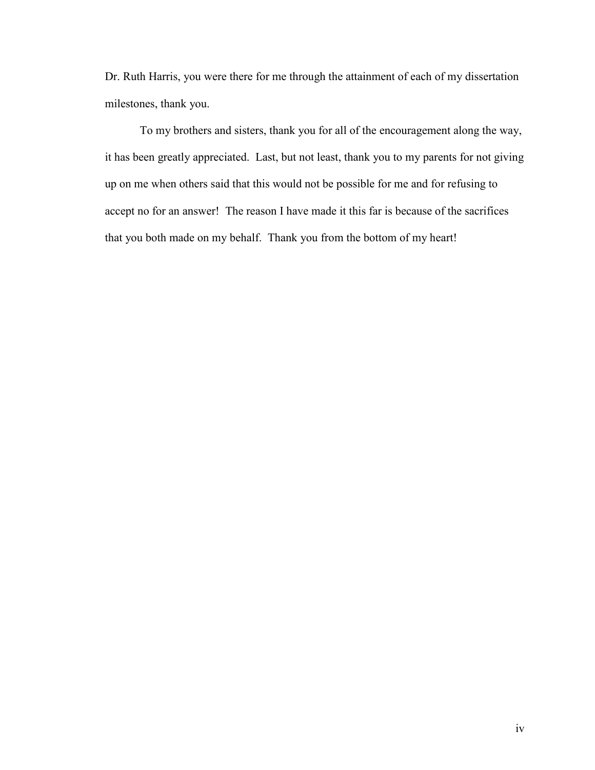Dr. Ruth Harris, you were there for me through the attainment of each of my dissertation milestones, thank you.

To my brothers and sisters, thank you for all of the encouragement along the way, it has been greatly appreciated. Last, but not least, thank you to my parents for not giving up on me when others said that this would not be possible for me and for refusing to accept no for an answer! The reason I have made it this far is because of the sacrifices that you both made on my behalf. Thank you from the bottom of my heart!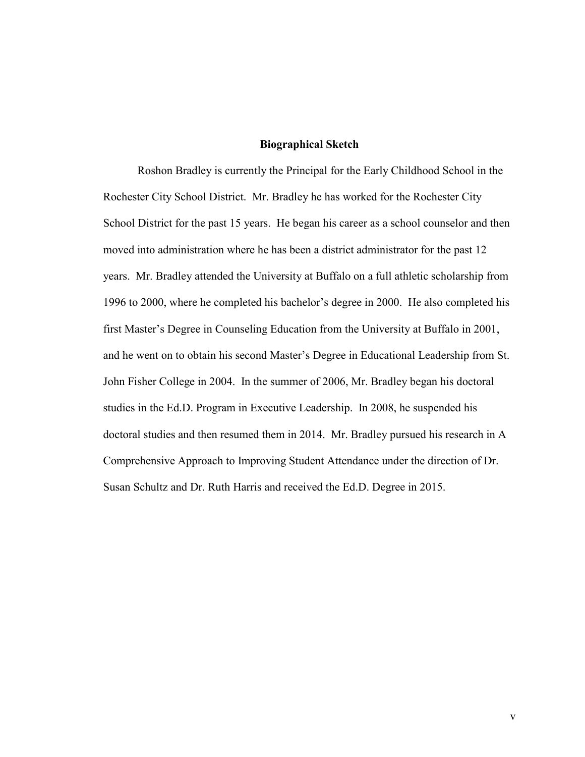## Biographical Sketch

Roshon Bradley is currently the Principal for the Early Childhood School in the Rochester City School District. Mr. Bradley he has worked for the Rochester City School District for the past 15 years. He began his career as a school counselor and then moved into administration where he has been a district administrator for the past 12 years. Mr. Bradley attended the University at Buffalo on a full athletic scholarship from 1996 to 2000, where he completed his bachelor's degree in 2000. He also completed his first Master's Degree in Counseling Education from the University at Buffalo in 2001, and he went on to obtain his second Master's Degree in Educational Leadership from St. John Fisher College in 2004. In the summer of 2006, Mr. Bradley began his doctoral studies in the Ed.D. Program in Executive Leadership. In 2008, he suspended his doctoral studies and then resumed them in 2014. Mr. Bradley pursued his research in A Comprehensive Approach to Improving Student Attendance under the direction of Dr. Susan Schultz and Dr. Ruth Harris and received the Ed.D. Degree in 2015.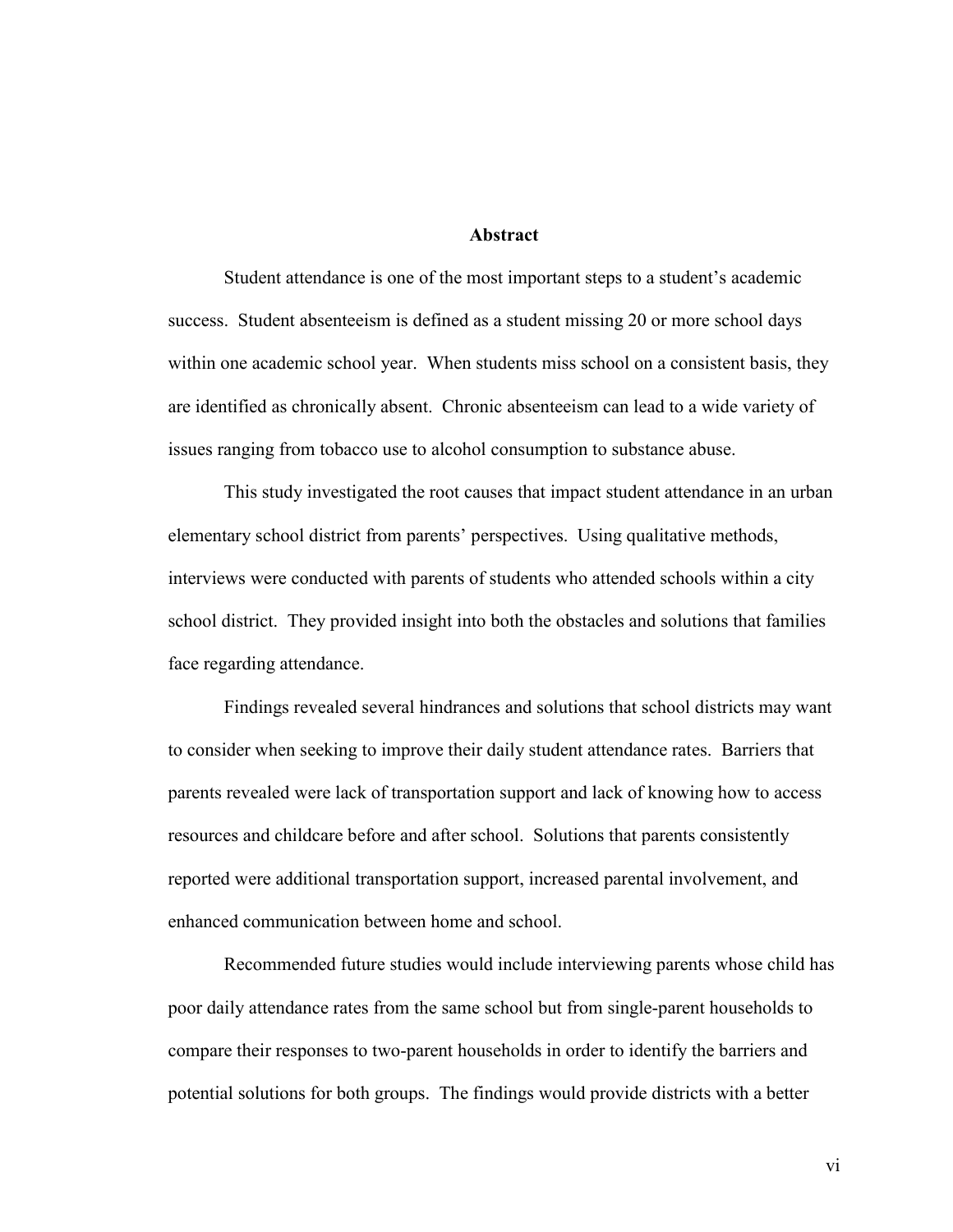# Abstract

Student attendance is one of the most important steps to a student's academic success. Student absenteeism is defined as a student missing 20 or more school days within one academic school year. When students miss school on a consistent basis, they are identified as chronically absent. Chronic absenteeism can lead to a wide variety of issues ranging from tobacco use to alcohol consumption to substance abuse.

This study investigated the root causes that impact student attendance in an urban elementary school district from parents' perspectives. Using qualitative methods, interviews were conducted with parents of students who attended schools within a city school district. They provided insight into both the obstacles and solutions that families face regarding attendance.

Findings revealed several hindrances and solutions that school districts may want to consider when seeking to improve their daily student attendance rates. Barriers that parents revealed were lack of transportation support and lack of knowing how to access resources and childcare before and after school. Solutions that parents consistently reported were additional transportation support, increased parental involvement, and enhanced communication between home and school.

Recommended future studies would include interviewing parents whose child has poor daily attendance rates from the same school but from single-parent households to compare their responses to two-parent households in order to identify the barriers and potential solutions for both groups. The findings would provide districts with a better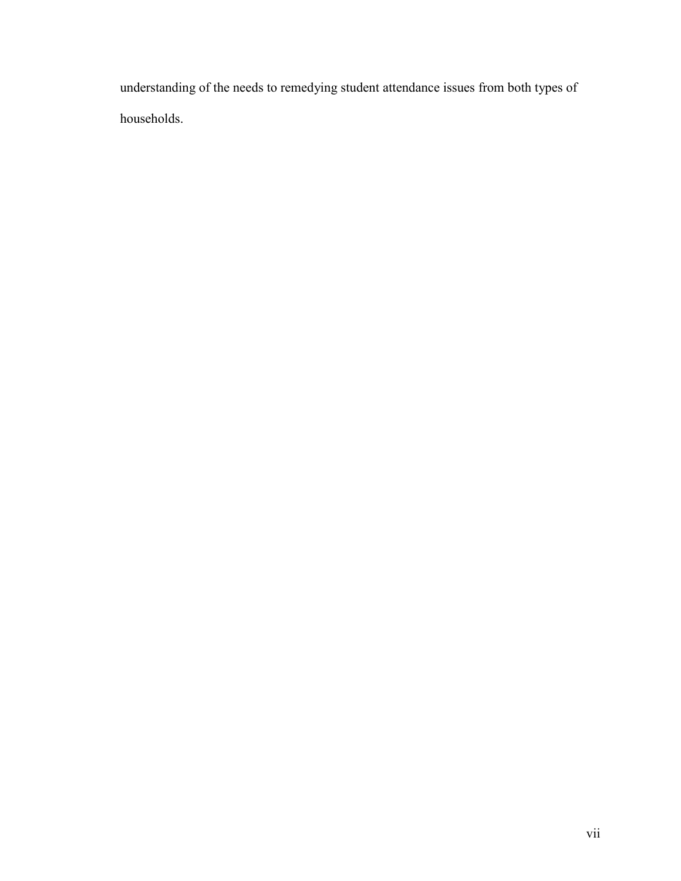understanding of the needs to remedying student attendance issues from both types of households.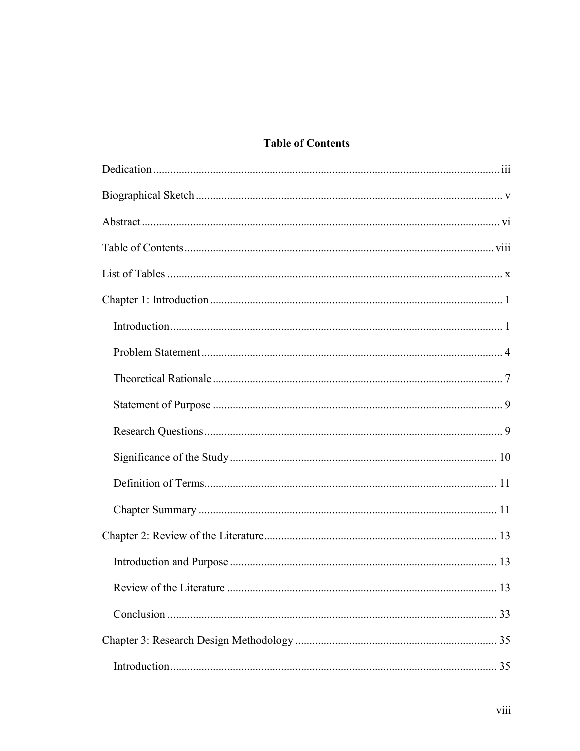# Table of Contents

Dedication ........................................................ iii

Biographical Sketch ........................................................ v

Abstract ........................................................ vi

Table of Contents ........................................................ viii

List of Tables ........................................................ x

Chapter 1: Introduction ........................................................ 1

- Introduction ........................................................ 1
- Problem Statement ........................................................ 4
- Theoretical Rationale ........................................................ 7
- Statement of Purpose ........................................................ 9
- Research Questions ........................................................ 9
- Significance of the Study ........................................................ 10
- Definition of Terms ........................................................ 11
- Chapter Summary ........................................................ 11

Chapter 2: Review of the Literature ........................................................ 13

- Introduction and Purpose ........................................................ 13
- Review of the Literature ........................................................ 13
- Conclusion ........................................................ 33

Chapter 3: Research Design Methodology ........................................................ 35

- Introduction ........................................................ 35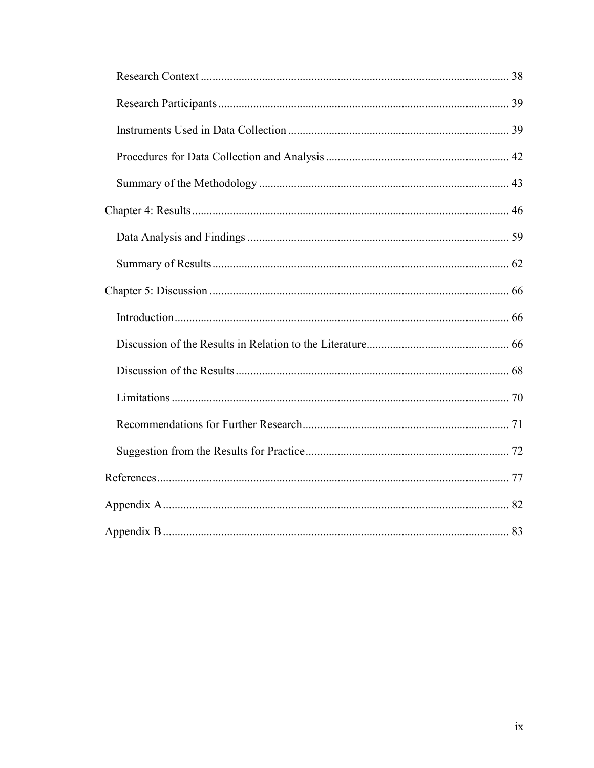Research Context ..................................................................................................... 38

Research Participants ............................................................................................. 39

Instruments Used in Data Collection ..................................................................... 39

Procedures for Data Collection and Analysis ........................................................ 42

Summary of the Methodology ............................................................................... 43

Chapter 4: Results ....................................................................................................... 46

Data Analysis and Findings ................................................................................... 59

Summary of Results ............................................................................................... 62

Chapter 5: Discussion ................................................................................................. 66

Introduction ............................................................................................................ 66

Discussion of the Results in Relation to the Literature .......................................... 66

Discussion of the Results ....................................................................................... 68

Limitations ............................................................................................................. 70

Recommendations for Further Research ................................................................ 71

Suggestion from the Results for Practice ............................................................... 72

References ................................................................................................................... 77

Appendix A ................................................................................................................. 82

Appendix B ................................................................................................................. 83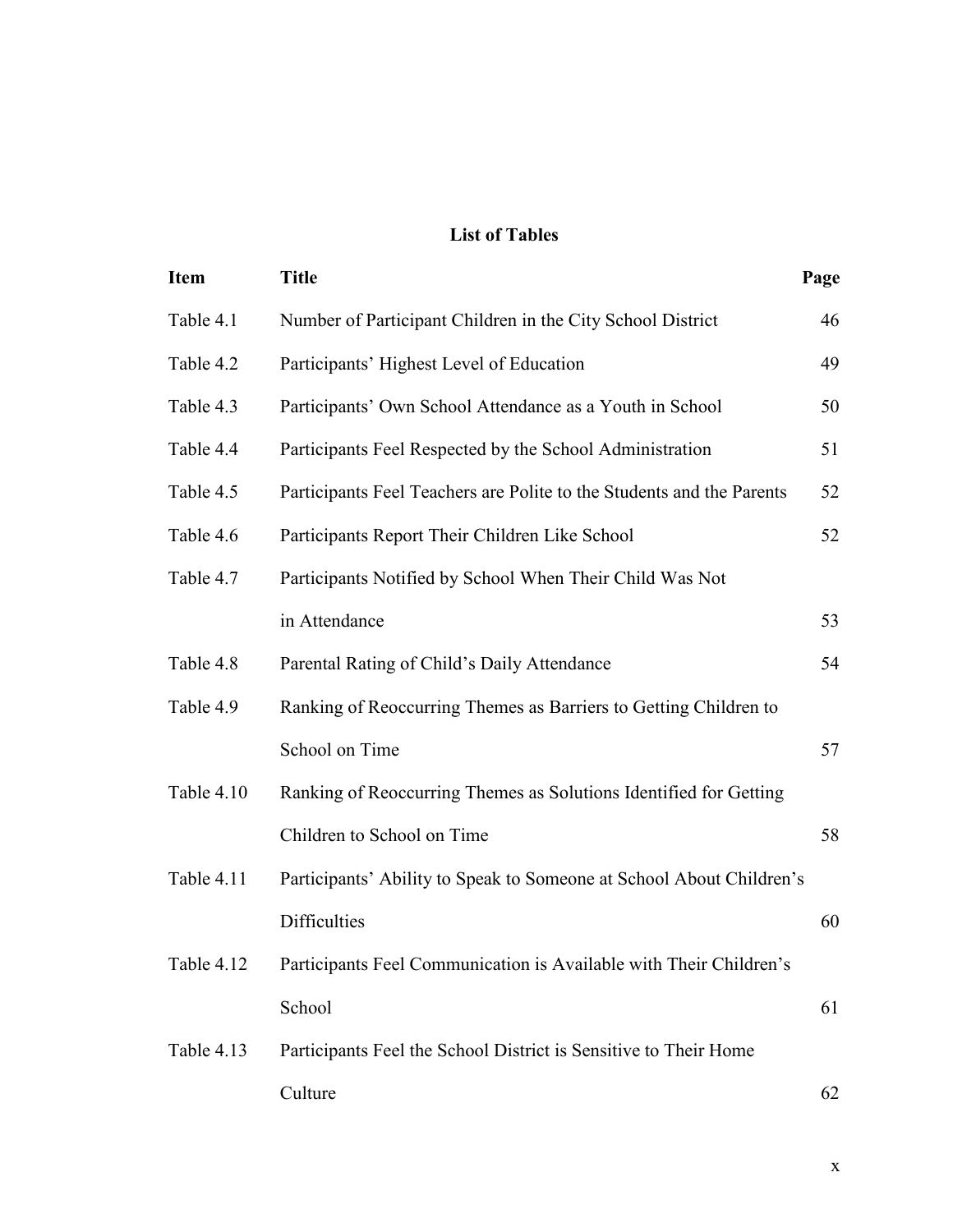## List of Tables

| Item | Title | Page |
|---|---|---|
| Table 4.1 | Number of Participant Children in the City School District | 46 |
| Table 4.2 | Participants' Highest Level of Education | 49 |
| Table 4.3 | Participants' Own School Attendance as a Youth in School | 50 |
| Table 4.4 | Participants Feel Respected by the School Administration | 51 |
| Table 4.5 | Participants Feel Teachers are Polite to the Students and the Parents | 52 |
| Table 4.6 | Participants Report Their Children Like School | 52 |
| Table 4.7 | Participants Notified by School When Their Child Was Not in Attendance | 53 |
| Table 4.8 | Parental Rating of Child's Daily Attendance | 54 |
| Table 4.9 | Ranking of Reoccurring Themes as Barriers to Getting Children to School on Time | 57 |
| Table 4.10 | Ranking of Reoccurring Themes as Solutions Identified for Getting Children to School on Time | 58 |
| Table 4.11 | Participants' Ability to Speak to Someone at School About Children's Difficulties | 60 |
| Table 4.12 | Participants Feel Communication is Available with Their Children's School | 61 |
| Table 4.13 | Participants Feel the School District is Sensitive to Their Home Culture | 62 |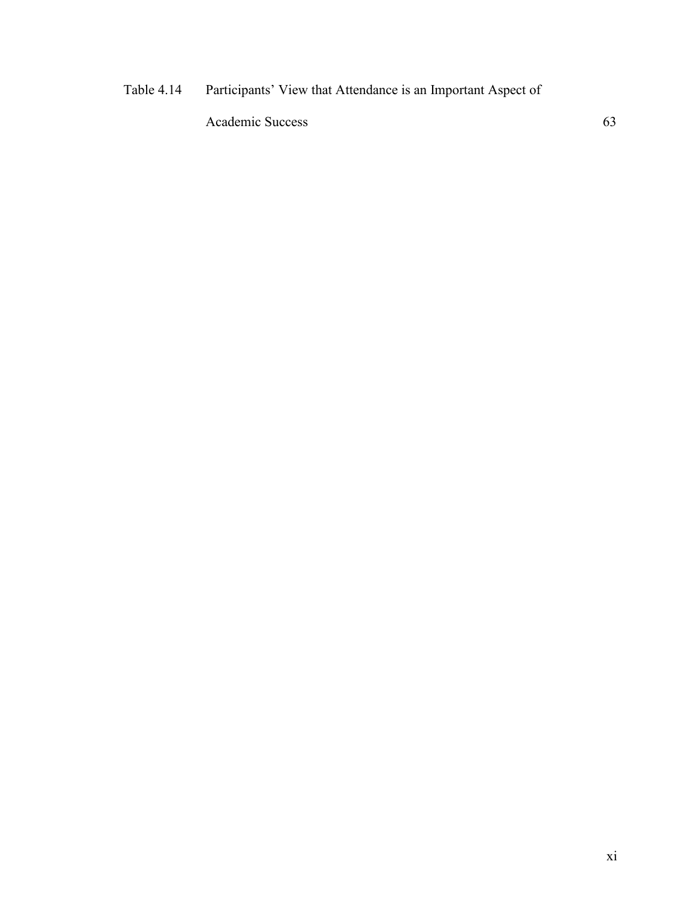Table 4.14 Participants' View that Attendance is an Important Aspect of Academic Success 63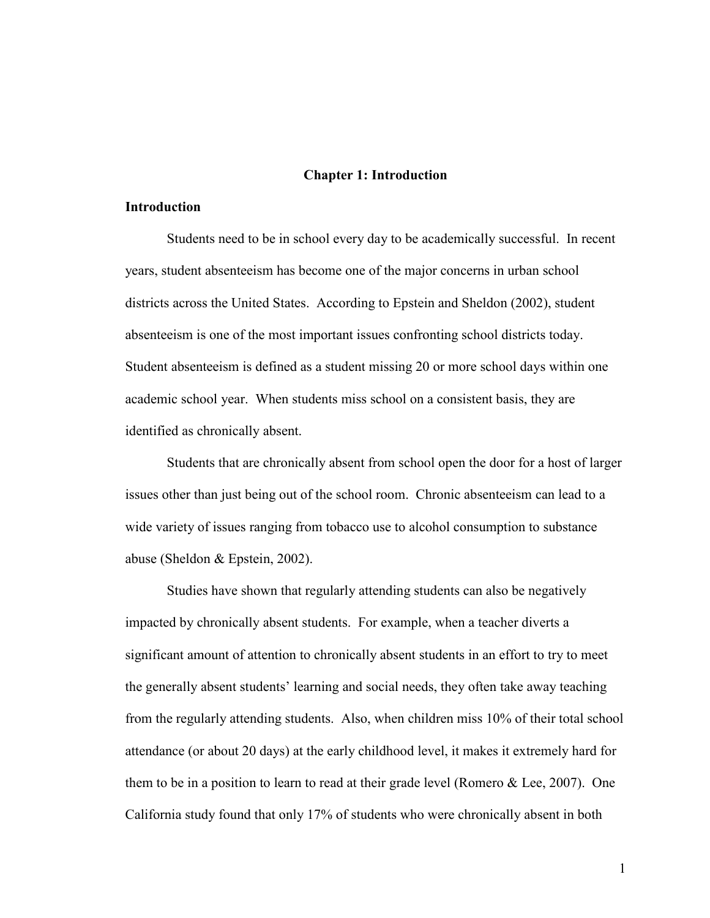# Chapter 1: Introduction

## Introduction

Students need to be in school every day to be academically successful. In recent years, student absenteeism has become one of the major concerns in urban school districts across the United States. According to Epstein and Sheldon (2002), student absenteeism is one of the most important issues confronting school districts today. Student absenteeism is defined as a student missing 20 or more school days within one academic school year. When students miss school on a consistent basis, they are identified as chronically absent.

Students that are chronically absent from school open the door for a host of larger issues other than just being out of the school room. Chronic absenteeism can lead to a wide variety of issues ranging from tobacco use to alcohol consumption to substance abuse (Sheldon & Epstein, 2002).

Studies have shown that regularly attending students can also be negatively impacted by chronically absent students. For example, when a teacher diverts a significant amount of attention to chronically absent students in an effort to try to meet the generally absent students' learning and social needs, they often take away teaching from the regularly attending students. Also, when children miss 10% of their total school attendance (or about 20 days) at the early childhood level, it makes it extremely hard for them to be in a position to learn to read at their grade level (Romero & Lee, 2007). One California study found that only 17% of students who were chronically absent in both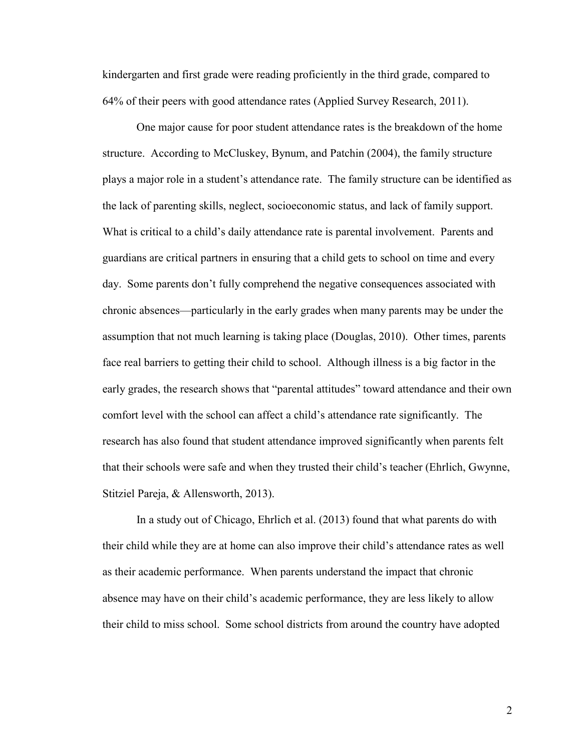kindergarten and first grade were reading proficiently in the third grade, compared to 64% of their peers with good attendance rates (Applied Survey Research, 2011).

One major cause for poor student attendance rates is the breakdown of the home structure. According to McCluskey, Bynum, and Patchin (2004), the family structure plays a major role in a student's attendance rate. The family structure can be identified as the lack of parenting skills, neglect, socioeconomic status, and lack of family support. What is critical to a child's daily attendance rate is parental involvement. Parents and guardians are critical partners in ensuring that a child gets to school on time and every day. Some parents don't fully comprehend the negative consequences associated with chronic absences—particularly in the early grades when many parents may be under the assumption that not much learning is taking place (Douglas, 2010). Other times, parents face real barriers to getting their child to school. Although illness is a big factor in the early grades, the research shows that "parental attitudes" toward attendance and their own comfort level with the school can affect a child's attendance rate significantly. The research has also found that student attendance improved significantly when parents felt that their schools were safe and when they trusted their child's teacher (Ehrlich, Gwynne, Stitziel Pareja, & Allensworth, 2013).

In a study out of Chicago, Ehrlich et al. (2013) found that what parents do with their child while they are at home can also improve their child's attendance rates as well as their academic performance. When parents understand the impact that chronic absence may have on their child's academic performance, they are less likely to allow their child to miss school. Some school districts from around the country have adopted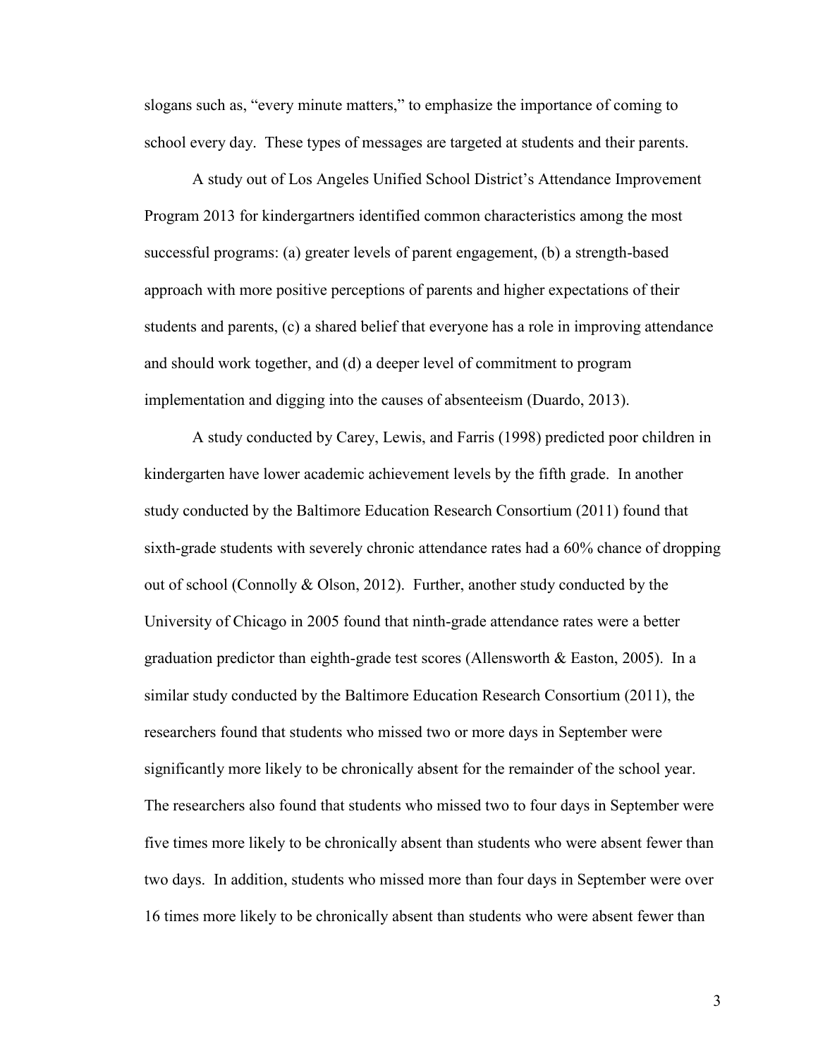slogans such as, "every minute matters," to emphasize the importance of coming to school every day. These types of messages are targeted at students and their parents.

A study out of Los Angeles Unified School District's Attendance Improvement Program 2013 for kindergartners identified common characteristics among the most successful programs: (a) greater levels of parent engagement, (b) a strength-based approach with more positive perceptions of parents and higher expectations of their students and parents, (c) a shared belief that everyone has a role in improving attendance and should work together, and (d) a deeper level of commitment to program implementation and digging into the causes of absenteeism (Duardo, 2013).

A study conducted by Carey, Lewis, and Farris (1998) predicted poor children in kindergarten have lower academic achievement levels by the fifth grade. In another study conducted by the Baltimore Education Research Consortium (2011) found that sixth-grade students with severely chronic attendance rates had a 60% chance of dropping out of school (Connolly & Olson, 2012). Further, another study conducted by the University of Chicago in 2005 found that ninth-grade attendance rates were a better graduation predictor than eighth-grade test scores (Allensworth & Easton, 2005). In a similar study conducted by the Baltimore Education Research Consortium (2011), the researchers found that students who missed two or more days in September were significantly more likely to be chronically absent for the remainder of the school year. The researchers also found that students who missed two to four days in September were five times more likely to be chronically absent than students who were absent fewer than two days. In addition, students who missed more than four days in September were over 16 times more likely to be chronically absent than students who were absent fewer than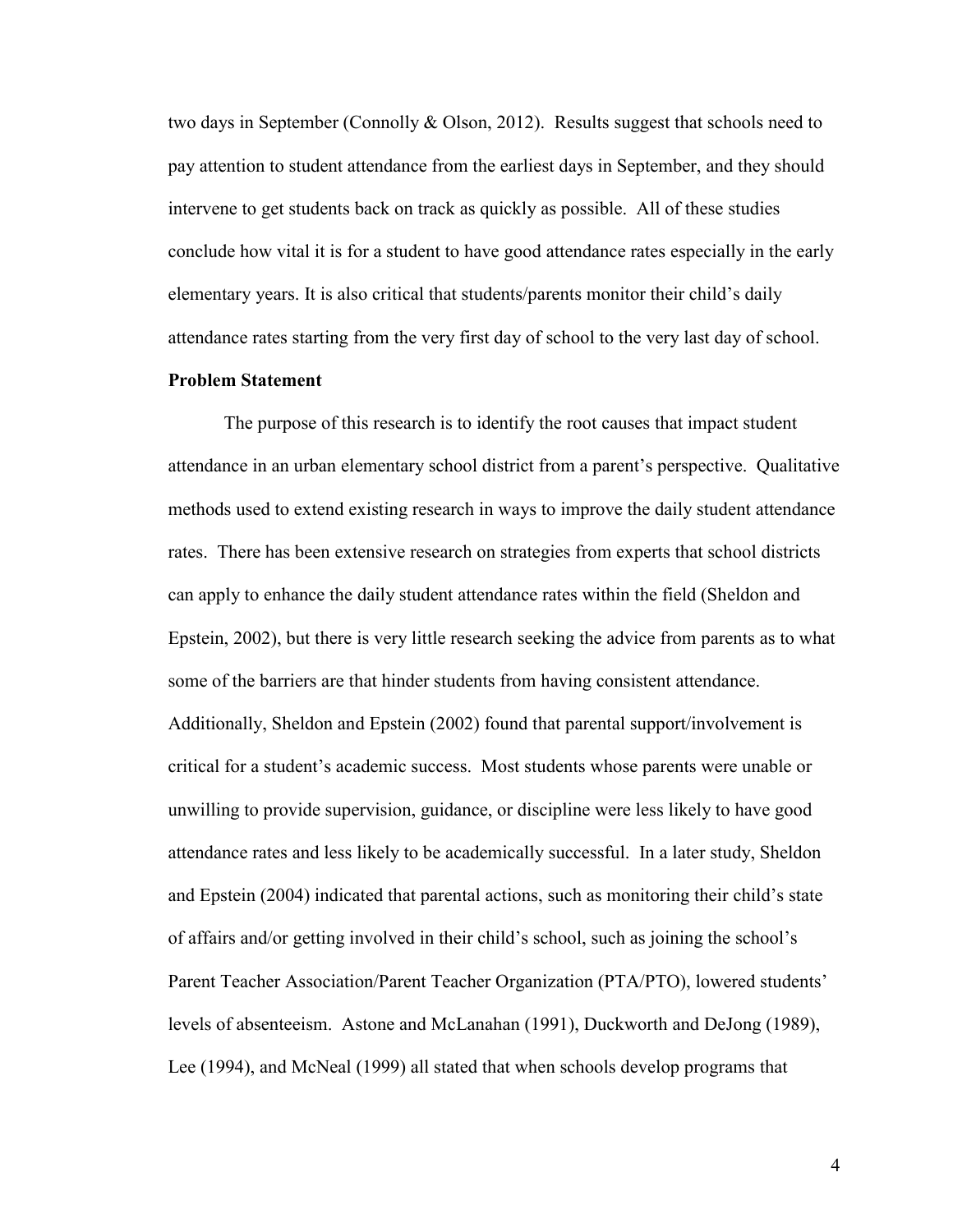two days in September (Connolly & Olson, 2012). Results suggest that schools need to pay attention to student attendance from the earliest days in September, and they should intervene to get students back on track as quickly as possible. All of these studies conclude how vital it is for a student to have good attendance rates especially in the early elementary years. It is also critical that students/parents monitor their child's daily attendance rates starting from the very first day of school to the very last day of school.

**Problem Statement**

The purpose of this research is to identify the root causes that impact student attendance in an urban elementary school district from a parent's perspective. Qualitative methods used to extend existing research in ways to improve the daily student attendance rates. There has been extensive research on strategies from experts that school districts can apply to enhance the daily student attendance rates within the field (Sheldon and Epstein, 2002), but there is very little research seeking the advice from parents as to what some of the barriers are that hinder students from having consistent attendance. Additionally, Sheldon and Epstein (2002) found that parental support/involvement is critical for a student's academic success. Most students whose parents were unable or unwilling to provide supervision, guidance, or discipline were less likely to have good attendance rates and less likely to be academically successful. In a later study, Sheldon and Epstein (2004) indicated that parental actions, such as monitoring their child's state of affairs and/or getting involved in their child's school, such as joining the school's Parent Teacher Association/Parent Teacher Organization (PTA/PTO), lowered students' levels of absenteeism. Astone and McLanahan (1991), Duckworth and DeJong (1989), Lee (1994), and McNeal (1999) all stated that when schools develop programs that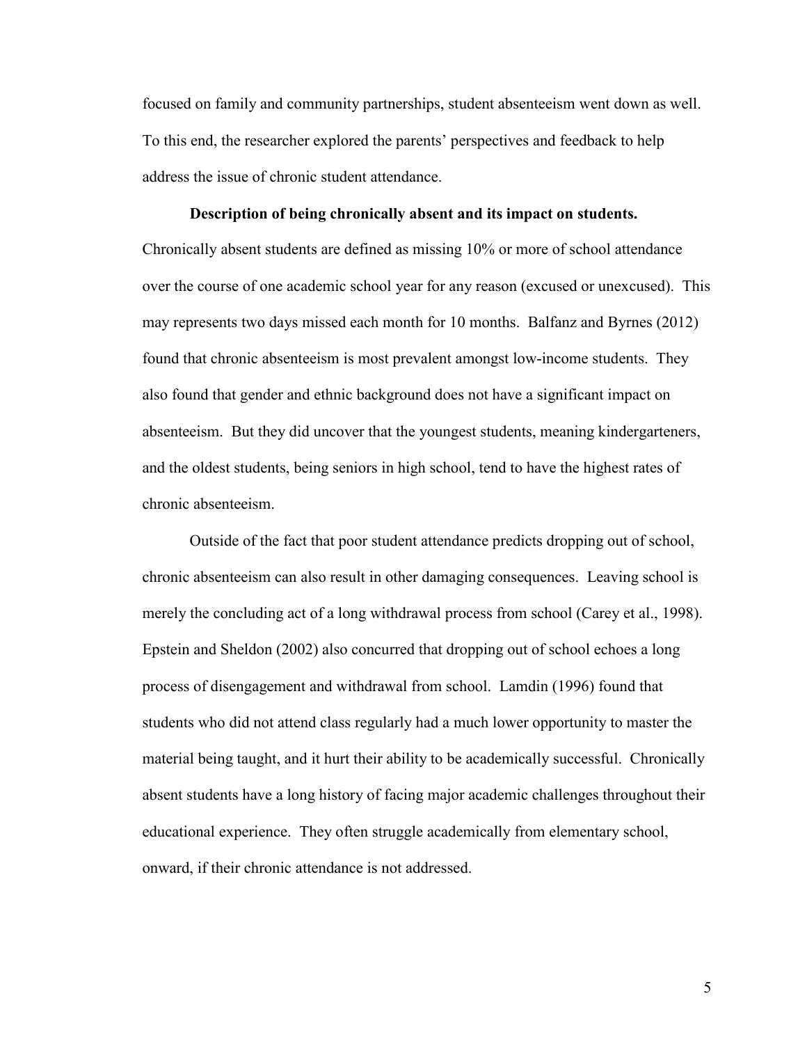focused on family and community partnerships, student absenteeism went down as well. To this end, the researcher explored the parents' perspectives and feedback to help address the issue of chronic student attendance.

**Description of being chronically absent and its impact on students.** Chronically absent students are defined as missing 10% or more of school attendance over the course of one academic school year for any reason (excused or unexcused). This may represents two days missed each month for 10 months. Balfanz and Byrnes (2012) found that chronic absenteeism is most prevalent amongst low-income students. They also found that gender and ethnic background does not have a significant impact on absenteeism. But they did uncover that the youngest students, meaning kindergarteners, and the oldest students, being seniors in high school, tend to have the highest rates of chronic absenteeism.

Outside of the fact that poor student attendance predicts dropping out of school, chronic absenteeism can also result in other damaging consequences. Leaving school is merely the concluding act of a long withdrawal process from school (Carey et al., 1998). Epstein and Sheldon (2002) also concurred that dropping out of school echoes a long process of disengagement and withdrawal from school. Lamdin (1996) found that students who did not attend class regularly had a much lower opportunity to master the material being taught, and it hurt their ability to be academically successful. Chronically absent students have a long history of facing major academic challenges throughout their educational experience. They often struggle academically from elementary school, onward, if their chronic attendance is not addressed.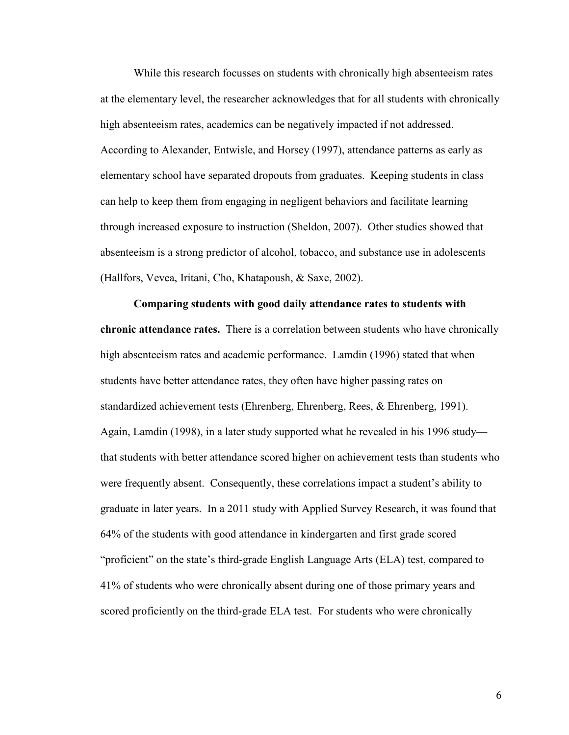While this research focusses on students with chronically high absenteeism rates at the elementary level, the researcher acknowledges that for all students with chronically high absenteeism rates, academics can be negatively impacted if not addressed. According to Alexander, Entwisle, and Horsey (1997), attendance patterns as early as elementary school have separated dropouts from graduates. Keeping students in class can help to keep them from engaging in negligent behaviors and facilitate learning through increased exposure to instruction (Sheldon, 2007). Other studies showed that absenteeism is a strong predictor of alcohol, tobacco, and substance use in adolescents (Hallfors, Vevea, Iritani, Cho, Khatapoush, & Saxe, 2002).

**Comparing students with good daily attendance rates to students with chronic attendance rates.** There is a correlation between students who have chronically high absenteeism rates and academic performance. Lamdin (1996) stated that when students have better attendance rates, they often have higher passing rates on standardized achievement tests (Ehrenberg, Ehrenberg, Rees, & Ehrenberg, 1991). Again, Lamdin (1998), in a later study supported what he revealed in his 1996 study—that students with better attendance scored higher on achievement tests than students who were frequently absent. Consequently, these correlations impact a student's ability to graduate in later years. In a 2011 study with Applied Survey Research, it was found that 64% of the students with good attendance in kindergarten and first grade scored "proficient" on the state's third-grade English Language Arts (ELA) test, compared to 41% of students who were chronically absent during one of those primary years and scored proficiently on the third-grade ELA test. For students who were chronically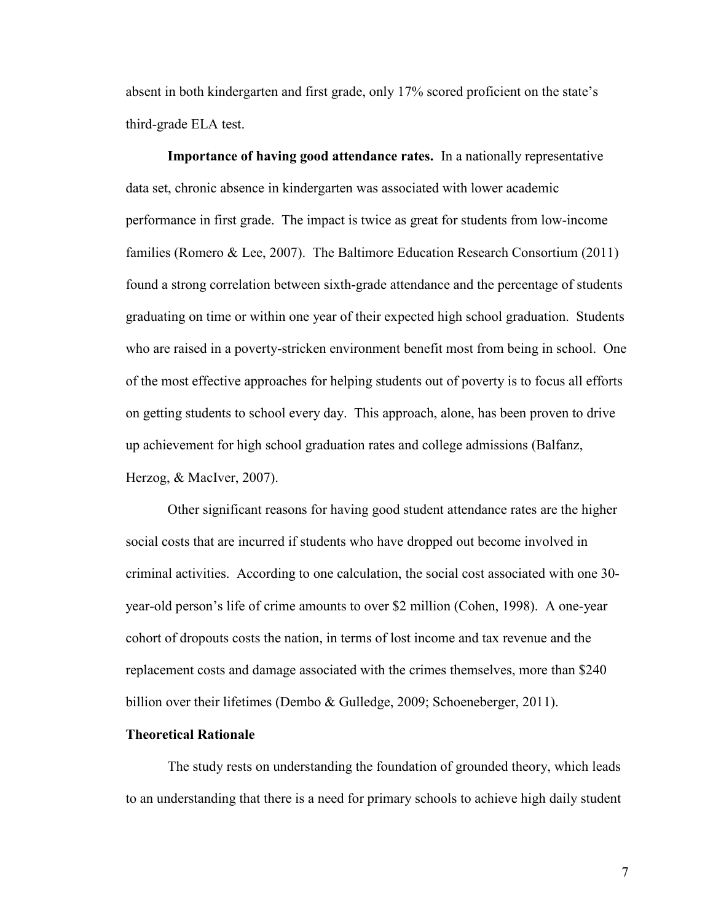absent in both kindergarten and first grade, only 17% scored proficient on the state's third-grade ELA test.

**Importance of having good attendance rates.** In a nationally representative data set, chronic absence in kindergarten was associated with lower academic performance in first grade. The impact is twice as great for students from low-income families (Romero & Lee, 2007). The Baltimore Education Research Consortium (2011) found a strong correlation between sixth-grade attendance and the percentage of students graduating on time or within one year of their expected high school graduation. Students who are raised in a poverty-stricken environment benefit most from being in school. One of the most effective approaches for helping students out of poverty is to focus all efforts on getting students to school every day. This approach, alone, has been proven to drive up achievement for high school graduation rates and college admissions (Balfanz, Herzog, & MacIver, 2007).

Other significant reasons for having good student attendance rates are the higher social costs that are incurred if students who have dropped out become involved in criminal activities. According to one calculation, the social cost associated with one 30-year-old person's life of crime amounts to over $2 million (Cohen, 1998). A one-year cohort of dropouts costs the nation, in terms of lost income and tax revenue and the replacement costs and damage associated with the crimes themselves, more than $240 billion over their lifetimes (Dembo & Gulledge, 2009; Schoeneberger, 2011).

### Theoretical Rationale

The study rests on understanding the foundation of grounded theory, which leads to an understanding that there is a need for primary schools to achieve high daily student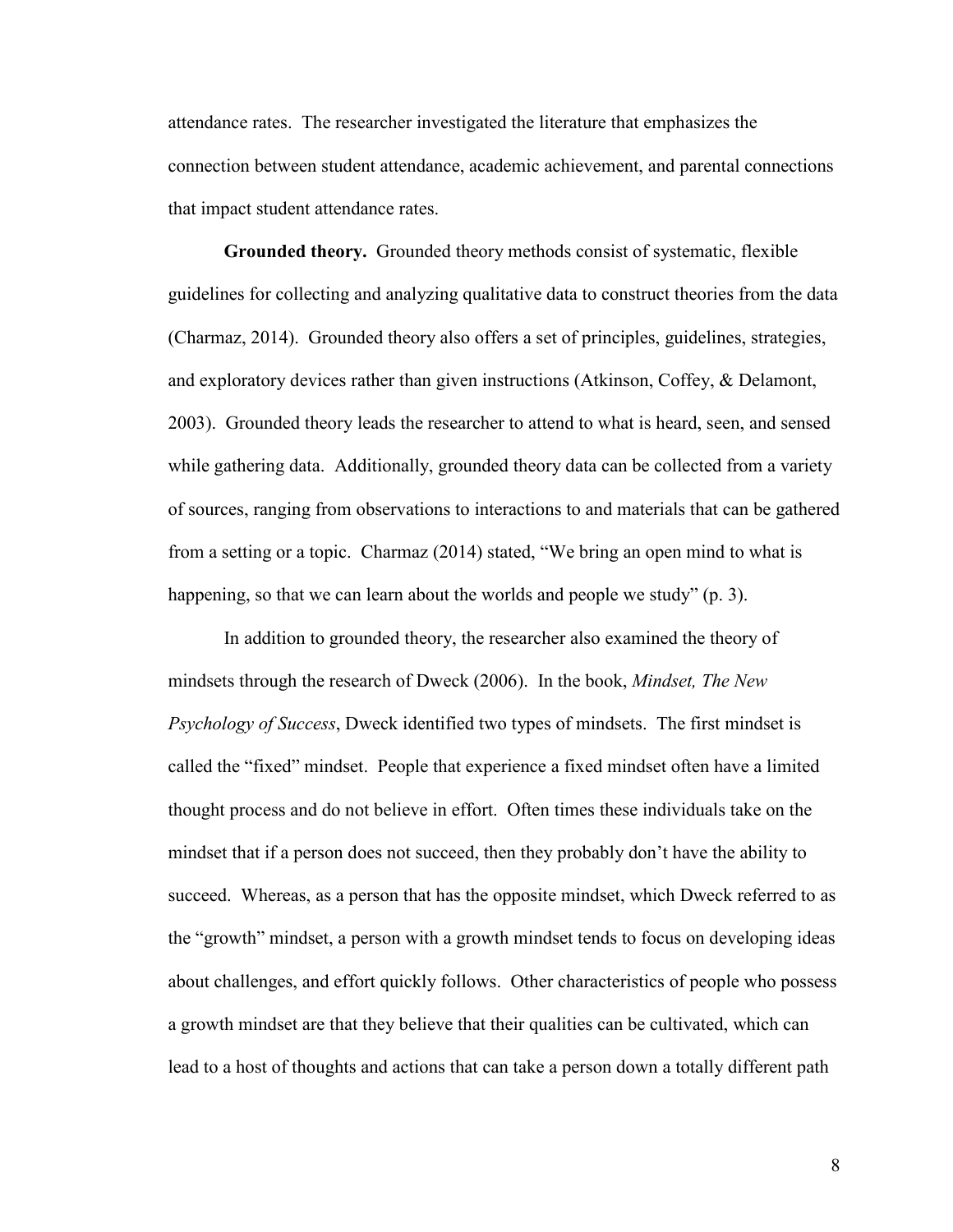attendance rates. The researcher investigated the literature that emphasizes the connection between student attendance, academic achievement, and parental connections that impact student attendance rates.

**Grounded theory.** Grounded theory methods consist of systematic, flexible guidelines for collecting and analyzing qualitative data to construct theories from the data (Charmaz, 2014). Grounded theory also offers a set of principles, guidelines, strategies, and exploratory devices rather than given instructions (Atkinson, Coffey, & Delamont, 2003). Grounded theory leads the researcher to attend to what is heard, seen, and sensed while gathering data. Additionally, grounded theory data can be collected from a variety of sources, ranging from observations to interactions to and materials that can be gathered from a setting or a topic. Charmaz (2014) stated, "We bring an open mind to what is happening, so that we can learn about the worlds and people we study" (p. 3).

In addition to grounded theory, the researcher also examined the theory of mindsets through the research of Dweck (2006). In the book, *Mindset, The New Psychology of Success*, Dweck identified two types of mindsets. The first mindset is called the "fixed" mindset. People that experience a fixed mindset often have a limited thought process and do not believe in effort. Often times these individuals take on the mindset that if a person does not succeed, then they probably don't have the ability to succeed. Whereas, as a person that has the opposite mindset, which Dweck referred to as the "growth" mindset, a person with a growth mindset tends to focus on developing ideas about challenges, and effort quickly follows. Other characteristics of people who possess a growth mindset are that they believe that their qualities can be cultivated, which can lead to a host of thoughts and actions that can take a person down a totally different path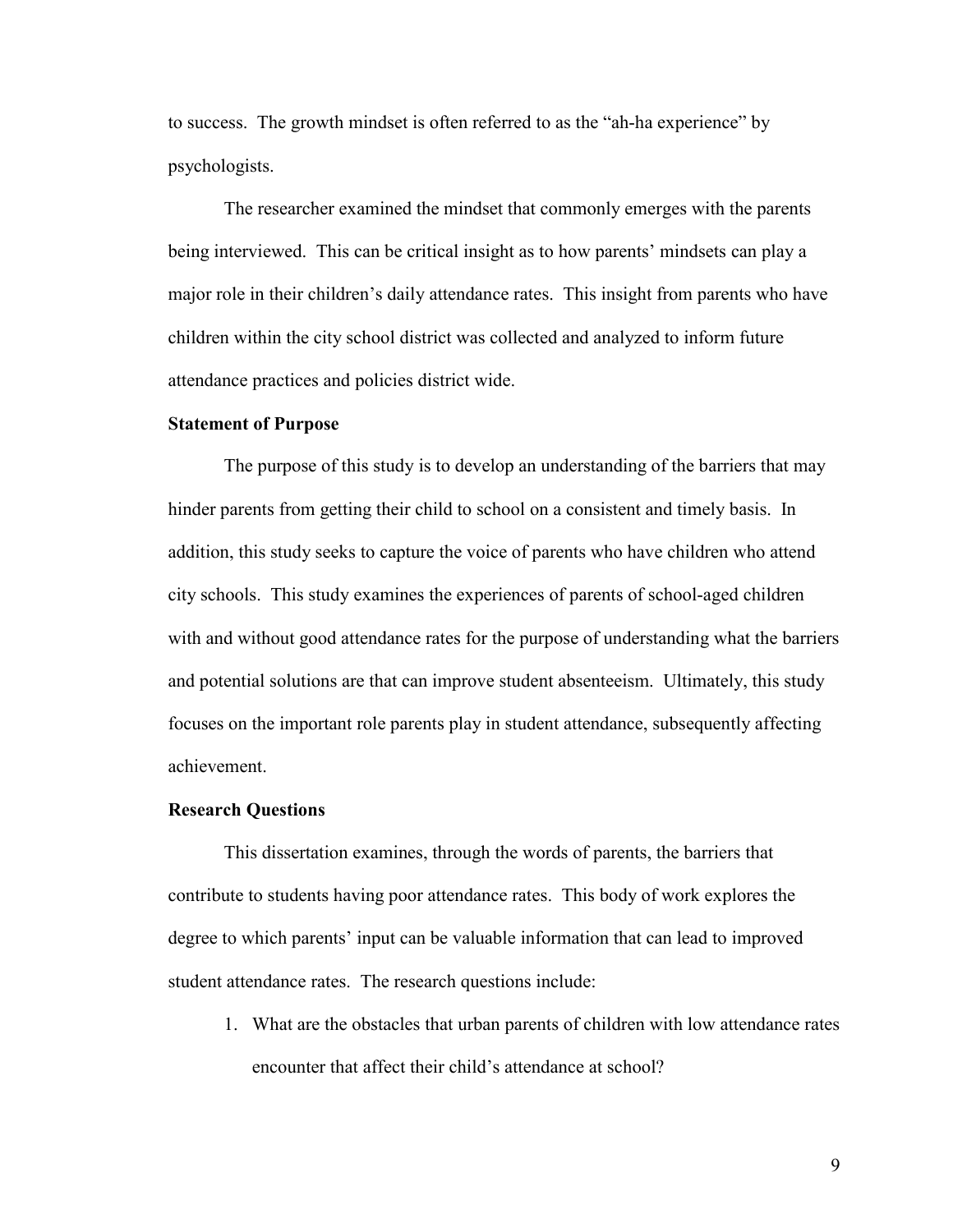to success. The growth mindset is often referred to as the "ah-ha experience" by psychologists.

The researcher examined the mindset that commonly emerges with the parents being interviewed. This can be critical insight as to how parents' mindsets can play a major role in their children's daily attendance rates. This insight from parents who have children within the city school district was collected and analyzed to inform future attendance practices and policies district wide.

**Statement of Purpose**

The purpose of this study is to develop an understanding of the barriers that may hinder parents from getting their child to school on a consistent and timely basis. In addition, this study seeks to capture the voice of parents who have children who attend city schools. This study examines the experiences of parents of school-aged children with and without good attendance rates for the purpose of understanding what the barriers and potential solutions are that can improve student absenteeism. Ultimately, this study focuses on the important role parents play in student attendance, subsequently affecting achievement.

**Research Questions**

This dissertation examines, through the words of parents, the barriers that contribute to students having poor attendance rates. This body of work explores the degree to which parents' input can be valuable information that can lead to improved student attendance rates. The research questions include:

1. What are the obstacles that urban parents of children with low attendance rates encounter that affect their child's attendance at school?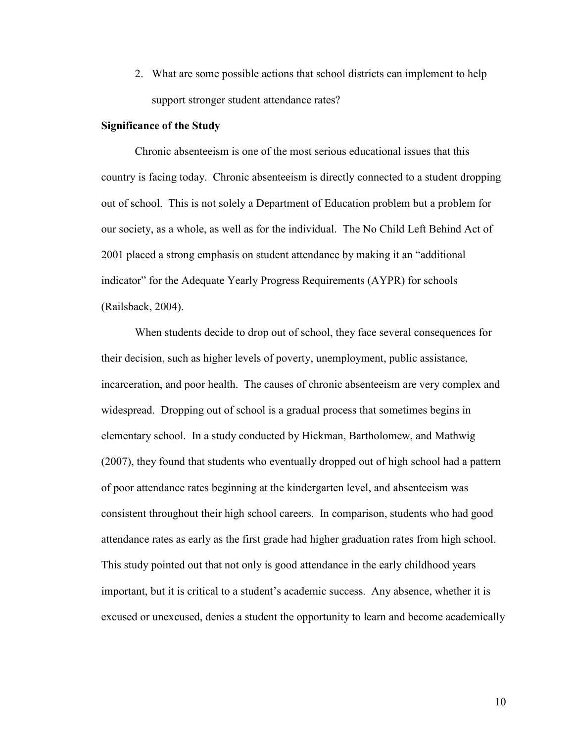2. What are some possible actions that school districts can implement to help support stronger student attendance rates?

**Significance of the Study**

Chronic absenteeism is one of the most serious educational issues that this country is facing today. Chronic absenteeism is directly connected to a student dropping out of school. This is not solely a Department of Education problem but a problem for our society, as a whole, as well as for the individual. The No Child Left Behind Act of 2001 placed a strong emphasis on student attendance by making it an "additional indicator" for the Adequate Yearly Progress Requirements (AYPR) for schools (Railsback, 2004).

When students decide to drop out of school, they face several consequences for their decision, such as higher levels of poverty, unemployment, public assistance, incarceration, and poor health. The causes of chronic absenteeism are very complex and widespread. Dropping out of school is a gradual process that sometimes begins in elementary school. In a study conducted by Hickman, Bartholomew, and Mathwig (2007), they found that students who eventually dropped out of high school had a pattern of poor attendance rates beginning at the kindergarten level, and absenteeism was consistent throughout their high school careers. In comparison, students who had good attendance rates as early as the first grade had higher graduation rates from high school. This study pointed out that not only is good attendance in the early childhood years important, but it is critical to a student's academic success. Any absence, whether it is excused or unexcused, denies a student the opportunity to learn and become academically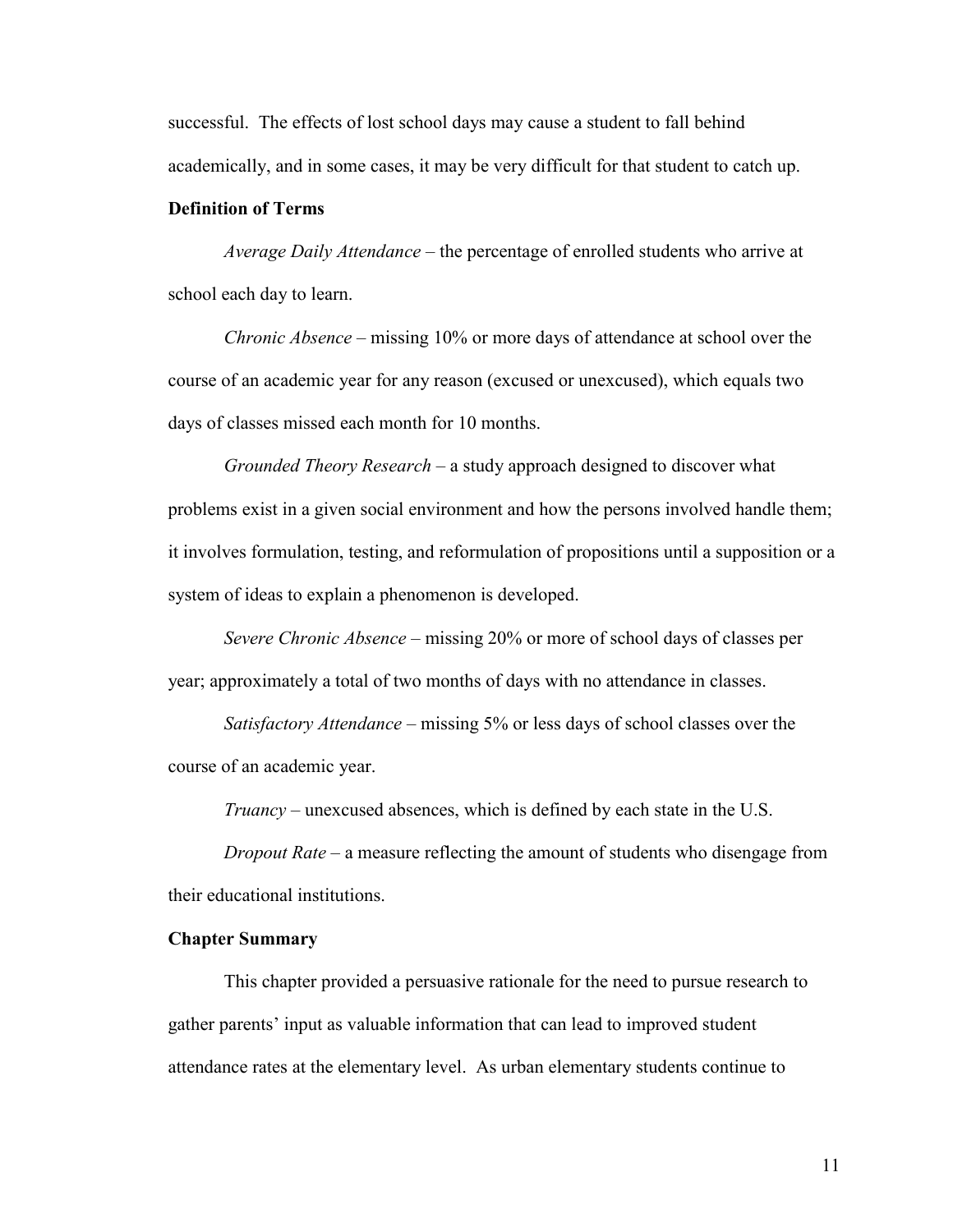successful. The effects of lost school days may cause a student to fall behind academically, and in some cases, it may be very difficult for that student to catch up.

## Definition of Terms

*Average Daily Attendance* – the percentage of enrolled students who arrive at school each day to learn.

*Chronic Absence* – missing 10% or more days of attendance at school over the course of an academic year for any reason (excused or unexcused), which equals two days of classes missed each month for 10 months.

*Grounded Theory Research* – a study approach designed to discover what problems exist in a given social environment and how the persons involved handle them; it involves formulation, testing, and reformulation of propositions until a supposition or a system of ideas to explain a phenomenon is developed.

*Severe Chronic Absence* – missing 20% or more of school days of classes per year; approximately a total of two months of days with no attendance in classes.

*Satisfactory Attendance* – missing 5% or less days of school classes over the course of an academic year.

*Truancy* – unexcused absences, which is defined by each state in the U.S.

*Dropout Rate* – a measure reflecting the amount of students who disengage from their educational institutions.

## Chapter Summary

This chapter provided a persuasive rationale for the need to pursue research to gather parents' input as valuable information that can lead to improved student attendance rates at the elementary level. As urban elementary students continue to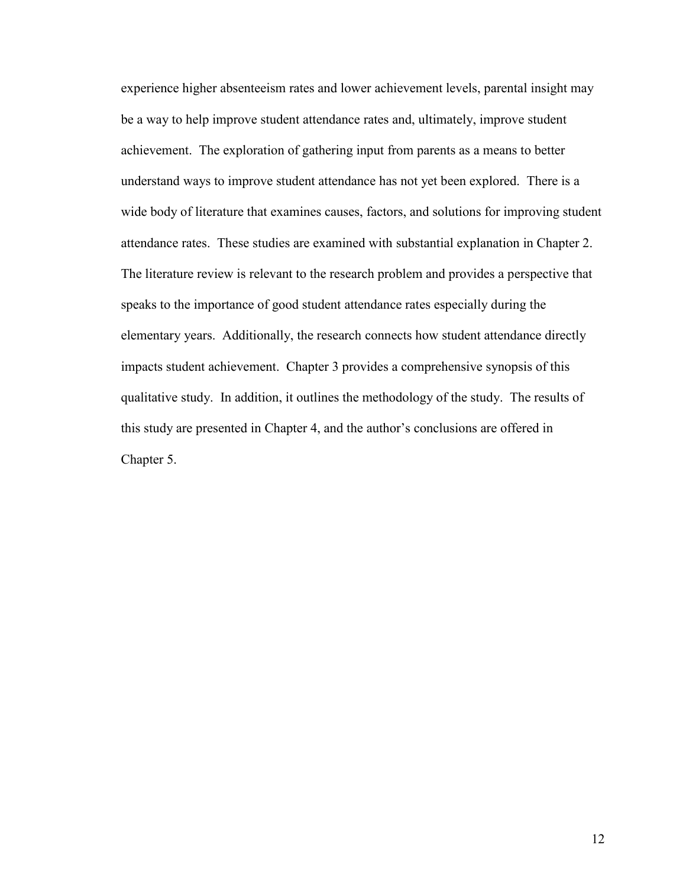experience higher absenteeism rates and lower achievement levels, parental insight may be a way to help improve student attendance rates and, ultimately, improve student achievement. The exploration of gathering input from parents as a means to better understand ways to improve student attendance has not yet been explored. There is a wide body of literature that examines causes, factors, and solutions for improving student attendance rates. These studies are examined with substantial explanation in Chapter 2. The literature review is relevant to the research problem and provides a perspective that speaks to the importance of good student attendance rates especially during the elementary years. Additionally, the research connects how student attendance directly impacts student achievement. Chapter 3 provides a comprehensive synopsis of this qualitative study. In addition, it outlines the methodology of the study. The results of this study are presented in Chapter 4, and the author's conclusions are offered in Chapter 5.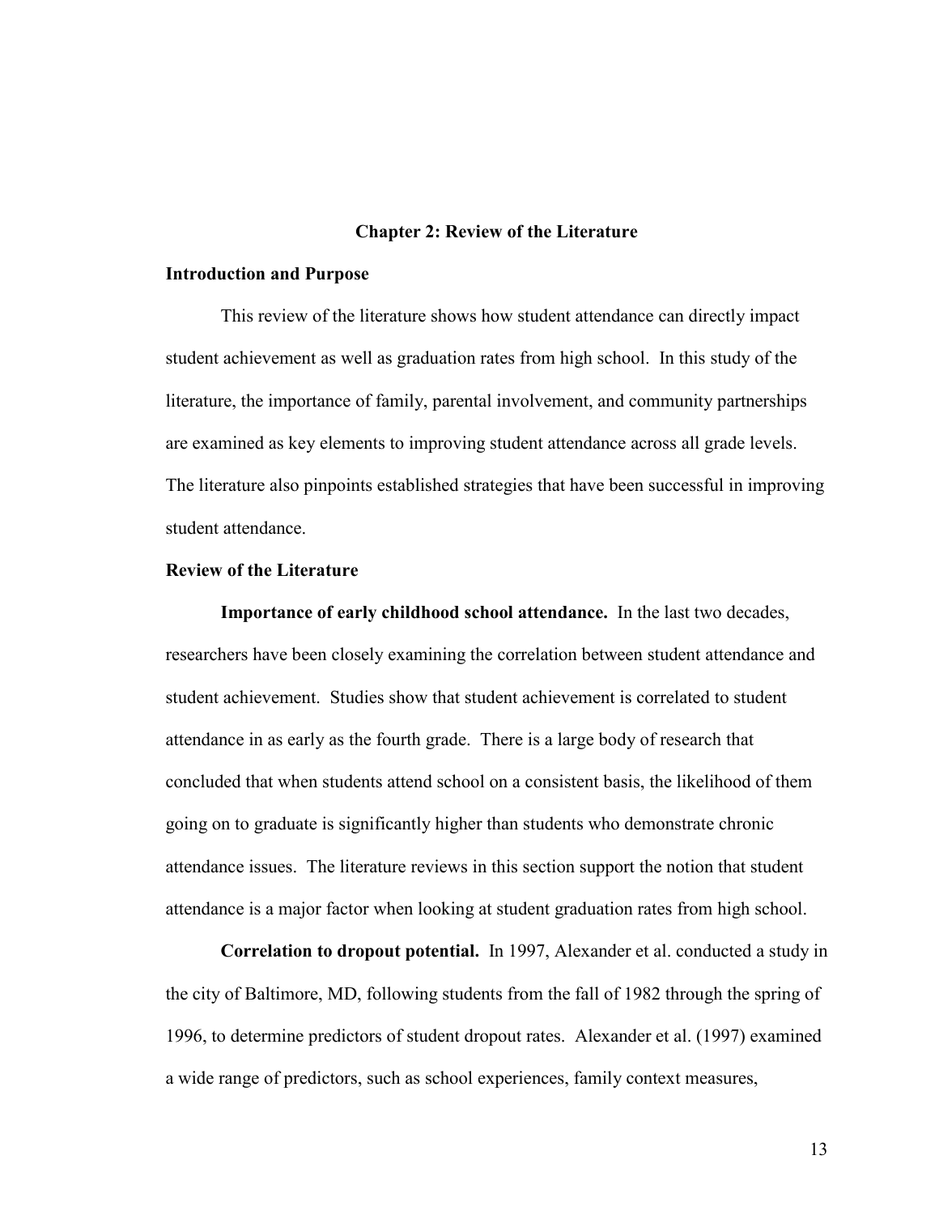# Chapter 2: Review of the Literature

## Introduction and Purpose

This review of the literature shows how student attendance can directly impact student achievement as well as graduation rates from high school. In this study of the literature, the importance of family, parental involvement, and community partnerships are examined as key elements to improving student attendance across all grade levels. The literature also pinpoints established strategies that have been successful in improving student attendance.

## Review of the Literature

**Importance of early childhood school attendance.** In the last two decades, researchers have been closely examining the correlation between student attendance and student achievement. Studies show that student achievement is correlated to student attendance in as early as the fourth grade. There is a large body of research that concluded that when students attend school on a consistent basis, the likelihood of them going on to graduate is significantly higher than students who demonstrate chronic attendance issues. The literature reviews in this section support the notion that student attendance is a major factor when looking at student graduation rates from high school.

**Correlation to dropout potential.** In 1997, Alexander et al. conducted a study in the city of Baltimore, MD, following students from the fall of 1982 through the spring of 1996, to determine predictors of student dropout rates. Alexander et al. (1997) examined a wide range of predictors, such as school experiences, family context measures,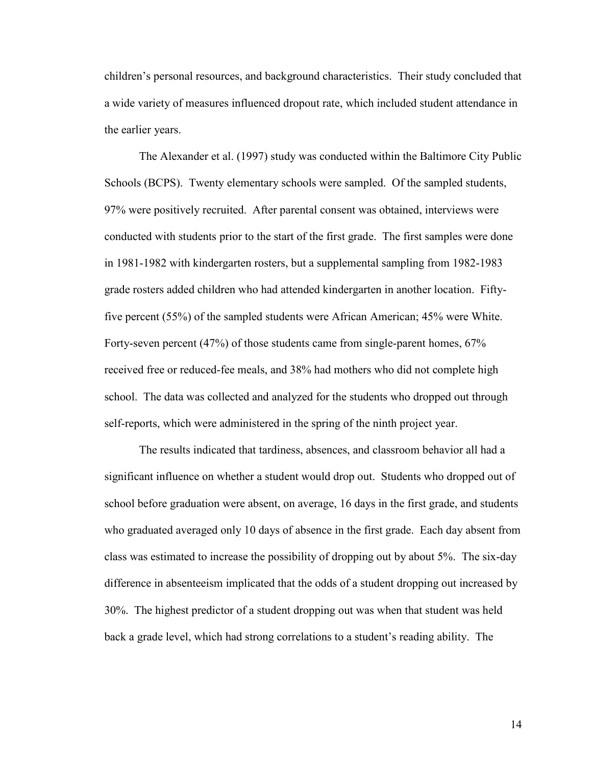children's personal resources, and background characteristics. Their study concluded that a wide variety of measures influenced dropout rate, which included student attendance in the earlier years.

The Alexander et al. (1997) study was conducted within the Baltimore City Public Schools (BCPS). Twenty elementary schools were sampled. Of the sampled students, 97% were positively recruited. After parental consent was obtained, interviews were conducted with students prior to the start of the first grade. The first samples were done in 1981-1982 with kindergarten rosters, but a supplemental sampling from 1982-1983 grade rosters added children who had attended kindergarten in another location. Fifty-five percent (55%) of the sampled students were African American; 45% were White. Forty-seven percent (47%) of those students came from single-parent homes, 67% received free or reduced-fee meals, and 38% had mothers who did not complete high school. The data was collected and analyzed for the students who dropped out through self-reports, which were administered in the spring of the ninth project year.

The results indicated that tardiness, absences, and classroom behavior all had a significant influence on whether a student would drop out. Students who dropped out of school before graduation were absent, on average, 16 days in the first grade, and students who graduated averaged only 10 days of absence in the first grade. Each day absent from class was estimated to increase the possibility of dropping out by about 5%. The six-day difference in absenteeism implicated that the odds of a student dropping out increased by 30%. The highest predictor of a student dropping out was when that student was held back a grade level, which had strong correlations to a student's reading ability. The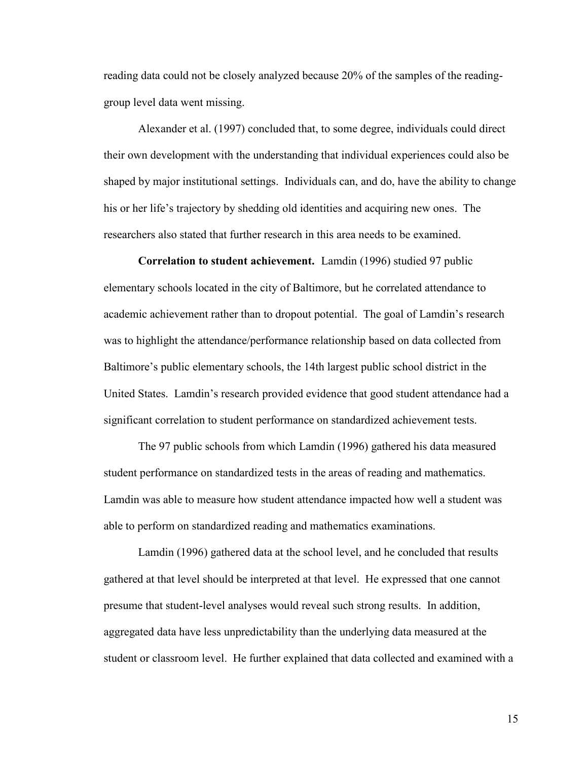reading data could not be closely analyzed because 20% of the samples of the reading-group level data went missing.

Alexander et al. (1997) concluded that, to some degree, individuals could direct their own development with the understanding that individual experiences could also be shaped by major institutional settings. Individuals can, and do, have the ability to change his or her life's trajectory by shedding old identities and acquiring new ones. The researchers also stated that further research in this area needs to be examined.

**Correlation to student achievement.** Lamdin (1996) studied 97 public elementary schools located in the city of Baltimore, but he correlated attendance to academic achievement rather than to dropout potential. The goal of Lamdin's research was to highlight the attendance/performance relationship based on data collected from Baltimore's public elementary schools, the 14th largest public school district in the United States. Lamdin's research provided evidence that good student attendance had a significant correlation to student performance on standardized achievement tests.

The 97 public schools from which Lamdin (1996) gathered his data measured student performance on standardized tests in the areas of reading and mathematics. Lamdin was able to measure how student attendance impacted how well a student was able to perform on standardized reading and mathematics examinations.

Lamdin (1996) gathered data at the school level, and he concluded that results gathered at that level should be interpreted at that level. He expressed that one cannot presume that student-level analyses would reveal such strong results. In addition, aggregated data have less unpredictability than the underlying data measured at the student or classroom level. He further explained that data collected and examined with a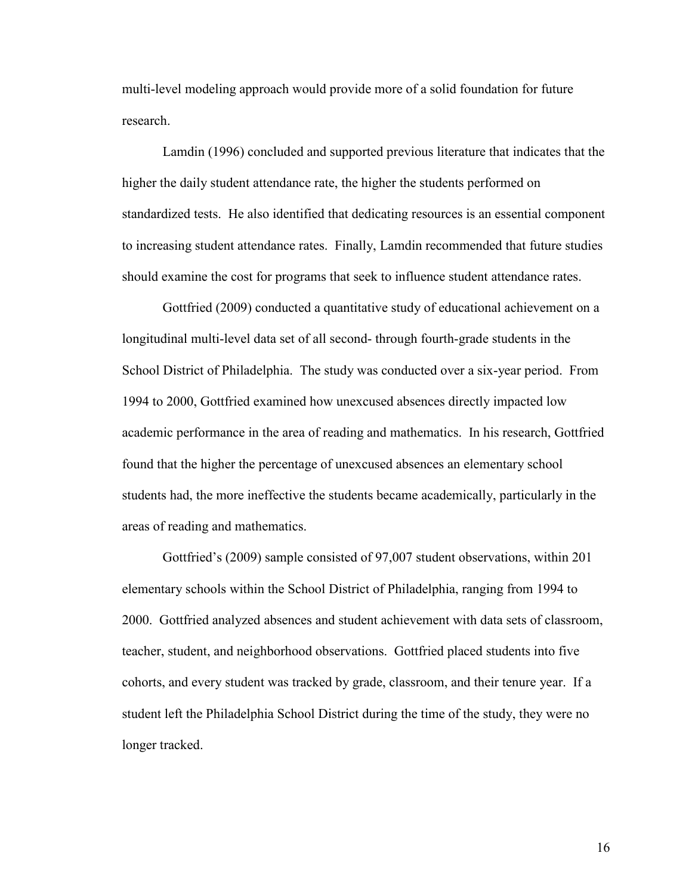multi-level modeling approach would provide more of a solid foundation for future research.

Lamdin (1996) concluded and supported previous literature that indicates that the higher the daily student attendance rate, the higher the students performed on standardized tests. He also identified that dedicating resources is an essential component to increasing student attendance rates. Finally, Lamdin recommended that future studies should examine the cost for programs that seek to influence student attendance rates.

Gottfried (2009) conducted a quantitative study of educational achievement on a longitudinal multi-level data set of all second- through fourth-grade students in the School District of Philadelphia. The study was conducted over a six-year period. From 1994 to 2000, Gottfried examined how unexcused absences directly impacted low academic performance in the area of reading and mathematics. In his research, Gottfried found that the higher the percentage of unexcused absences an elementary school students had, the more ineffective the students became academically, particularly in the areas of reading and mathematics.

Gottfried's (2009) sample consisted of 97,007 student observations, within 201 elementary schools within the School District of Philadelphia, ranging from 1994 to 2000. Gottfried analyzed absences and student achievement with data sets of classroom, teacher, student, and neighborhood observations. Gottfried placed students into five cohorts, and every student was tracked by grade, classroom, and their tenure year. If a student left the Philadelphia School District during the time of the study, they were no longer tracked.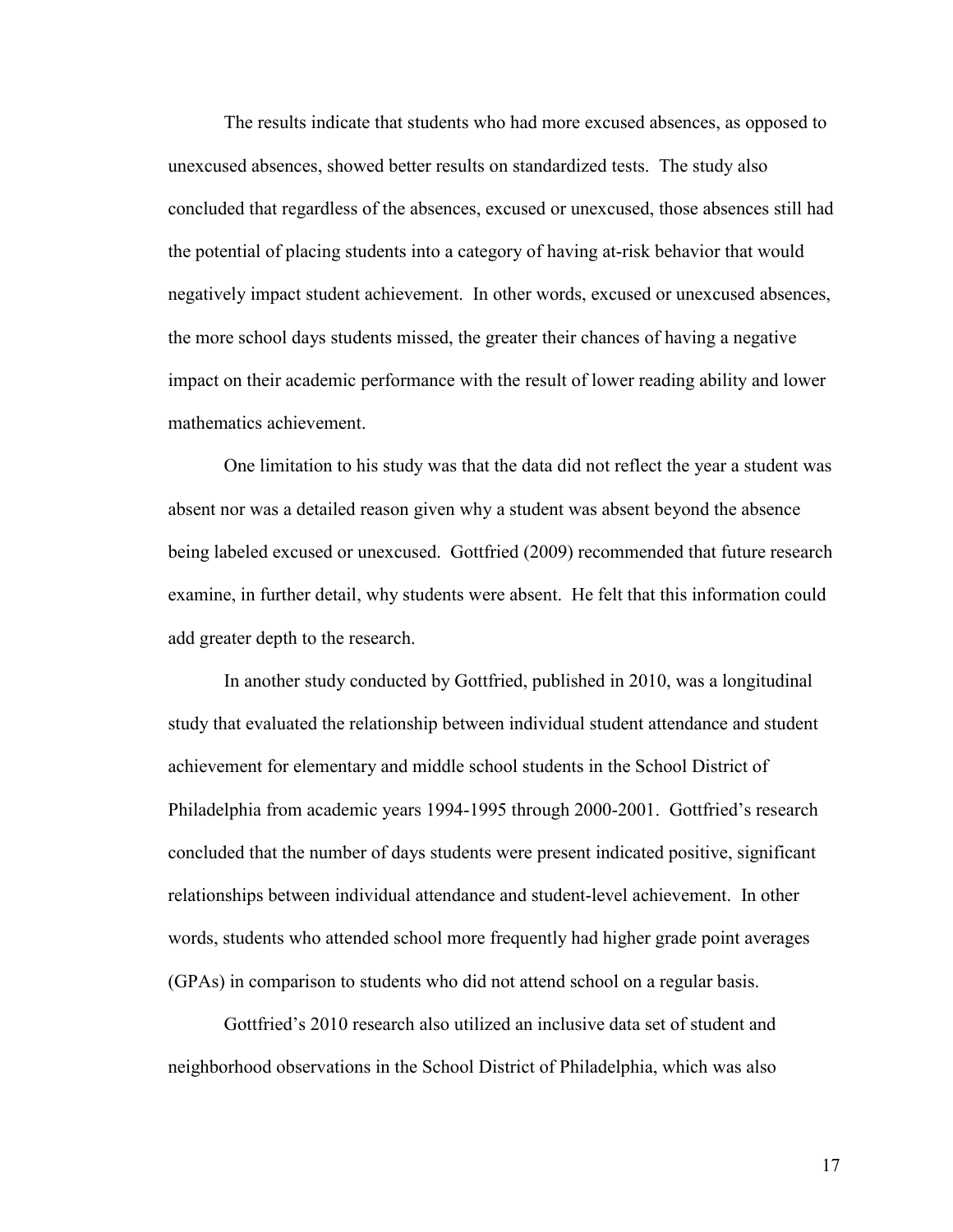The results indicate that students who had more excused absences, as opposed to unexcused absences, showed better results on standardized tests. The study also concluded that regardless of the absences, excused or unexcused, those absences still had the potential of placing students into a category of having at-risk behavior that would negatively impact student achievement. In other words, excused or unexcused absences, the more school days students missed, the greater their chances of having a negative impact on their academic performance with the result of lower reading ability and lower mathematics achievement.

One limitation to his study was that the data did not reflect the year a student was absent nor was a detailed reason given why a student was absent beyond the absence being labeled excused or unexcused. Gottfried (2009) recommended that future research examine, in further detail, why students were absent. He felt that this information could add greater depth to the research.

In another study conducted by Gottfried, published in 2010, was a longitudinal study that evaluated the relationship between individual student attendance and student achievement for elementary and middle school students in the School District of Philadelphia from academic years 1994-1995 through 2000-2001. Gottfried's research concluded that the number of days students were present indicated positive, significant relationships between individual attendance and student-level achievement. In other words, students who attended school more frequently had higher grade point averages (GPAs) in comparison to students who did not attend school on a regular basis.

Gottfried's 2010 research also utilized an inclusive data set of student and neighborhood observations in the School District of Philadelphia, which was also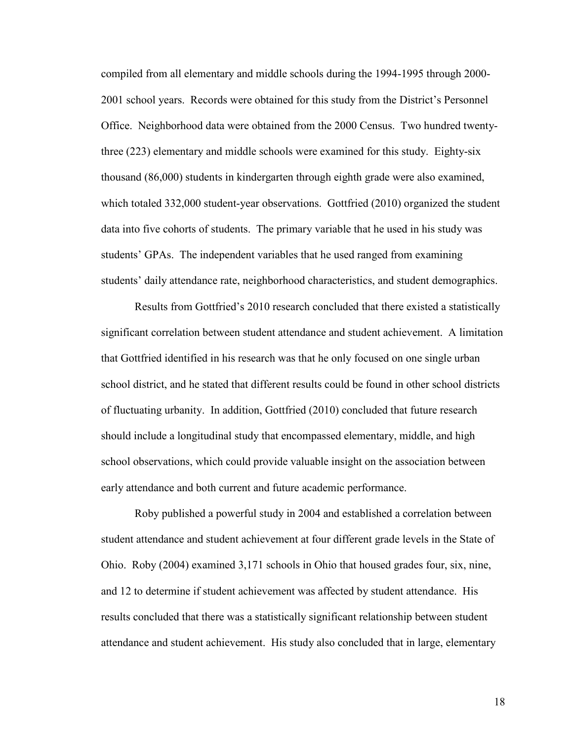compiled from all elementary and middle schools during the 1994-1995 through 2000-2001 school years. Records were obtained for this study from the District's Personnel Office. Neighborhood data were obtained from the 2000 Census. Two hundred twenty-three (223) elementary and middle schools were examined for this study. Eighty-six thousand (86,000) students in kindergarten through eighth grade were also examined, which totaled 332,000 student-year observations. Gottfried (2010) organized the student data into five cohorts of students. The primary variable that he used in his study was students' GPAs. The independent variables that he used ranged from examining students' daily attendance rate, neighborhood characteristics, and student demographics.

Results from Gottfried's 2010 research concluded that there existed a statistically significant correlation between student attendance and student achievement. A limitation that Gottfried identified in his research was that he only focused on one single urban school district, and he stated that different results could be found in other school districts of fluctuating urbanity. In addition, Gottfried (2010) concluded that future research should include a longitudinal study that encompassed elementary, middle, and high school observations, which could provide valuable insight on the association between early attendance and both current and future academic performance.

Roby published a powerful study in 2004 and established a correlation between student attendance and student achievement at four different grade levels in the State of Ohio. Roby (2004) examined 3,171 schools in Ohio that housed grades four, six, nine, and 12 to determine if student achievement was affected by student attendance. His results concluded that there was a statistically significant relationship between student attendance and student achievement. His study also concluded that in large, elementary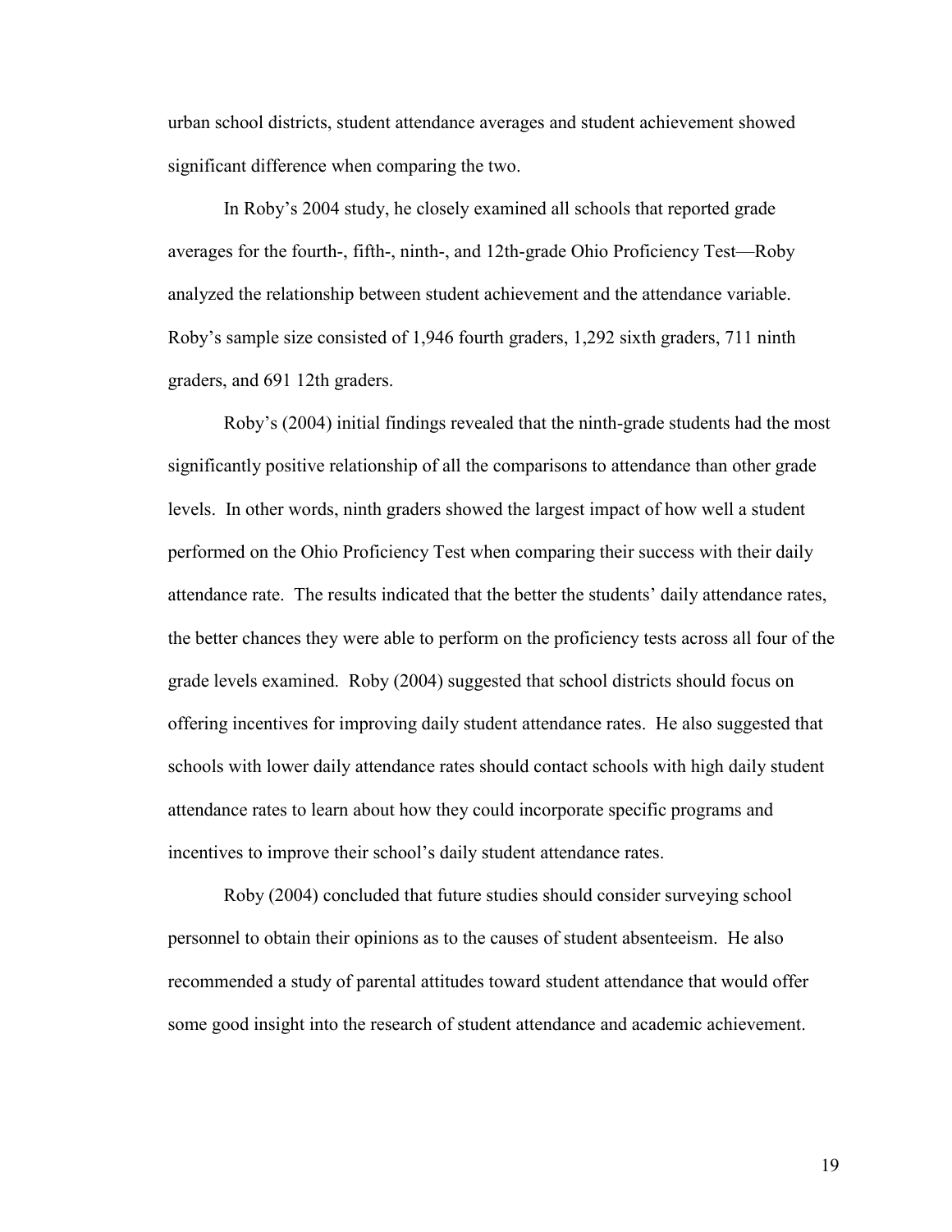urban school districts, student attendance averages and student achievement showed significant difference when comparing the two.

In Roby's 2004 study, he closely examined all schools that reported grade averages for the fourth-, fifth-, ninth-, and 12th-grade Ohio Proficiency Test—Roby analyzed the relationship between student achievement and the attendance variable. Roby's sample size consisted of 1,946 fourth graders, 1,292 sixth graders, 711 ninth graders, and 691 12th graders.

Roby's (2004) initial findings revealed that the ninth-grade students had the most significantly positive relationship of all the comparisons to attendance than other grade levels. In other words, ninth graders showed the largest impact of how well a student performed on the Ohio Proficiency Test when comparing their success with their daily attendance rate. The results indicated that the better the students' daily attendance rates, the better chances they were able to perform on the proficiency tests across all four of the grade levels examined. Roby (2004) suggested that school districts should focus on offering incentives for improving daily student attendance rates. He also suggested that schools with lower daily attendance rates should contact schools with high daily student attendance rates to learn about how they could incorporate specific programs and incentives to improve their school's daily student attendance rates.

Roby (2004) concluded that future studies should consider surveying school personnel to obtain their opinions as to the causes of student absenteeism. He also recommended a study of parental attitudes toward student attendance that would offer some good insight into the research of student attendance and academic achievement.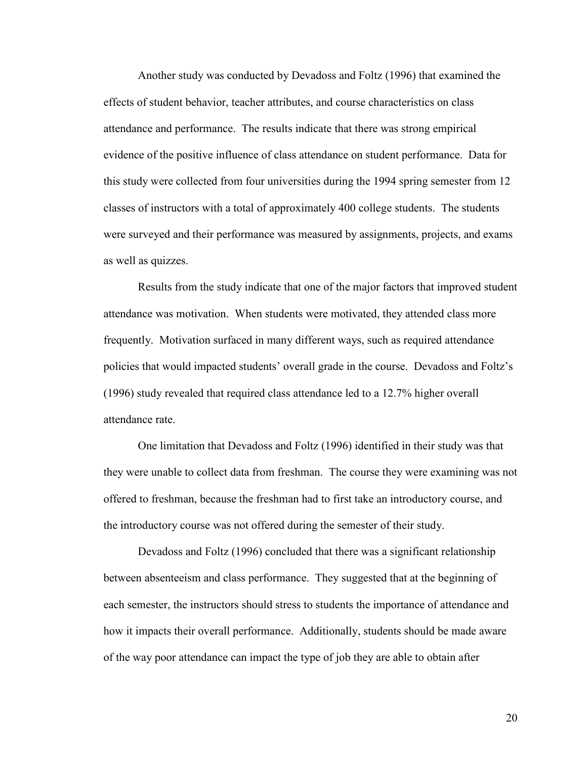Another study was conducted by Devadoss and Foltz (1996) that examined the effects of student behavior, teacher attributes, and course characteristics on class attendance and performance. The results indicate that there was strong empirical evidence of the positive influence of class attendance on student performance. Data for this study were collected from four universities during the 1994 spring semester from 12 classes of instructors with a total of approximately 400 college students. The students were surveyed and their performance was measured by assignments, projects, and exams as well as quizzes.

Results from the study indicate that one of the major factors that improved student attendance was motivation. When students were motivated, they attended class more frequently. Motivation surfaced in many different ways, such as required attendance policies that would impacted students' overall grade in the course. Devadoss and Foltz's (1996) study revealed that required class attendance led to a 12.7% higher overall attendance rate.

One limitation that Devadoss and Foltz (1996) identified in their study was that they were unable to collect data from freshman. The course they were examining was not offered to freshman, because the freshman had to first take an introductory course, and the introductory course was not offered during the semester of their study.

Devadoss and Foltz (1996) concluded that there was a significant relationship between absenteeism and class performance. They suggested that at the beginning of each semester, the instructors should stress to students the importance of attendance and how it impacts their overall performance. Additionally, students should be made aware of the way poor attendance can impact the type of job they are able to obtain after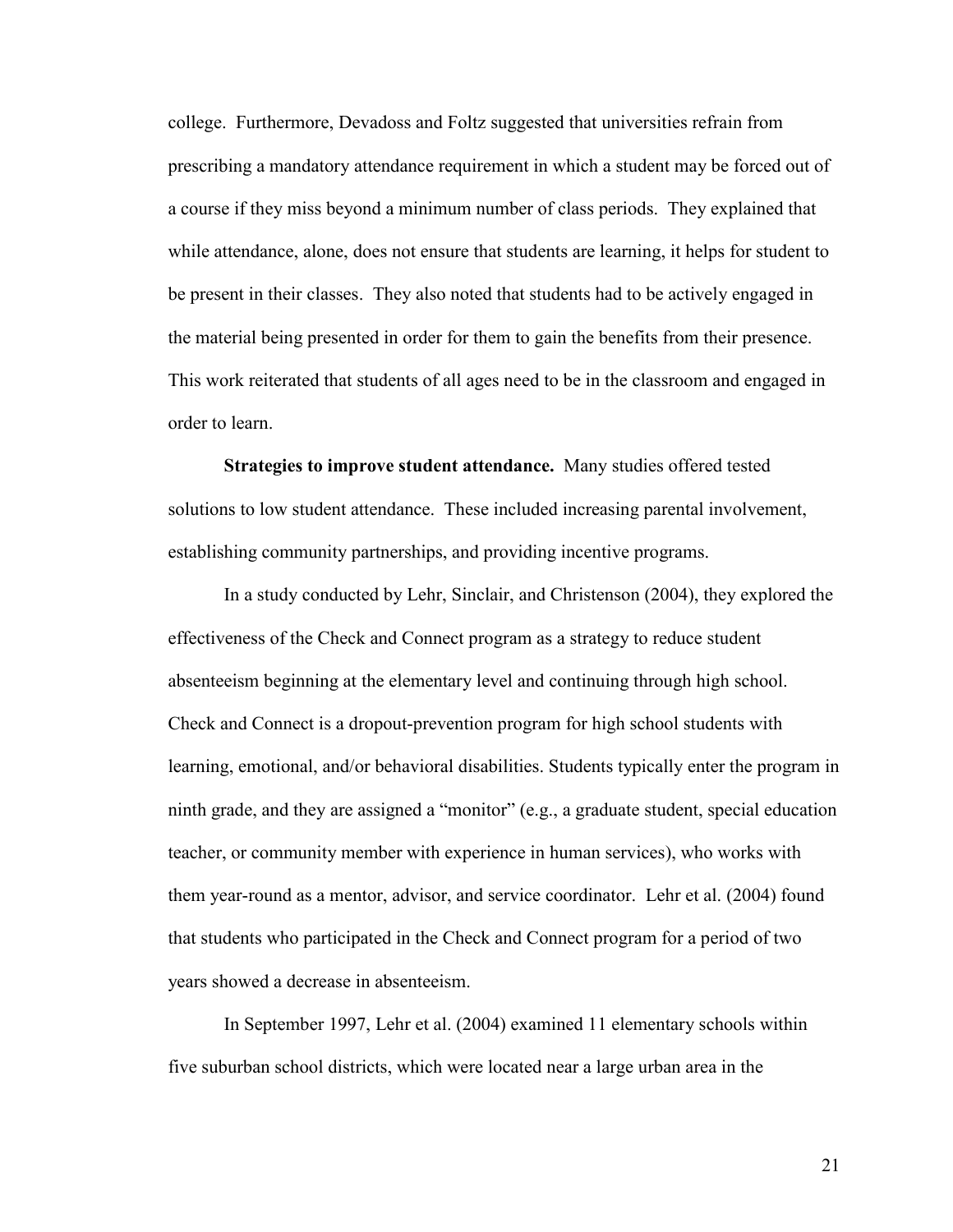college. Furthermore, Devadoss and Foltz suggested that universities refrain from prescribing a mandatory attendance requirement in which a student may be forced out of a course if they miss beyond a minimum number of class periods. They explained that while attendance, alone, does not ensure that students are learning, it helps for student to be present in their classes. They also noted that students had to be actively engaged in the material being presented in order for them to gain the benefits from their presence. This work reiterated that students of all ages need to be in the classroom and engaged in order to learn.

**Strategies to improve student attendance.** Many studies offered tested solutions to low student attendance. These included increasing parental involvement, establishing community partnerships, and providing incentive programs.

In a study conducted by Lehr, Sinclair, and Christenson (2004), they explored the effectiveness of the Check and Connect program as a strategy to reduce student absenteeism beginning at the elementary level and continuing through high school. Check and Connect is a dropout-prevention program for high school students with learning, emotional, and/or behavioral disabilities. Students typically enter the program in ninth grade, and they are assigned a "monitor" (e.g., a graduate student, special education teacher, or community member with experience in human services), who works with them year-round as a mentor, advisor, and service coordinator. Lehr et al. (2004) found that students who participated in the Check and Connect program for a period of two years showed a decrease in absenteeism.

In September 1997, Lehr et al. (2004) examined 11 elementary schools within five suburban school districts, which were located near a large urban area in the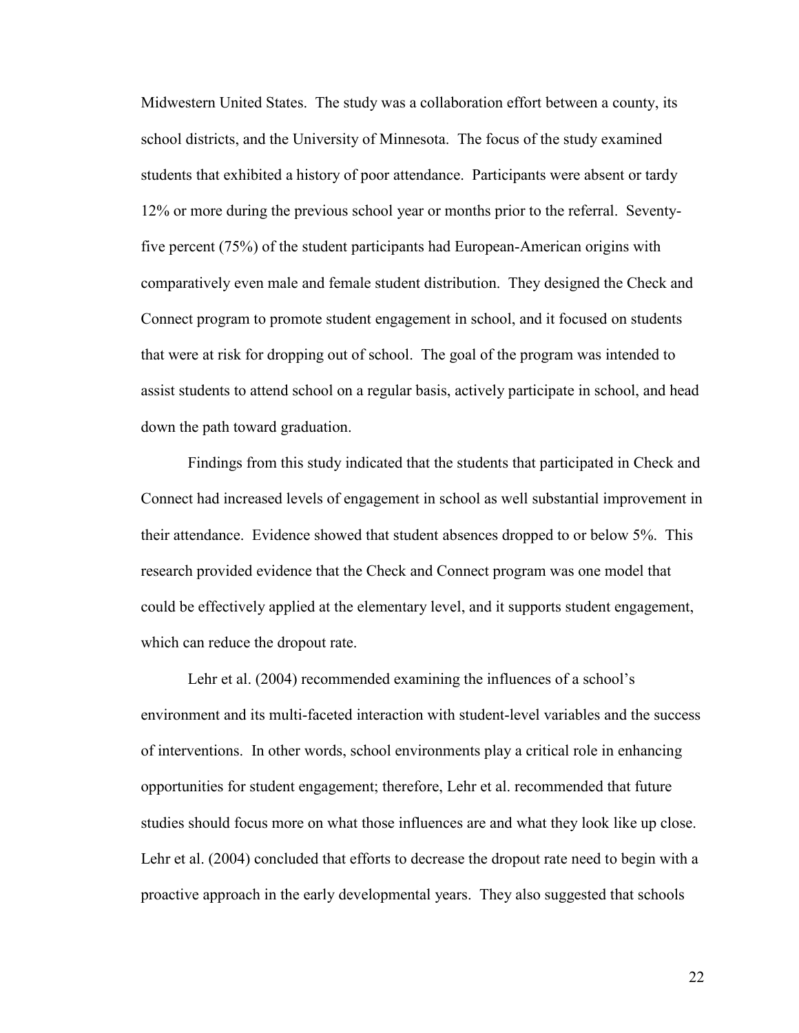Midwestern United States. The study was a collaboration effort between a county, its school districts, and the University of Minnesota. The focus of the study examined students that exhibited a history of poor attendance. Participants were absent or tardy 12% or more during the previous school year or months prior to the referral. Seventy-five percent (75%) of the student participants had European-American origins with comparatively even male and female student distribution. They designed the Check and Connect program to promote student engagement in school, and it focused on students that were at risk for dropping out of school. The goal of the program was intended to assist students to attend school on a regular basis, actively participate in school, and head down the path toward graduation.

Findings from this study indicated that the students that participated in Check and Connect had increased levels of engagement in school as well substantial improvement in their attendance. Evidence showed that student absences dropped to or below 5%. This research provided evidence that the Check and Connect program was one model that could be effectively applied at the elementary level, and it supports student engagement, which can reduce the dropout rate.

Lehr et al. (2004) recommended examining the influences of a school's environment and its multi-faceted interaction with student-level variables and the success of interventions. In other words, school environments play a critical role in enhancing opportunities for student engagement; therefore, Lehr et al. recommended that future studies should focus more on what those influences are and what they look like up close. Lehr et al. (2004) concluded that efforts to decrease the dropout rate need to begin with a proactive approach in the early developmental years. They also suggested that schools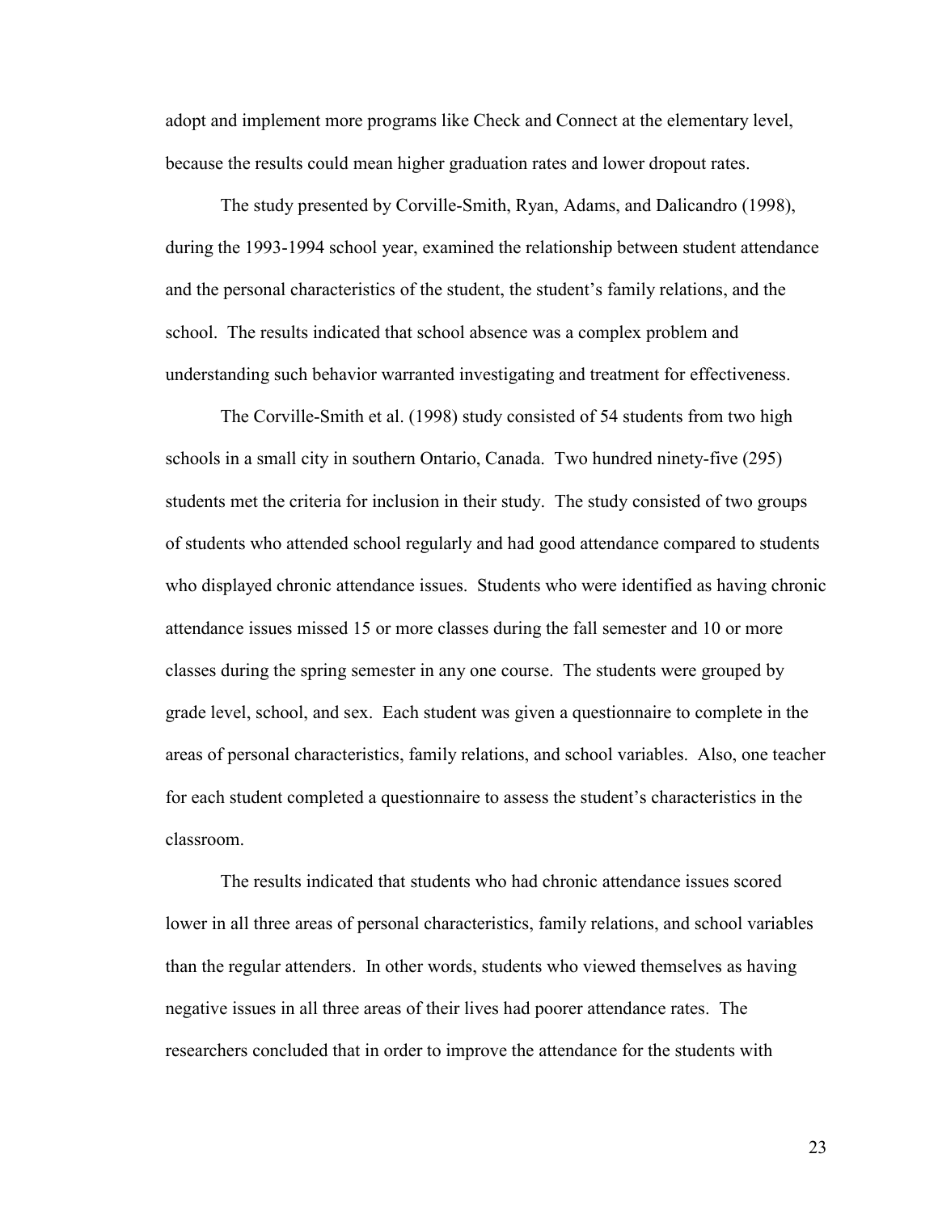adopt and implement more programs like Check and Connect at the elementary level, because the results could mean higher graduation rates and lower dropout rates.

The study presented by Corville-Smith, Ryan, Adams, and Dalicandro (1998), during the 1993-1994 school year, examined the relationship between student attendance and the personal characteristics of the student, the student's family relations, and the school. The results indicated that school absence was a complex problem and understanding such behavior warranted investigating and treatment for effectiveness.

The Corville-Smith et al. (1998) study consisted of 54 students from two high schools in a small city in southern Ontario, Canada. Two hundred ninety-five (295) students met the criteria for inclusion in their study. The study consisted of two groups of students who attended school regularly and had good attendance compared to students who displayed chronic attendance issues. Students who were identified as having chronic attendance issues missed 15 or more classes during the fall semester and 10 or more classes during the spring semester in any one course. The students were grouped by grade level, school, and sex. Each student was given a questionnaire to complete in the areas of personal characteristics, family relations, and school variables. Also, one teacher for each student completed a questionnaire to assess the student's characteristics in the classroom.

The results indicated that students who had chronic attendance issues scored lower in all three areas of personal characteristics, family relations, and school variables than the regular attenders. In other words, students who viewed themselves as having negative issues in all three areas of their lives had poorer attendance rates. The researchers concluded that in order to improve the attendance for the students with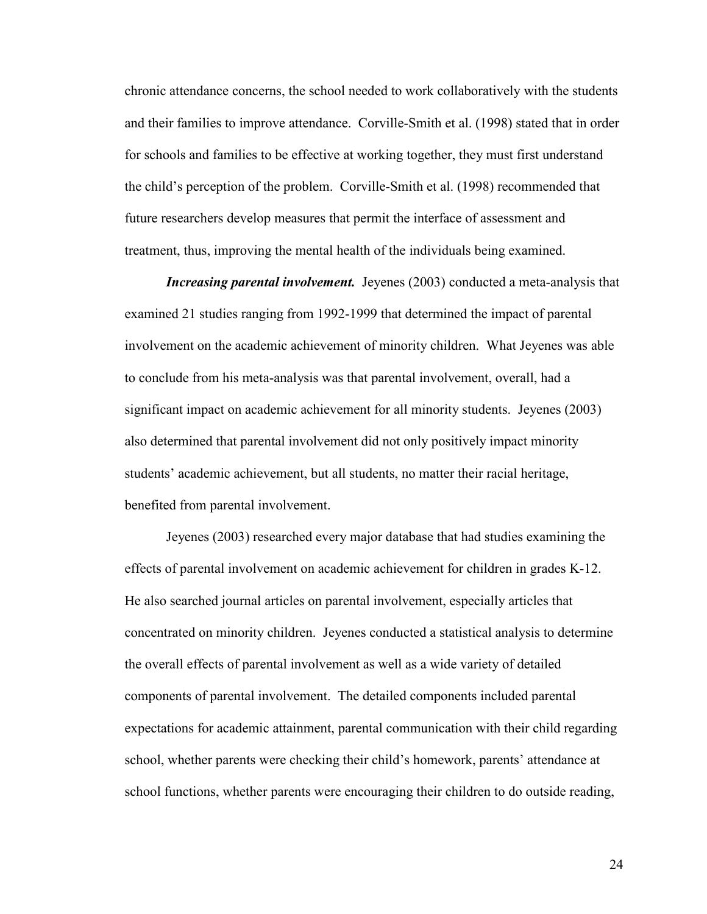chronic attendance concerns, the school needed to work collaboratively with the students and their families to improve attendance. Corville-Smith et al. (1998) stated that in order for schools and families to be effective at working together, they must first understand the child's perception of the problem. Corville-Smith et al. (1998) recommended that future researchers develop measures that permit the interface of assessment and treatment, thus, improving the mental health of the individuals being examined.

***Increasing parental involvement.*** Jeyenes (2003) conducted a meta-analysis that examined 21 studies ranging from 1992-1999 that determined the impact of parental involvement on the academic achievement of minority children. What Jeyenes was able to conclude from his meta-analysis was that parental involvement, overall, had a significant impact on academic achievement for all minority students. Jeyenes (2003) also determined that parental involvement did not only positively impact minority students' academic achievement, but all students, no matter their racial heritage, benefited from parental involvement.

Jeyenes (2003) researched every major database that had studies examining the effects of parental involvement on academic achievement for children in grades K-12. He also searched journal articles on parental involvement, especially articles that concentrated on minority children. Jeyenes conducted a statistical analysis to determine the overall effects of parental involvement as well as a wide variety of detailed components of parental involvement. The detailed components included parental expectations for academic attainment, parental communication with their child regarding school, whether parents were checking their child's homework, parents' attendance at school functions, whether parents were encouraging their children to do outside reading,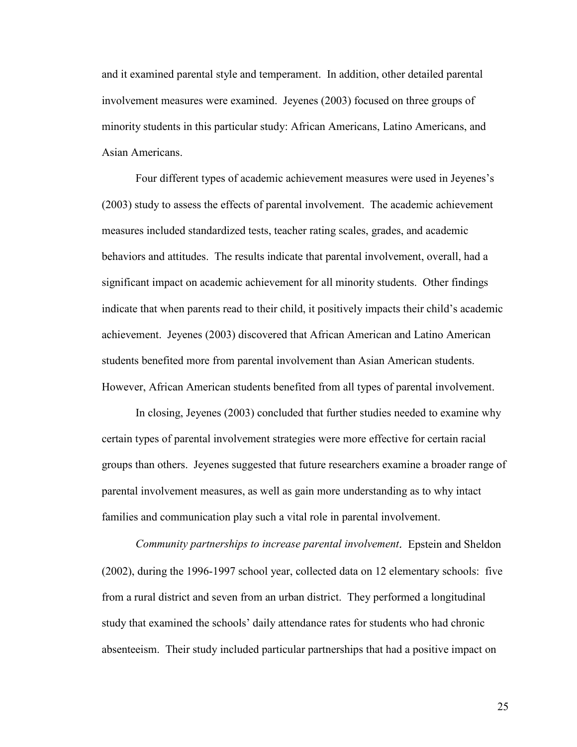and it examined parental style and temperament. In addition, other detailed parental involvement measures were examined. Jeyenes (2003) focused on three groups of minority students in this particular study: African Americans, Latino Americans, and Asian Americans.

Four different types of academic achievement measures were used in Jeyenes's (2003) study to assess the effects of parental involvement. The academic achievement measures included standardized tests, teacher rating scales, grades, and academic behaviors and attitudes. The results indicate that parental involvement, overall, had a significant impact on academic achievement for all minority students. Other findings indicate that when parents read to their child, it positively impacts their child's academic achievement. Jeyenes (2003) discovered that African American and Latino American students benefited more from parental involvement than Asian American students. However, African American students benefited from all types of parental involvement.

In closing, Jeyenes (2003) concluded that further studies needed to examine why certain types of parental involvement strategies were more effective for certain racial groups than others. Jeyenes suggested that future researchers examine a broader range of parental involvement measures, as well as gain more understanding as to why intact families and communication play such a vital role in parental involvement.

*Community partnerships to increase parental involvement*. Epstein and Sheldon (2002), during the 1996-1997 school year, collected data on 12 elementary schools: five from a rural district and seven from an urban district. They performed a longitudinal study that examined the schools' daily attendance rates for students who had chronic absenteeism. Their study included particular partnerships that had a positive impact on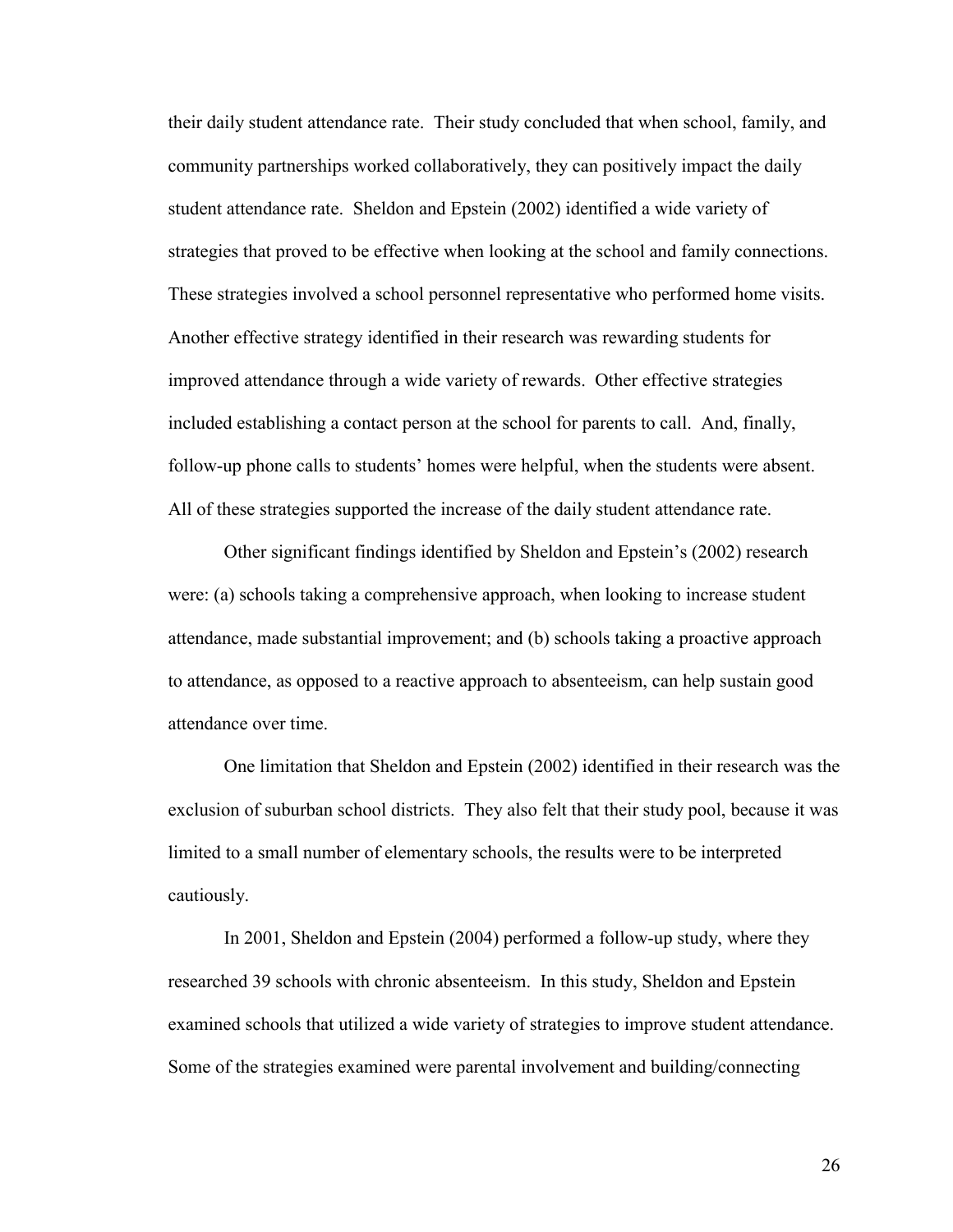their daily student attendance rate. Their study concluded that when school, family, and community partnerships worked collaboratively, they can positively impact the daily student attendance rate. Sheldon and Epstein (2002) identified a wide variety of strategies that proved to be effective when looking at the school and family connections. These strategies involved a school personnel representative who performed home visits. Another effective strategy identified in their research was rewarding students for improved attendance through a wide variety of rewards. Other effective strategies included establishing a contact person at the school for parents to call. And, finally, follow-up phone calls to students' homes were helpful, when the students were absent. All of these strategies supported the increase of the daily student attendance rate.

Other significant findings identified by Sheldon and Epstein's (2002) research were: (a) schools taking a comprehensive approach, when looking to increase student attendance, made substantial improvement; and (b) schools taking a proactive approach to attendance, as opposed to a reactive approach to absenteeism, can help sustain good attendance over time.

One limitation that Sheldon and Epstein (2002) identified in their research was the exclusion of suburban school districts. They also felt that their study pool, because it was limited to a small number of elementary schools, the results were to be interpreted cautiously.

In 2001, Sheldon and Epstein (2004) performed a follow-up study, where they researched 39 schools with chronic absenteeism. In this study, Sheldon and Epstein examined schools that utilized a wide variety of strategies to improve student attendance. Some of the strategies examined were parental involvement and building/connecting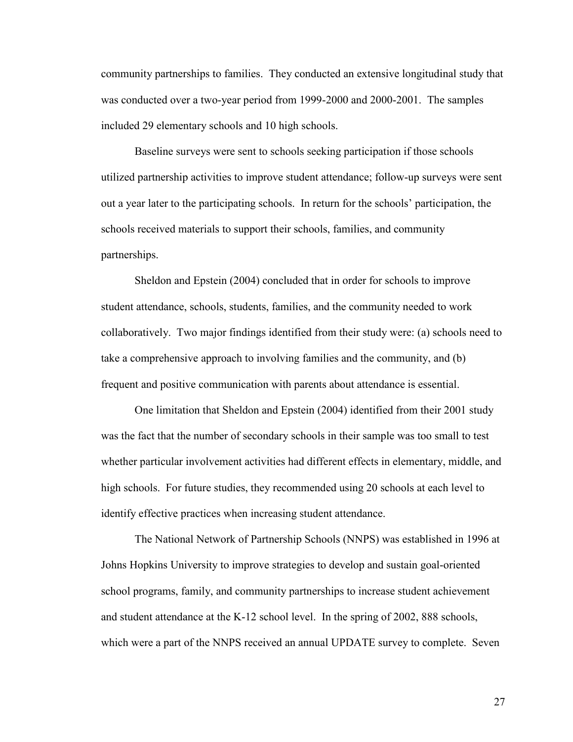community partnerships to families. They conducted an extensive longitudinal study that was conducted over a two-year period from 1999-2000 and 2000-2001. The samples included 29 elementary schools and 10 high schools.

Baseline surveys were sent to schools seeking participation if those schools utilized partnership activities to improve student attendance; follow-up surveys were sent out a year later to the participating schools. In return for the schools' participation, the schools received materials to support their schools, families, and community partnerships.

Sheldon and Epstein (2004) concluded that in order for schools to improve student attendance, schools, students, families, and the community needed to work collaboratively. Two major findings identified from their study were: (a) schools need to take a comprehensive approach to involving families and the community, and (b) frequent and positive communication with parents about attendance is essential.

One limitation that Sheldon and Epstein (2004) identified from their 2001 study was the fact that the number of secondary schools in their sample was too small to test whether particular involvement activities had different effects in elementary, middle, and high schools. For future studies, they recommended using 20 schools at each level to identify effective practices when increasing student attendance.

The National Network of Partnership Schools (NNPS) was established in 1996 at Johns Hopkins University to improve strategies to develop and sustain goal-oriented school programs, family, and community partnerships to increase student achievement and student attendance at the K-12 school level. In the spring of 2002, 888 schools, which were a part of the NNPS received an annual UPDATE survey to complete. Seven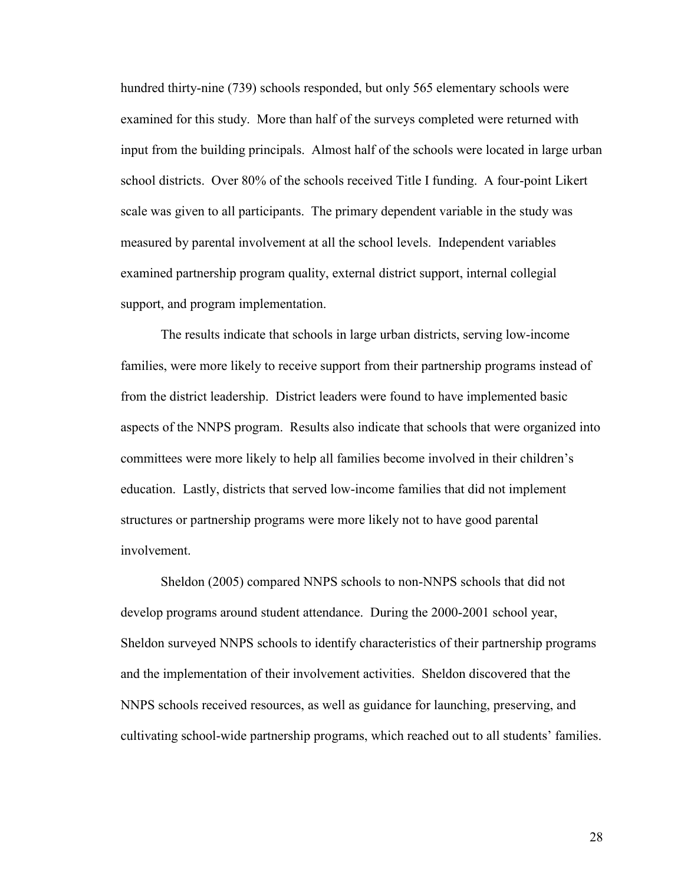hundred thirty-nine (739) schools responded, but only 565 elementary schools were examined for this study. More than half of the surveys completed were returned with input from the building principals. Almost half of the schools were located in large urban school districts. Over 80% of the schools received Title I funding. A four-point Likert scale was given to all participants. The primary dependent variable in the study was measured by parental involvement at all the school levels. Independent variables examined partnership program quality, external district support, internal collegial support, and program implementation.

The results indicate that schools in large urban districts, serving low-income families, were more likely to receive support from their partnership programs instead of from the district leadership. District leaders were found to have implemented basic aspects of the NNPS program. Results also indicate that schools that were organized into committees were more likely to help all families become involved in their children's education. Lastly, districts that served low-income families that did not implement structures or partnership programs were more likely not to have good parental involvement.

Sheldon (2005) compared NNPS schools to non-NNPS schools that did not develop programs around student attendance. During the 2000-2001 school year, Sheldon surveyed NNPS schools to identify characteristics of their partnership programs and the implementation of their involvement activities. Sheldon discovered that the NNPS schools received resources, as well as guidance for launching, preserving, and cultivating school-wide partnership programs, which reached out to all students' families.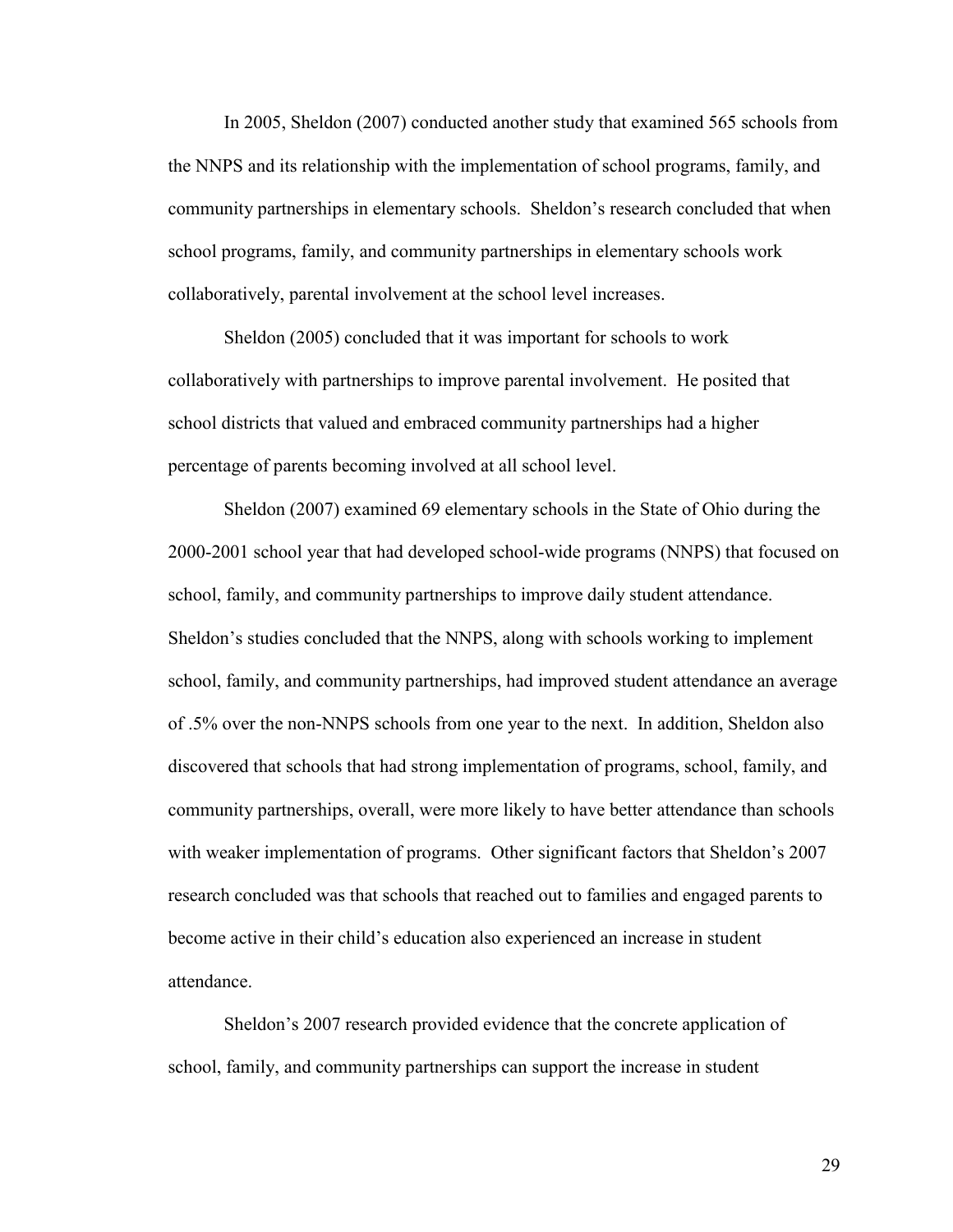In 2005, Sheldon (2007) conducted another study that examined 565 schools from the NNPS and its relationship with the implementation of school programs, family, and community partnerships in elementary schools. Sheldon's research concluded that when school programs, family, and community partnerships in elementary schools work collaboratively, parental involvement at the school level increases.

Sheldon (2005) concluded that it was important for schools to work collaboratively with partnerships to improve parental involvement. He posited that school districts that valued and embraced community partnerships had a higher percentage of parents becoming involved at all school level.

Sheldon (2007) examined 69 elementary schools in the State of Ohio during the 2000-2001 school year that had developed school-wide programs (NNPS) that focused on school, family, and community partnerships to improve daily student attendance. Sheldon's studies concluded that the NNPS, along with schools working to implement school, family, and community partnerships, had improved student attendance an average of .5% over the non-NNPS schools from one year to the next. In addition, Sheldon also discovered that schools that had strong implementation of programs, school, family, and community partnerships, overall, were more likely to have better attendance than schools with weaker implementation of programs. Other significant factors that Sheldon's 2007 research concluded was that schools that reached out to families and engaged parents to become active in their child's education also experienced an increase in student attendance.

Sheldon's 2007 research provided evidence that the concrete application of school, family, and community partnerships can support the increase in student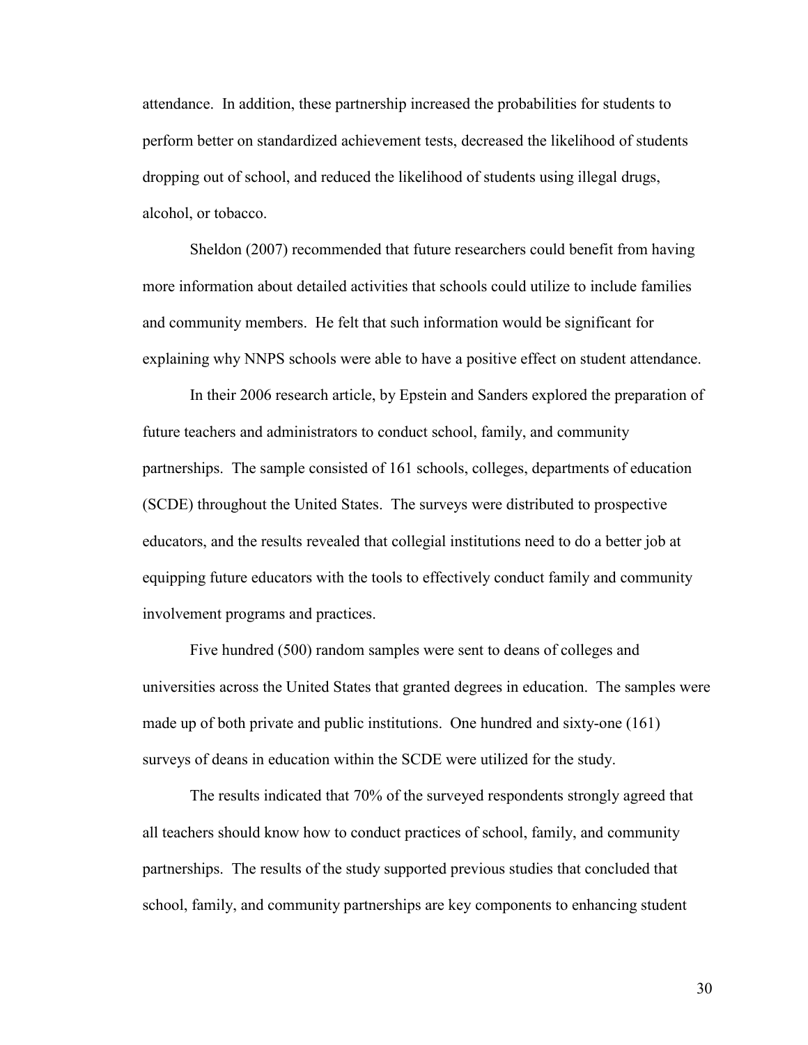attendance. In addition, these partnership increased the probabilities for students to perform better on standardized achievement tests, decreased the likelihood of students dropping out of school, and reduced the likelihood of students using illegal drugs, alcohol, or tobacco.

Sheldon (2007) recommended that future researchers could benefit from having more information about detailed activities that schools could utilize to include families and community members. He felt that such information would be significant for explaining why NNPS schools were able to have a positive effect on student attendance.

In their 2006 research article, by Epstein and Sanders explored the preparation of future teachers and administrators to conduct school, family, and community partnerships. The sample consisted of 161 schools, colleges, departments of education (SCDE) throughout the United States. The surveys were distributed to prospective educators, and the results revealed that collegial institutions need to do a better job at equipping future educators with the tools to effectively conduct family and community involvement programs and practices.

Five hundred (500) random samples were sent to deans of colleges and universities across the United States that granted degrees in education. The samples were made up of both private and public institutions. One hundred and sixty-one (161) surveys of deans in education within the SCDE were utilized for the study.

The results indicated that 70% of the surveyed respondents strongly agreed that all teachers should know how to conduct practices of school, family, and community partnerships. The results of the study supported previous studies that concluded that school, family, and community partnerships are key components to enhancing student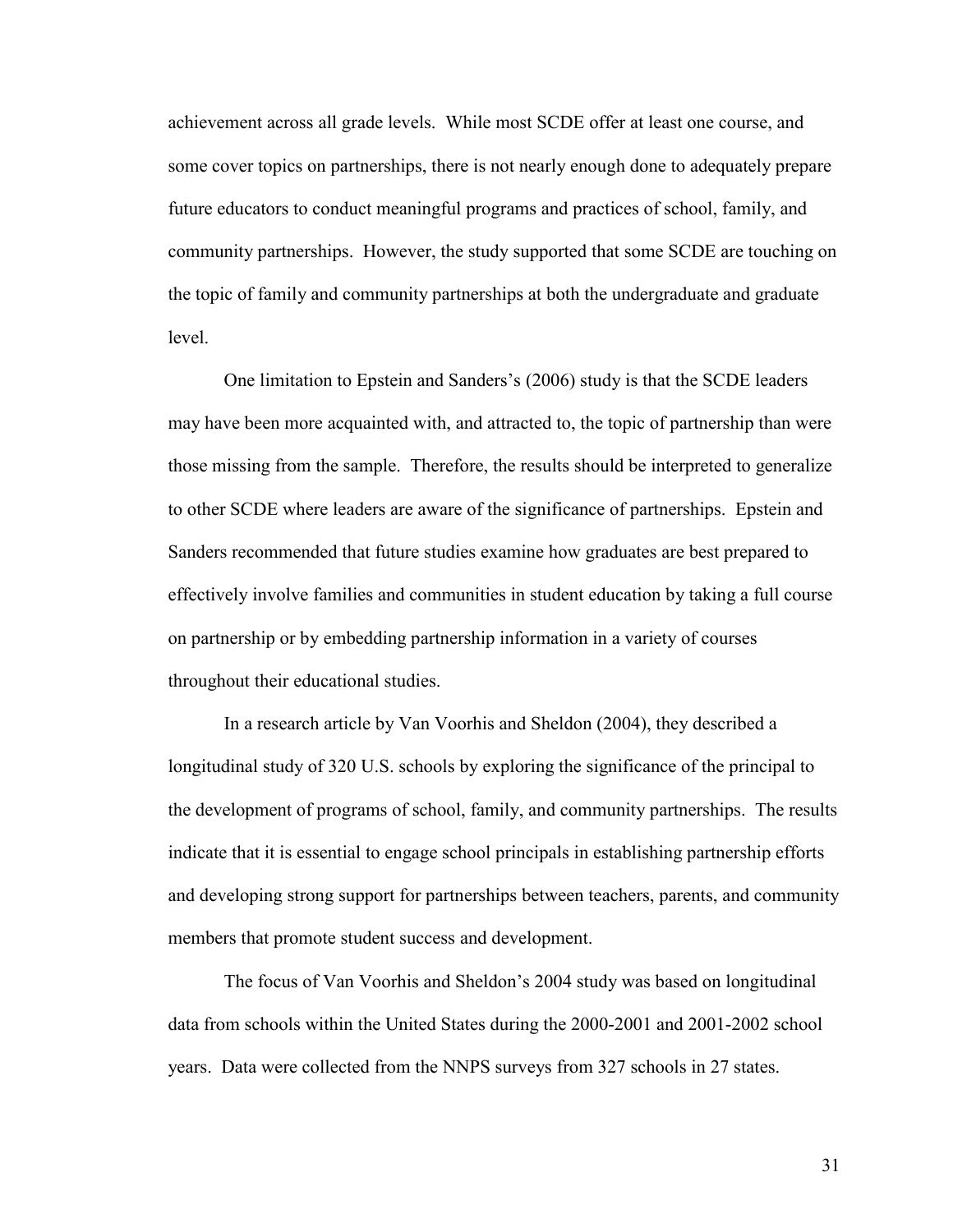achievement across all grade levels. While most SCDE offer at least one course, and some cover topics on partnerships, there is not nearly enough done to adequately prepare future educators to conduct meaningful programs and practices of school, family, and community partnerships. However, the study supported that some SCDE are touching on the topic of family and community partnerships at both the undergraduate and graduate level.

One limitation to Epstein and Sanders's (2006) study is that the SCDE leaders may have been more acquainted with, and attracted to, the topic of partnership than were those missing from the sample. Therefore, the results should be interpreted to generalize to other SCDE where leaders are aware of the significance of partnerships. Epstein and Sanders recommended that future studies examine how graduates are best prepared to effectively involve families and communities in student education by taking a full course on partnership or by embedding partnership information in a variety of courses throughout their educational studies.

In a research article by Van Voorhis and Sheldon (2004), they described a longitudinal study of 320 U.S. schools by exploring the significance of the principal to the development of programs of school, family, and community partnerships. The results indicate that it is essential to engage school principals in establishing partnership efforts and developing strong support for partnerships between teachers, parents, and community members that promote student success and development.

The focus of Van Voorhis and Sheldon's 2004 study was based on longitudinal data from schools within the United States during the 2000-2001 and 2001-2002 school years. Data were collected from the NNPS surveys from 327 schools in 27 states.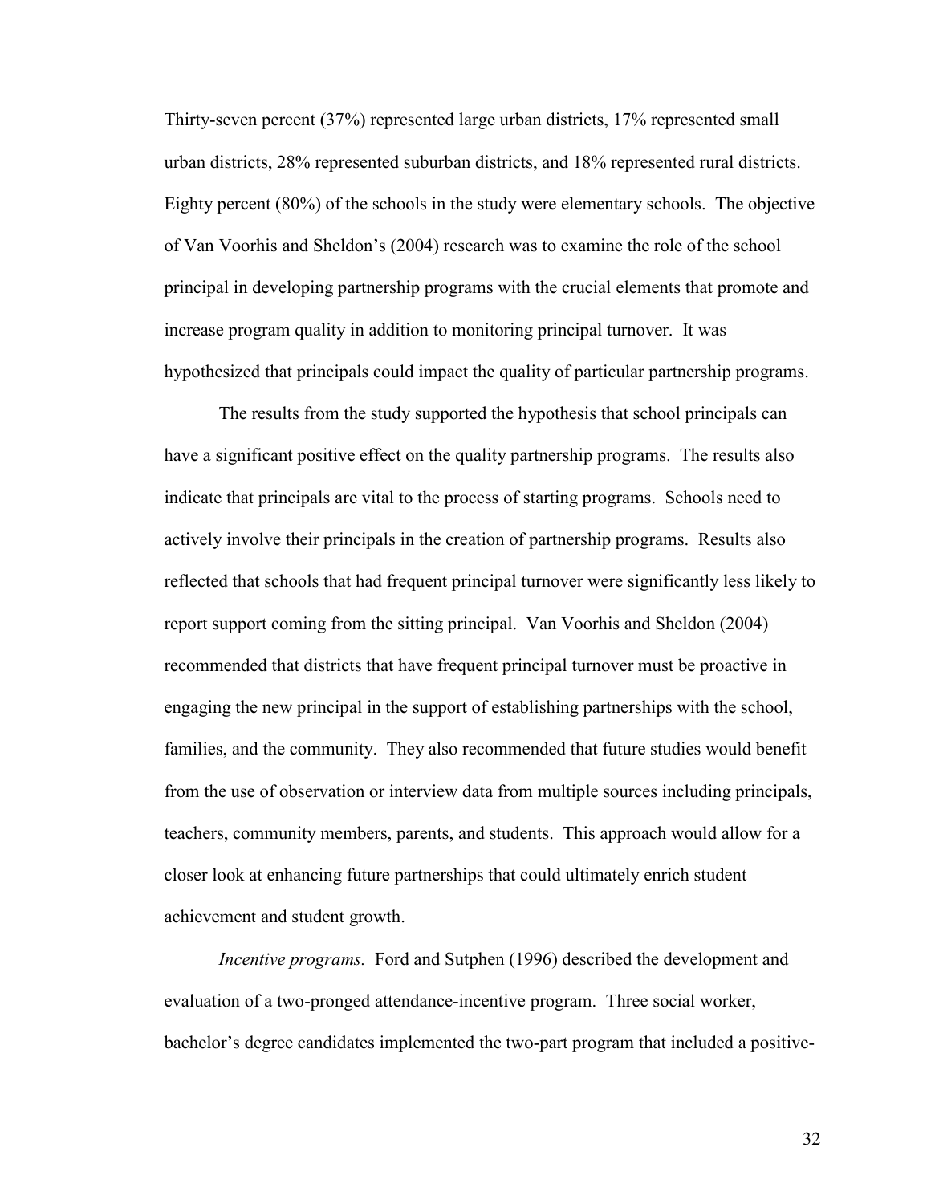Thirty-seven percent (37%) represented large urban districts, 17% represented small urban districts, 28% represented suburban districts, and 18% represented rural districts. Eighty percent (80%) of the schools in the study were elementary schools. The objective of Van Voorhis and Sheldon's (2004) research was to examine the role of the school principal in developing partnership programs with the crucial elements that promote and increase program quality in addition to monitoring principal turnover. It was hypothesized that principals could impact the quality of particular partnership programs.

The results from the study supported the hypothesis that school principals can have a significant positive effect on the quality partnership programs. The results also indicate that principals are vital to the process of starting programs. Schools need to actively involve their principals in the creation of partnership programs. Results also reflected that schools that had frequent principal turnover were significantly less likely to report support coming from the sitting principal. Van Voorhis and Sheldon (2004) recommended that districts that have frequent principal turnover must be proactive in engaging the new principal in the support of establishing partnerships with the school, families, and the community. They also recommended that future studies would benefit from the use of observation or interview data from multiple sources including principals, teachers, community members, parents, and students. This approach would allow for a closer look at enhancing future partnerships that could ultimately enrich student achievement and student growth.

*Incentive programs.* Ford and Sutphen (1996) described the development and evaluation of a two-pronged attendance-incentive program. Three social worker, bachelor's degree candidates implemented the two-part program that included a positive-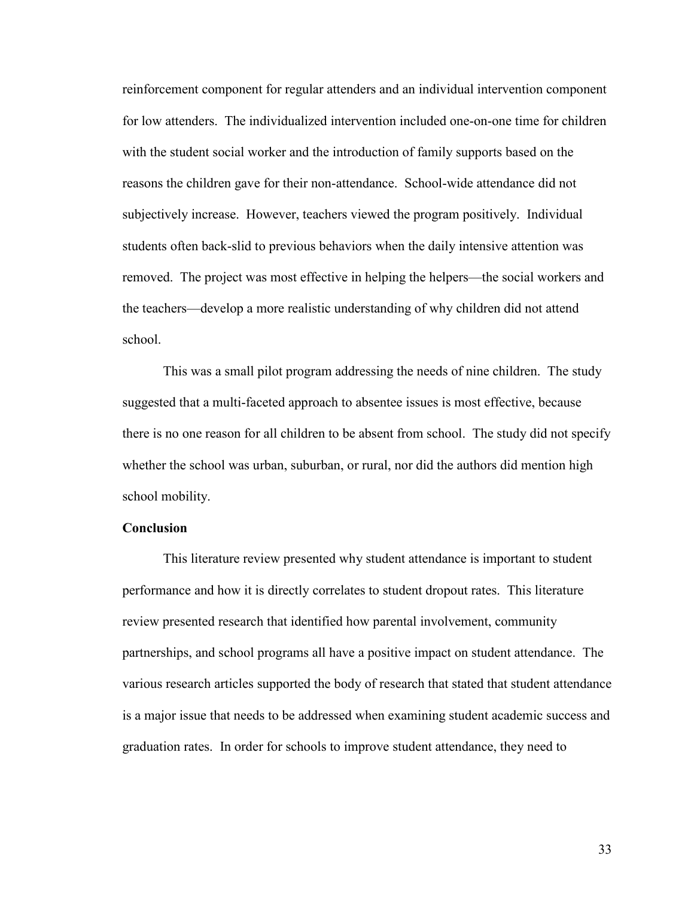reinforcement component for regular attenders and an individual intervention component for low attenders. The individualized intervention included one-on-one time for children with the student social worker and the introduction of family supports based on the reasons the children gave for their non-attendance. School-wide attendance did not subjectively increase. However, teachers viewed the program positively. Individual students often back-slid to previous behaviors when the daily intensive attention was removed. The project was most effective in helping the helpers—the social workers and the teachers—develop a more realistic understanding of why children did not attend school.

This was a small pilot program addressing the needs of nine children. The study suggested that a multi-faceted approach to absentee issues is most effective, because there is no one reason for all children to be absent from school. The study did not specify whether the school was urban, suburban, or rural, nor did the authors did mention high school mobility.

**Conclusion**

This literature review presented why student attendance is important to student performance and how it is directly correlates to student dropout rates. This literature review presented research that identified how parental involvement, community partnerships, and school programs all have a positive impact on student attendance. The various research articles supported the body of research that stated that student attendance is a major issue that needs to be addressed when examining student academic success and graduation rates. In order for schools to improve student attendance, they need to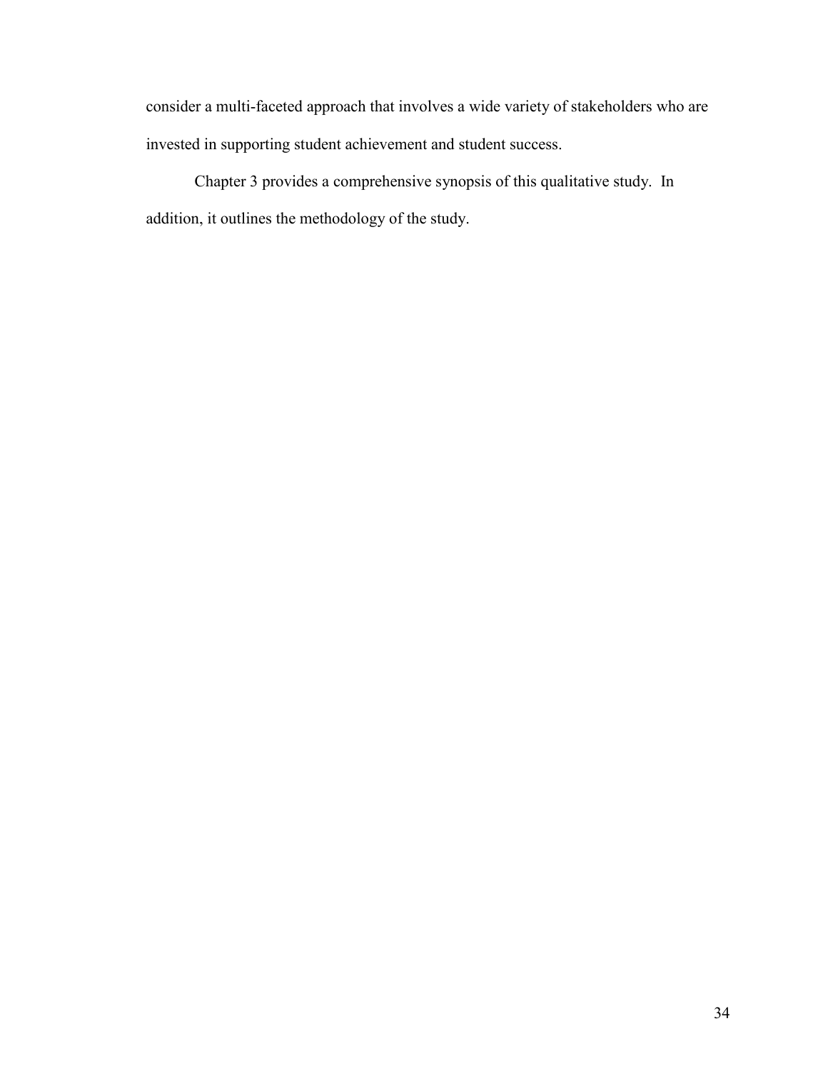consider a multi-faceted approach that involves a wide variety of stakeholders who are invested in supporting student achievement and student success.

Chapter 3 provides a comprehensive synopsis of this qualitative study. In addition, it outlines the methodology of the study.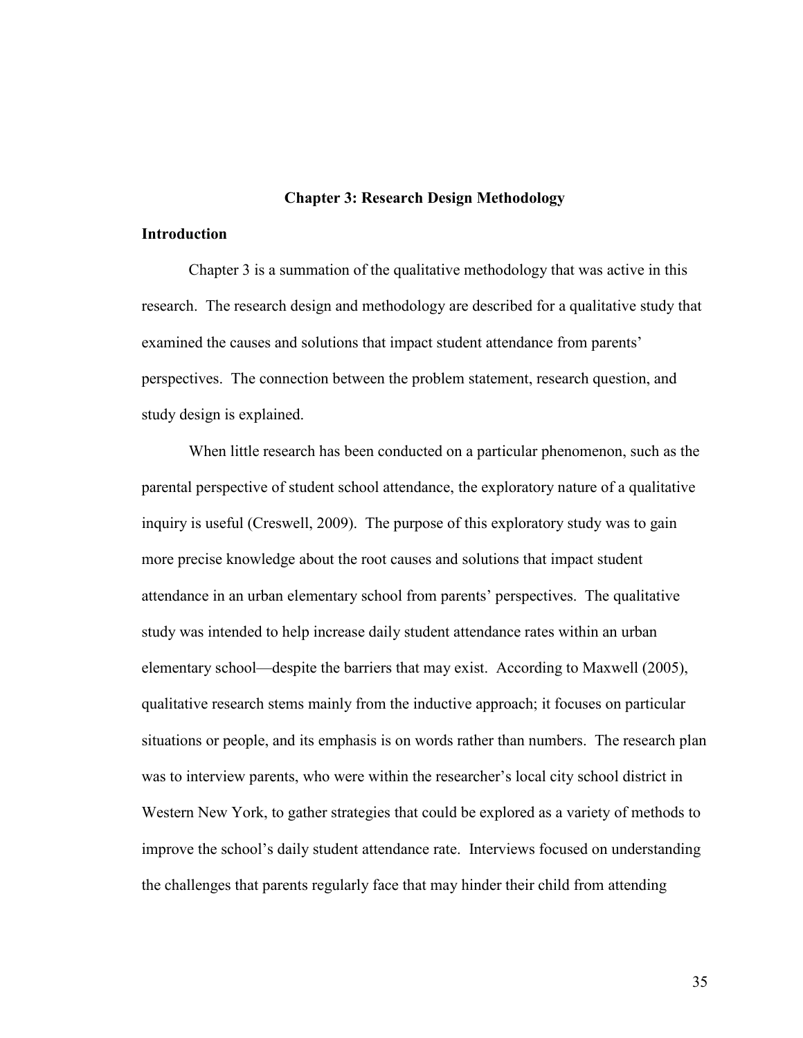# Chapter 3: Research Design Methodology

## Introduction

Chapter 3 is a summation of the qualitative methodology that was active in this research. The research design and methodology are described for a qualitative study that examined the causes and solutions that impact student attendance from parents' perspectives. The connection between the problem statement, research question, and study design is explained.

When little research has been conducted on a particular phenomenon, such as the parental perspective of student school attendance, the exploratory nature of a qualitative inquiry is useful (Creswell, 2009). The purpose of this exploratory study was to gain more precise knowledge about the root causes and solutions that impact student attendance in an urban elementary school from parents' perspectives. The qualitative study was intended to help increase daily student attendance rates within an urban elementary school—despite the barriers that may exist. According to Maxwell (2005), qualitative research stems mainly from the inductive approach; it focuses on particular situations or people, and its emphasis is on words rather than numbers. The research plan was to interview parents, who were within the researcher's local city school district in Western New York, to gather strategies that could be explored as a variety of methods to improve the school's daily student attendance rate. Interviews focused on understanding the challenges that parents regularly face that may hinder their child from attending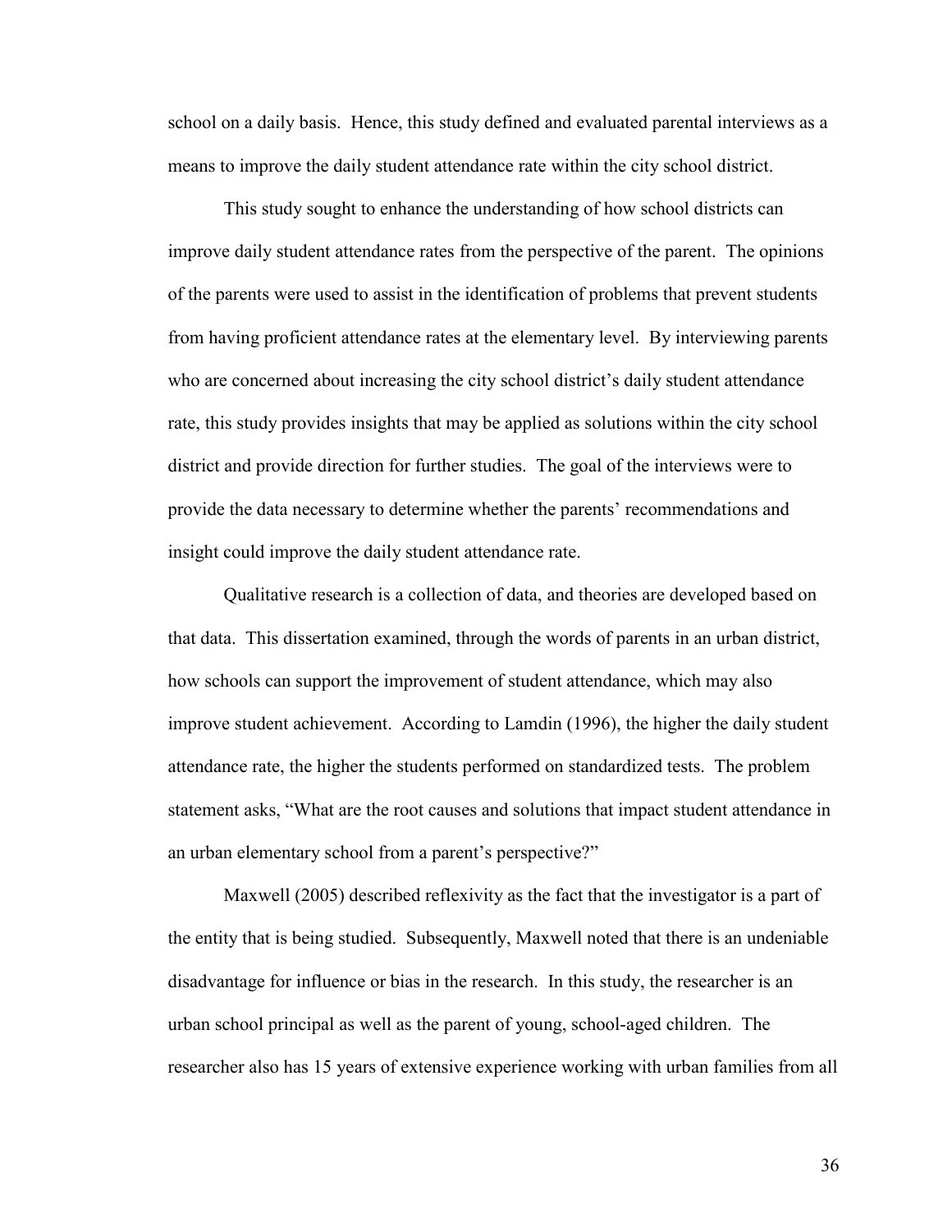school on a daily basis. Hence, this study defined and evaluated parental interviews as a means to improve the daily student attendance rate within the city school district.

This study sought to enhance the understanding of how school districts can improve daily student attendance rates from the perspective of the parent. The opinions of the parents were used to assist in the identification of problems that prevent students from having proficient attendance rates at the elementary level. By interviewing parents who are concerned about increasing the city school district's daily student attendance rate, this study provides insights that may be applied as solutions within the city school district and provide direction for further studies. The goal of the interviews were to provide the data necessary to determine whether the parents' recommendations and insight could improve the daily student attendance rate.

Qualitative research is a collection of data, and theories are developed based on that data. This dissertation examined, through the words of parents in an urban district, how schools can support the improvement of student attendance, which may also improve student achievement. According to Lamdin (1996), the higher the daily student attendance rate, the higher the students performed on standardized tests. The problem statement asks, "What are the root causes and solutions that impact student attendance in an urban elementary school from a parent's perspective?"

Maxwell (2005) described reflexivity as the fact that the investigator is a part of the entity that is being studied. Subsequently, Maxwell noted that there is an undeniable disadvantage for influence or bias in the research. In this study, the researcher is an urban school principal as well as the parent of young, school-aged children. The researcher also has 15 years of extensive experience working with urban families from all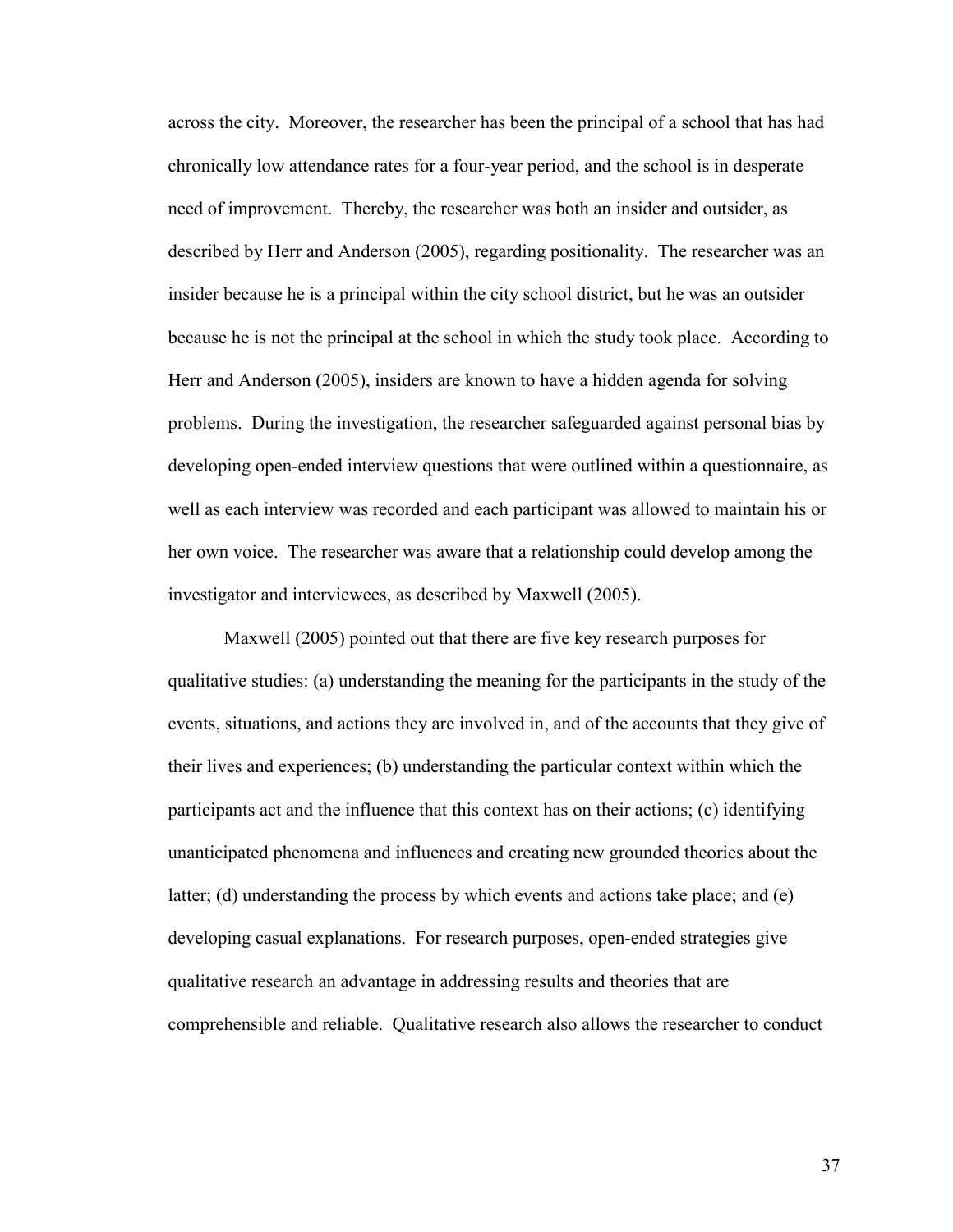across the city. Moreover, the researcher has been the principal of a school that has had chronically low attendance rates for a four-year period, and the school is in desperate need of improvement. Thereby, the researcher was both an insider and outsider, as described by Herr and Anderson (2005), regarding positionality. The researcher was an insider because he is a principal within the city school district, but he was an outsider because he is not the principal at the school in which the study took place. According to Herr and Anderson (2005), insiders are known to have a hidden agenda for solving problems. During the investigation, the researcher safeguarded against personal bias by developing open-ended interview questions that were outlined within a questionnaire, as well as each interview was recorded and each participant was allowed to maintain his or her own voice. The researcher was aware that a relationship could develop among the investigator and interviewees, as described by Maxwell (2005).

Maxwell (2005) pointed out that there are five key research purposes for qualitative studies: (a) understanding the meaning for the participants in the study of the events, situations, and actions they are involved in, and of the accounts that they give of their lives and experiences; (b) understanding the particular context within which the participants act and the influence that this context has on their actions; (c) identifying unanticipated phenomena and influences and creating new grounded theories about the latter; (d) understanding the process by which events and actions take place; and (e) developing casual explanations. For research purposes, open-ended strategies give qualitative research an advantage in addressing results and theories that are comprehensible and reliable. Qualitative research also allows the researcher to conduct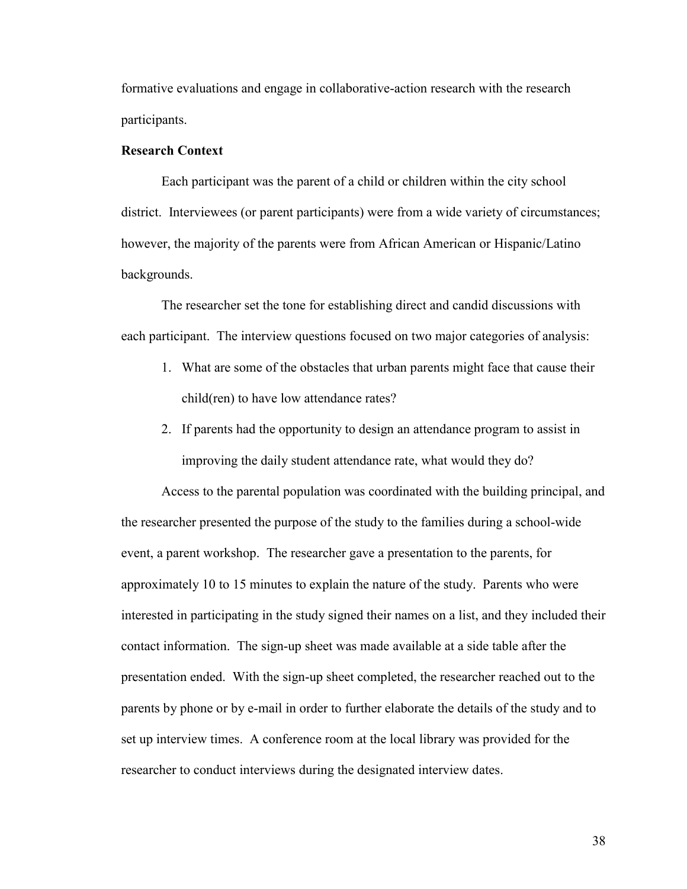formative evaluations and engage in collaborative-action research with the research participants.

**Research Context**

Each participant was the parent of a child or children within the city school district. Interviewees (or parent participants) were from a wide variety of circumstances; however, the majority of the parents were from African American or Hispanic/Latino backgrounds.

The researcher set the tone for establishing direct and candid discussions with each participant. The interview questions focused on two major categories of analysis:

1. What are some of the obstacles that urban parents might face that cause their child(ren) to have low attendance rates?
2. If parents had the opportunity to design an attendance program to assist in improving the daily student attendance rate, what would they do?

Access to the parental population was coordinated with the building principal, and the researcher presented the purpose of the study to the families during a school-wide event, a parent workshop. The researcher gave a presentation to the parents, for approximately 10 to 15 minutes to explain the nature of the study. Parents who were interested in participating in the study signed their names on a list, and they included their contact information. The sign-up sheet was made available at a side table after the presentation ended. With the sign-up sheet completed, the researcher reached out to the parents by phone or by e-mail in order to further elaborate the details of the study and to set up interview times. A conference room at the local library was provided for the researcher to conduct interviews during the designated interview dates.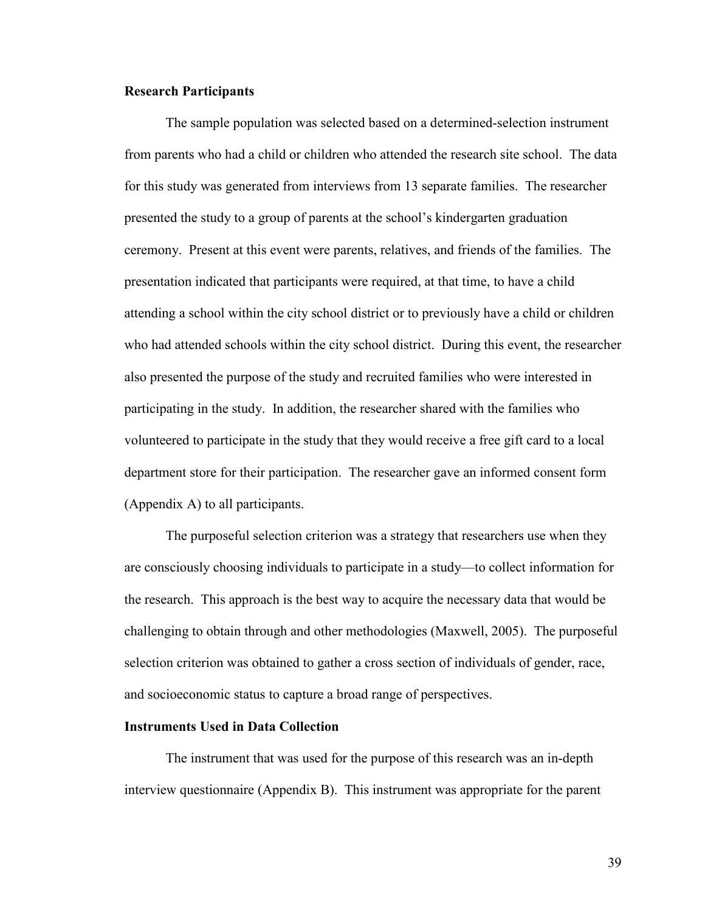**Research Participants**

The sample population was selected based on a determined-selection instrument from parents who had a child or children who attended the research site school. The data for this study was generated from interviews from 13 separate families. The researcher presented the study to a group of parents at the school's kindergarten graduation ceremony. Present at this event were parents, relatives, and friends of the families. The presentation indicated that participants were required, at that time, to have a child attending a school within the city school district or to previously have a child or children who had attended schools within the city school district. During this event, the researcher also presented the purpose of the study and recruited families who were interested in participating in the study. In addition, the researcher shared with the families who volunteered to participate in the study that they would receive a free gift card to a local department store for their participation. The researcher gave an informed consent form (Appendix A) to all participants.

The purposeful selection criterion was a strategy that researchers use when they are consciously choosing individuals to participate in a study—to collect information for the research. This approach is the best way to acquire the necessary data that would be challenging to obtain through and other methodologies (Maxwell, 2005). The purposeful selection criterion was obtained to gather a cross section of individuals of gender, race, and socioeconomic status to capture a broad range of perspectives.

**Instruments Used in Data Collection**

The instrument that was used for the purpose of this research was an in-depth interview questionnaire (Appendix B). This instrument was appropriate for the parent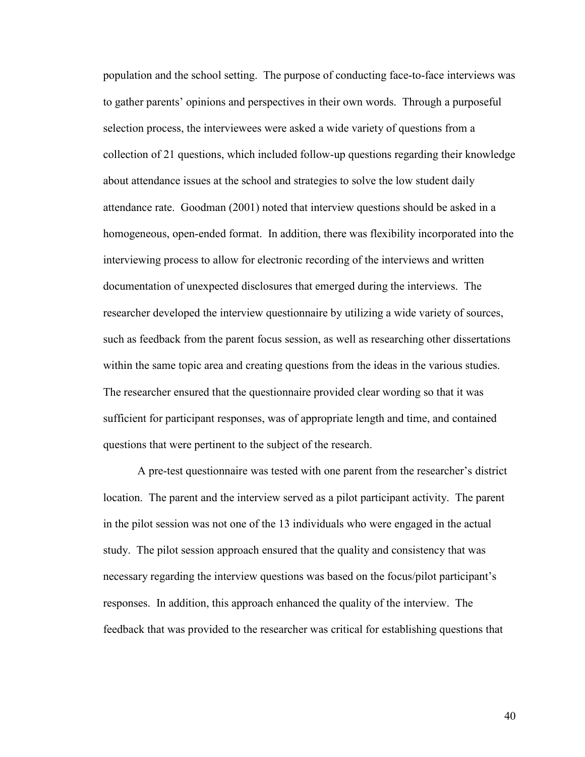population and the school setting. The purpose of conducting face-to-face interviews was to gather parents' opinions and perspectives in their own words. Through a purposeful selection process, the interviewees were asked a wide variety of questions from a collection of 21 questions, which included follow-up questions regarding their knowledge about attendance issues at the school and strategies to solve the low student daily attendance rate. Goodman (2001) noted that interview questions should be asked in a homogeneous, open-ended format. In addition, there was flexibility incorporated into the interviewing process to allow for electronic recording of the interviews and written documentation of unexpected disclosures that emerged during the interviews. The researcher developed the interview questionnaire by utilizing a wide variety of sources, such as feedback from the parent focus session, as well as researching other dissertations within the same topic area and creating questions from the ideas in the various studies. The researcher ensured that the questionnaire provided clear wording so that it was sufficient for participant responses, was of appropriate length and time, and contained questions that were pertinent to the subject of the research.

A pre-test questionnaire was tested with one parent from the researcher's district location. The parent and the interview served as a pilot participant activity. The parent in the pilot session was not one of the 13 individuals who were engaged in the actual study. The pilot session approach ensured that the quality and consistency that was necessary regarding the interview questions was based on the focus/pilot participant's responses. In addition, this approach enhanced the quality of the interview. The feedback that was provided to the researcher was critical for establishing questions that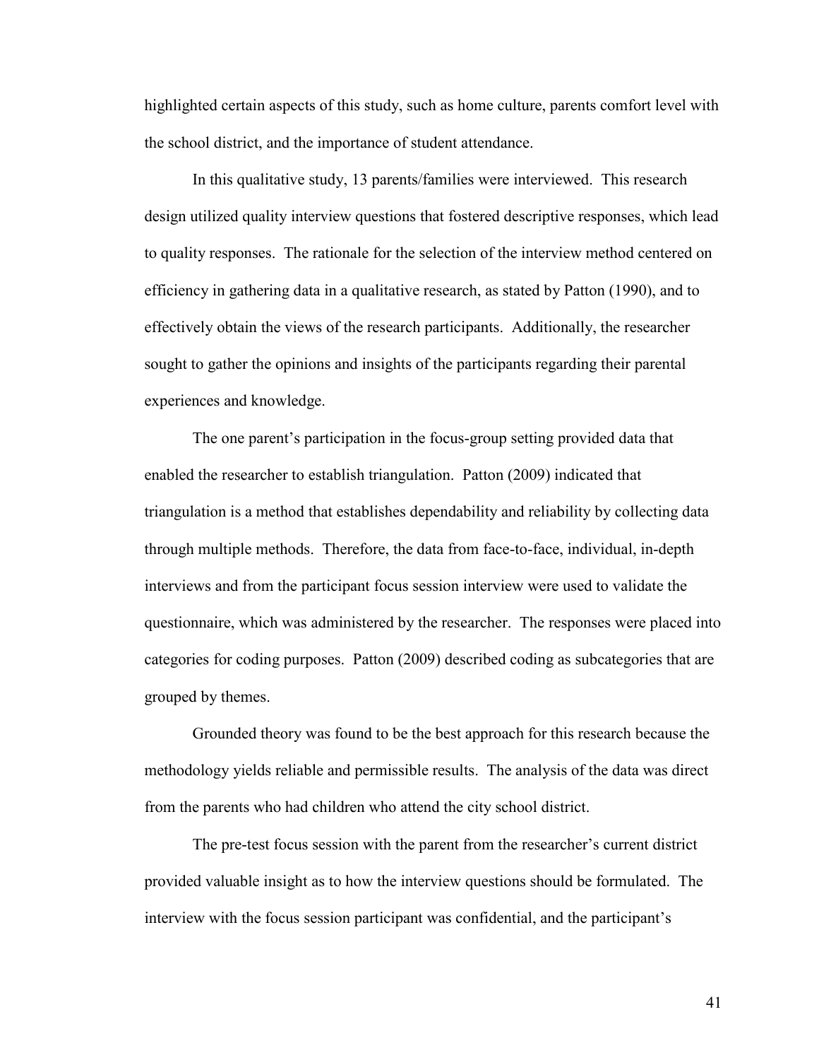highlighted certain aspects of this study, such as home culture, parents comfort level with the school district, and the importance of student attendance.

In this qualitative study, 13 parents/families were interviewed. This research design utilized quality interview questions that fostered descriptive responses, which lead to quality responses. The rationale for the selection of the interview method centered on efficiency in gathering data in a qualitative research, as stated by Patton (1990), and to effectively obtain the views of the research participants. Additionally, the researcher sought to gather the opinions and insights of the participants regarding their parental experiences and knowledge.

The one parent's participation in the focus-group setting provided data that enabled the researcher to establish triangulation. Patton (2009) indicated that triangulation is a method that establishes dependability and reliability by collecting data through multiple methods. Therefore, the data from face-to-face, individual, in-depth interviews and from the participant focus session interview were used to validate the questionnaire, which was administered by the researcher. The responses were placed into categories for coding purposes. Patton (2009) described coding as subcategories that are grouped by themes.

Grounded theory was found to be the best approach for this research because the methodology yields reliable and permissible results. The analysis of the data was direct from the parents who had children who attend the city school district.

The pre-test focus session with the parent from the researcher's current district provided valuable insight as to how the interview questions should be formulated. The interview with the focus session participant was confidential, and the participant's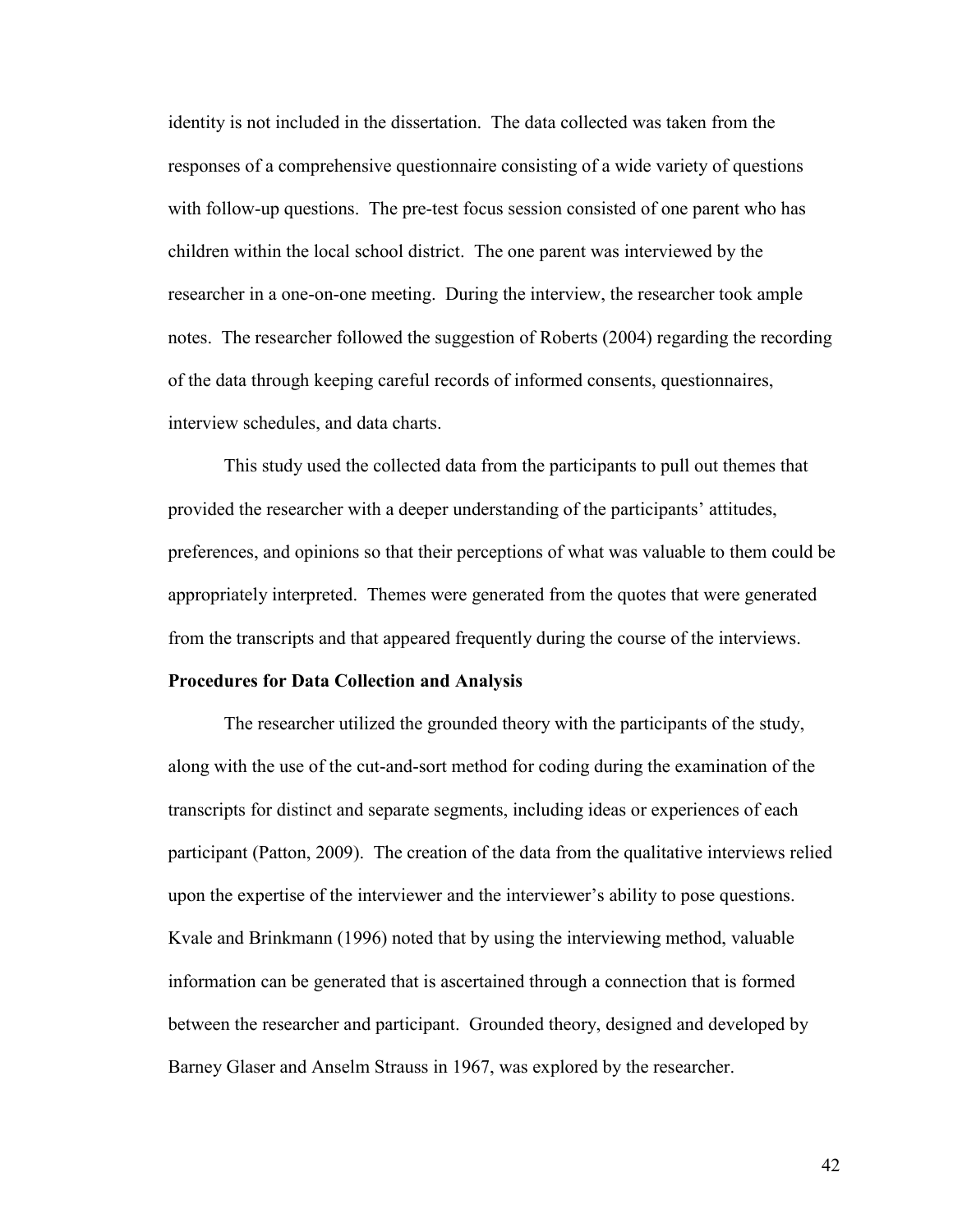identity is not included in the dissertation. The data collected was taken from the responses of a comprehensive questionnaire consisting of a wide variety of questions with follow-up questions. The pre-test focus session consisted of one parent who has children within the local school district. The one parent was interviewed by the researcher in a one-on-one meeting. During the interview, the researcher took ample notes. The researcher followed the suggestion of Roberts (2004) regarding the recording of the data through keeping careful records of informed consents, questionnaires, interview schedules, and data charts.

This study used the collected data from the participants to pull out themes that provided the researcher with a deeper understanding of the participants' attitudes, preferences, and opinions so that their perceptions of what was valuable to them could be appropriately interpreted. Themes were generated from the quotes that were generated from the transcripts and that appeared frequently during the course of the interviews.

**Procedures for Data Collection and Analysis**

The researcher utilized the grounded theory with the participants of the study, along with the use of the cut-and-sort method for coding during the examination of the transcripts for distinct and separate segments, including ideas or experiences of each participant (Patton, 2009). The creation of the data from the qualitative interviews relied upon the expertise of the interviewer and the interviewer's ability to pose questions. Kvale and Brinkmann (1996) noted that by using the interviewing method, valuable information can be generated that is ascertained through a connection that is formed between the researcher and participant. Grounded theory, designed and developed by Barney Glaser and Anselm Strauss in 1967, was explored by the researcher.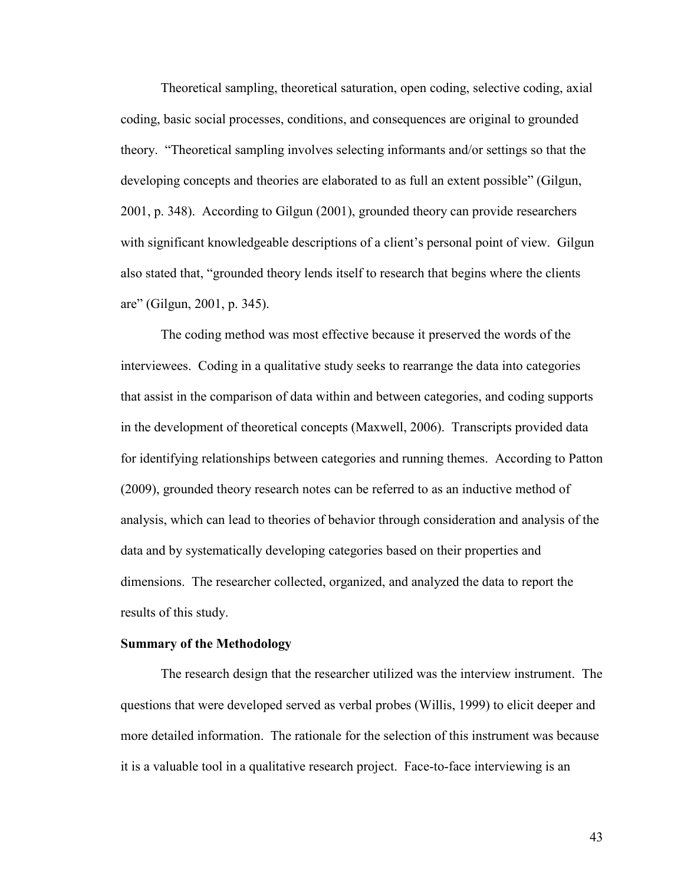Theoretical sampling, theoretical saturation, open coding, selective coding, axial coding, basic social processes, conditions, and consequences are original to grounded theory. "Theoretical sampling involves selecting informants and/or settings so that the developing concepts and theories are elaborated to as full an extent possible" (Gilgun, 2001, p. 348). According to Gilgun (2001), grounded theory can provide researchers with significant knowledgeable descriptions of a client's personal point of view. Gilgun also stated that, "grounded theory lends itself to research that begins where the clients are" (Gilgun, 2001, p. 345).

The coding method was most effective because it preserved the words of the interviewees. Coding in a qualitative study seeks to rearrange the data into categories that assist in the comparison of data within and between categories, and coding supports in the development of theoretical concepts (Maxwell, 2006). Transcripts provided data for identifying relationships between categories and running themes. According to Patton (2009), grounded theory research notes can be referred to as an inductive method of analysis, which can lead to theories of behavior through consideration and analysis of the data and by systematically developing categories based on their properties and dimensions. The researcher collected, organized, and analyzed the data to report the results of this study.

**Summary of the Methodology**

The research design that the researcher utilized was the interview instrument. The questions that were developed served as verbal probes (Willis, 1999) to elicit deeper and more detailed information. The rationale for the selection of this instrument was because it is a valuable tool in a qualitative research project. Face-to-face interviewing is an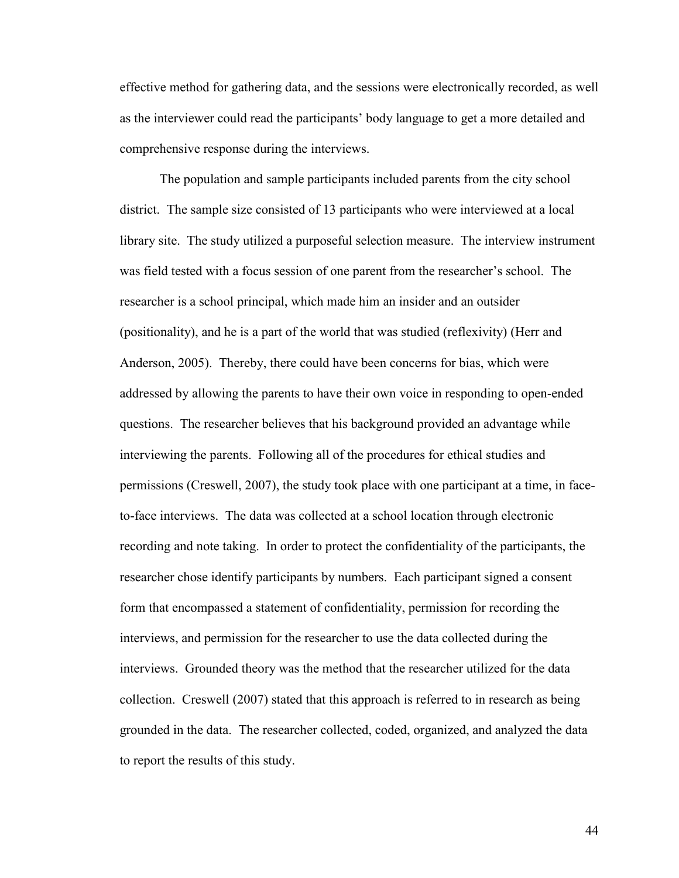effective method for gathering data, and the sessions were electronically recorded, as well as the interviewer could read the participants' body language to get a more detailed and comprehensive response during the interviews.

The population and sample participants included parents from the city school district. The sample size consisted of 13 participants who were interviewed at a local library site. The study utilized a purposeful selection measure. The interview instrument was field tested with a focus session of one parent from the researcher's school. The researcher is a school principal, which made him an insider and an outsider (positionality), and he is a part of the world that was studied (reflexivity) (Herr and Anderson, 2005). Thereby, there could have been concerns for bias, which were addressed by allowing the parents to have their own voice in responding to open-ended questions. The researcher believes that his background provided an advantage while interviewing the parents. Following all of the procedures for ethical studies and permissions (Creswell, 2007), the study took place with one participant at a time, in face-to-face interviews. The data was collected at a school location through electronic recording and note taking. In order to protect the confidentiality of the participants, the researcher chose identify participants by numbers. Each participant signed a consent form that encompassed a statement of confidentiality, permission for recording the interviews, and permission for the researcher to use the data collected during the interviews. Grounded theory was the method that the researcher utilized for the data collection. Creswell (2007) stated that this approach is referred to in research as being grounded in the data. The researcher collected, coded, organized, and analyzed the data to report the results of this study.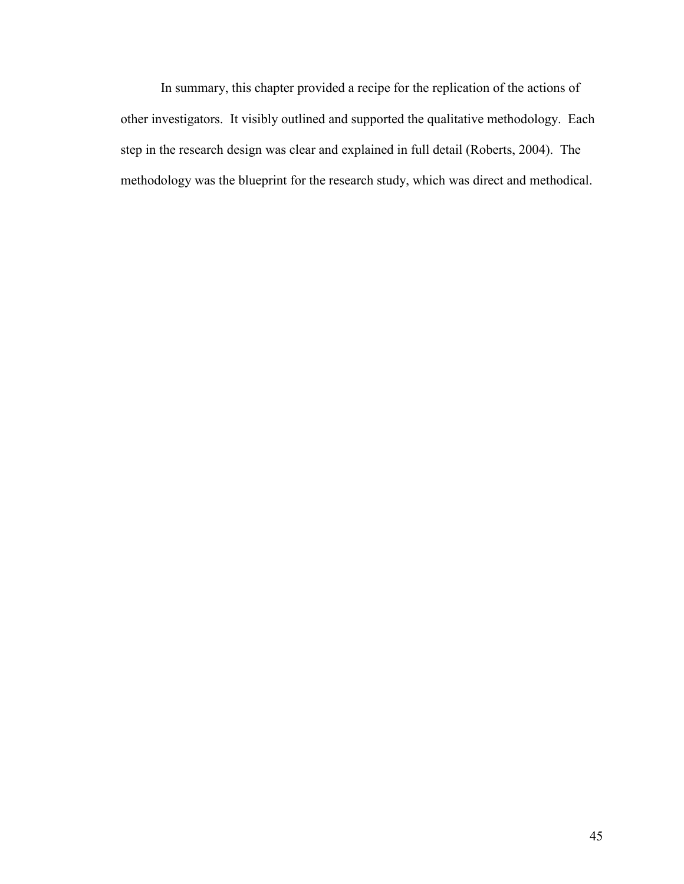In summary, this chapter provided a recipe for the replication of the actions of other investigators. It visibly outlined and supported the qualitative methodology. Each step in the research design was clear and explained in full detail (Roberts, 2004). The methodology was the blueprint for the research study, which was direct and methodical.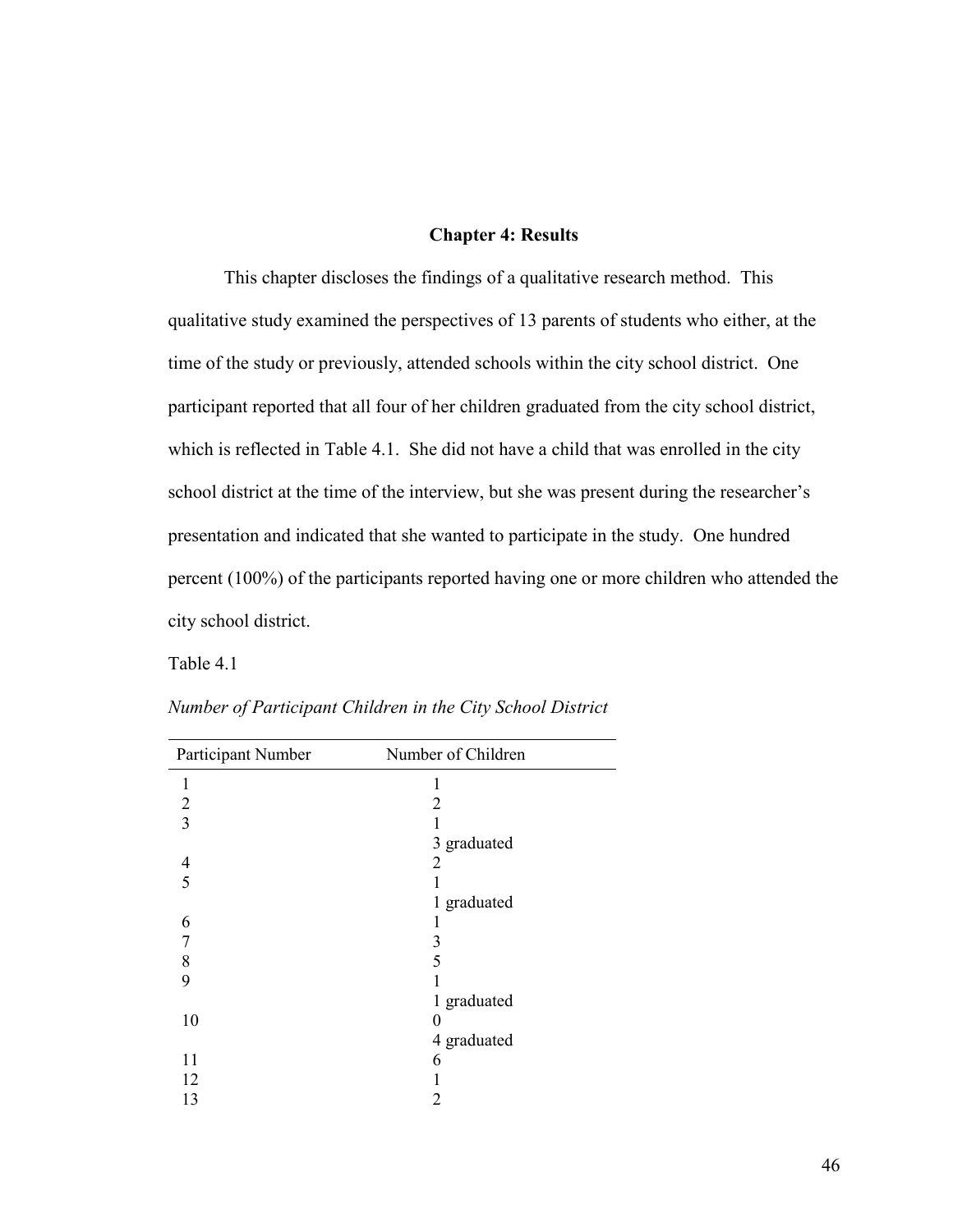# Chapter 4: Results

This chapter discloses the findings of a qualitative research method. This qualitative study examined the perspectives of 13 parents of students who either, at the time of the study or previously, attended schools within the city school district. One participant reported that all four of her children graduated from the city school district, which is reflected in Table 4.1. She did not have a child that was enrolled in the city school district at the time of the interview, but she was present during the researcher's presentation and indicated that she wanted to participate in the study. One hundred percent (100%) of the participants reported having one or more children who attended the city school district.

Table 4.1

*Number of Participant Children in the City School District*

| Participant Number | Number of Children |
|---|---|
| 1 | 1 |
| 2 | 2 |
| 3 | 1<br>3 graduated |
| 4 | 2 |
| 5 | 1<br>1 graduated |
| 6 | 1 |
| 7 | 3 |
| 8 | 5 |
| 9 | 1<br>1 graduated |
| 10 | 0<br>4 graduated |
| 11 | 6 |
| 12 | 1 |
| 13 | 2 |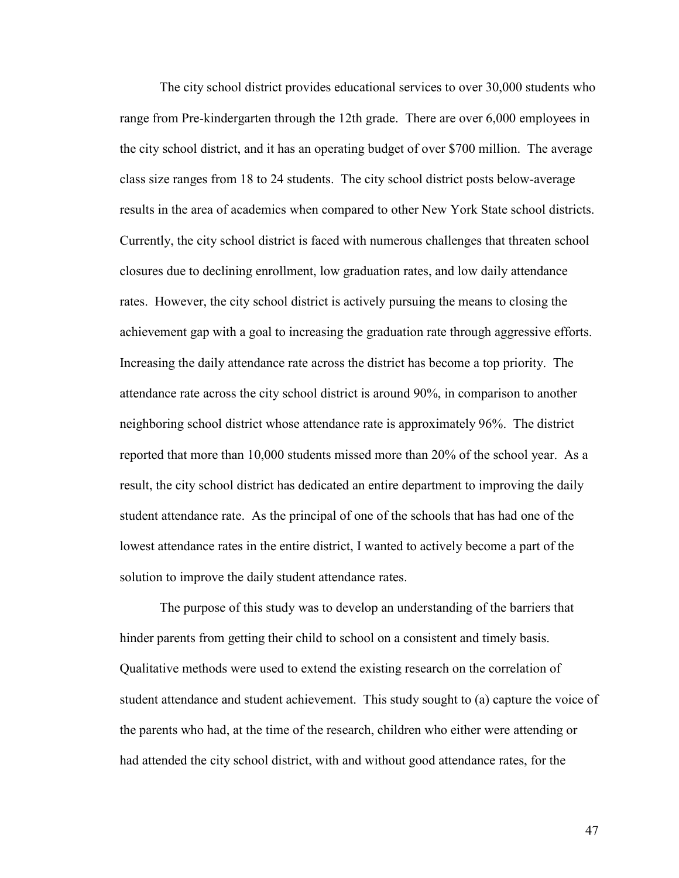The city school district provides educational services to over 30,000 students who range from Pre-kindergarten through the 12th grade. There are over 6,000 employees in the city school district, and it has an operating budget of over $700 million. The average class size ranges from 18 to 24 students. The city school district posts below-average results in the area of academics when compared to other New York State school districts. Currently, the city school district is faced with numerous challenges that threaten school closures due to declining enrollment, low graduation rates, and low daily attendance rates. However, the city school district is actively pursuing the means to closing the achievement gap with a goal to increasing the graduation rate through aggressive efforts. Increasing the daily attendance rate across the district has become a top priority. The attendance rate across the city school district is around 90%, in comparison to another neighboring school district whose attendance rate is approximately 96%. The district reported that more than 10,000 students missed more than 20% of the school year. As a result, the city school district has dedicated an entire department to improving the daily student attendance rate. As the principal of one of the schools that has had one of the lowest attendance rates in the entire district, I wanted to actively become a part of the solution to improve the daily student attendance rates.

The purpose of this study was to develop an understanding of the barriers that hinder parents from getting their child to school on a consistent and timely basis. Qualitative methods were used to extend the existing research on the correlation of student attendance and student achievement. This study sought to (a) capture the voice of the parents who had, at the time of the research, children who either were attending or had attended the city school district, with and without good attendance rates, for the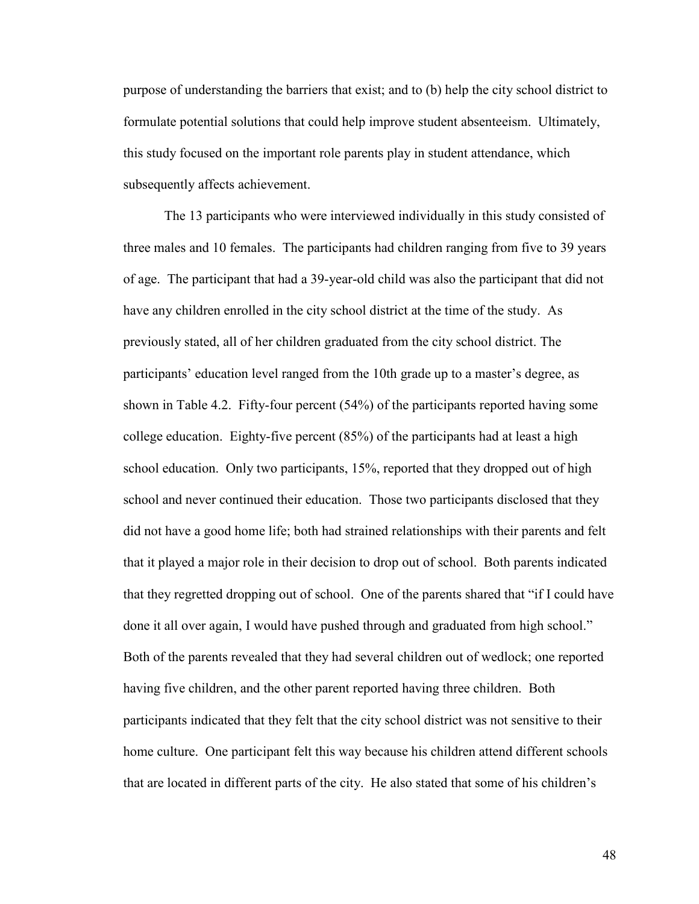purpose of understanding the barriers that exist; and to (b) help the city school district to formulate potential solutions that could help improve student absenteeism. Ultimately, this study focused on the important role parents play in student attendance, which subsequently affects achievement.

The 13 participants who were interviewed individually in this study consisted of three males and 10 females. The participants had children ranging from five to 39 years of age. The participant that had a 39-year-old child was also the participant that did not have any children enrolled in the city school district at the time of the study. As previously stated, all of her children graduated from the city school district. The participants' education level ranged from the 10th grade up to a master's degree, as shown in Table 4.2. Fifty-four percent (54%) of the participants reported having some college education. Eighty-five percent (85%) of the participants had at least a high school education. Only two participants, 15%, reported that they dropped out of high school and never continued their education. Those two participants disclosed that they did not have a good home life; both had strained relationships with their parents and felt that it played a major role in their decision to drop out of school. Both parents indicated that they regretted dropping out of school. One of the parents shared that "if I could have done it all over again, I would have pushed through and graduated from high school." Both of the parents revealed that they had several children out of wedlock; one reported having five children, and the other parent reported having three children. Both participants indicated that they felt that the city school district was not sensitive to their home culture. One participant felt this way because his children attend different schools that are located in different parts of the city. He also stated that some of his children's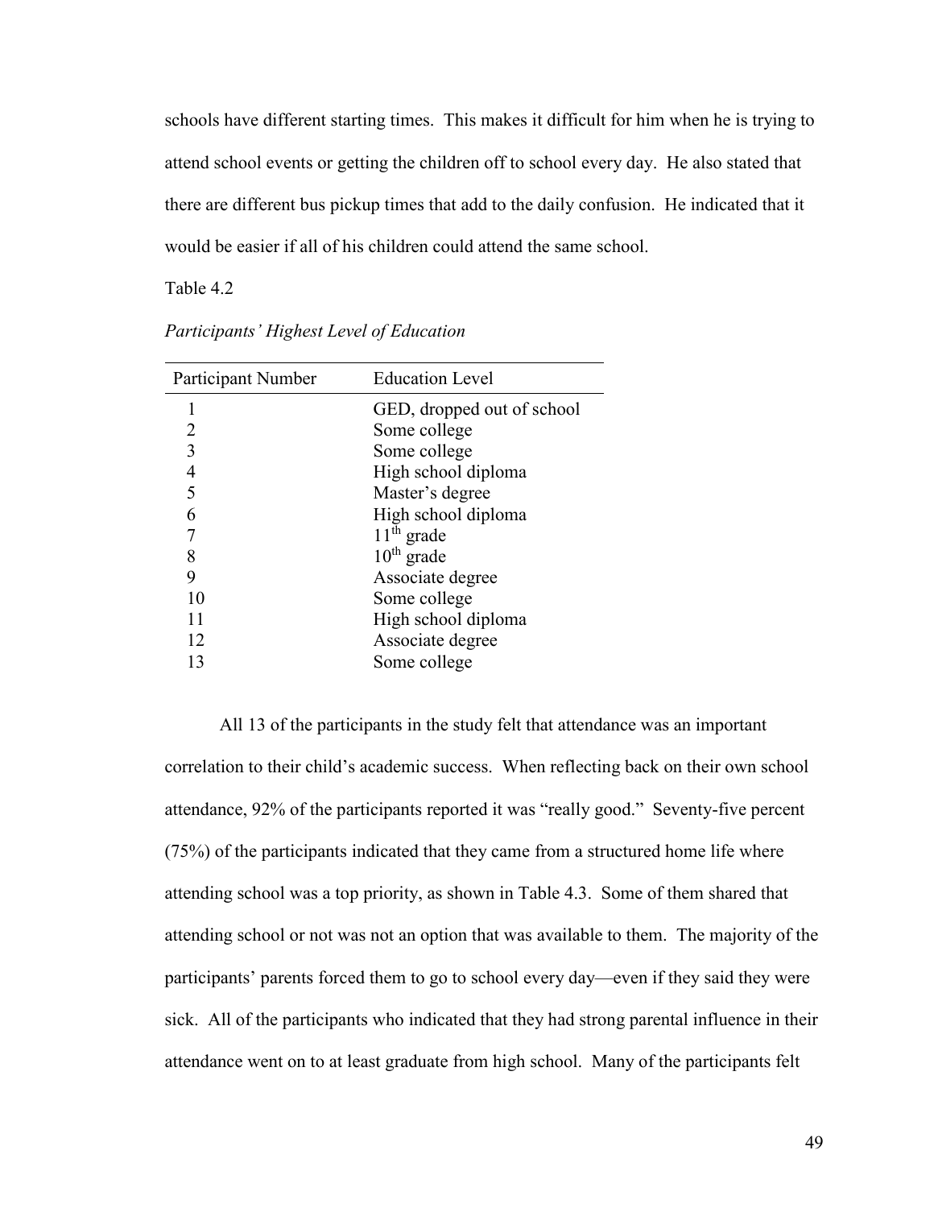schools have different starting times. This makes it difficult for him when he is trying to attend school events or getting the children off to school every day. He also stated that there are different bus pickup times that add to the daily confusion. He indicated that it would be easier if all of his children could attend the same school.

Table 4.2

*Participants' Highest Level of Education*

| Participant Number | Education Level |
|---|---|
| 1 | GED, dropped out of school |
| 2 | Some college |
| 3 | Some college |
| 4 | High school diploma |
| 5 | Master's degree |
| 6 | High school diploma |
| 7 | $11^{th}$ grade |
| 8 | $10^{th}$ grade |
| 9 | Associate degree |
| 10 | Some college |
| 11 | High school diploma |
| 12 | Associate degree |
| 13 | Some college |

All 13 of the participants in the study felt that attendance was an important correlation to their child's academic success. When reflecting back on their own school attendance, 92% of the participants reported it was "really good." Seventy-five percent (75%) of the participants indicated that they came from a structured home life where attending school was a top priority, as shown in Table 4.3. Some of them shared that attending school or not was not an option that was available to them. The majority of the participants' parents forced them to go to school every day—even if they said they were sick. All of the participants who indicated that they had strong parental influence in their attendance went on to at least graduate from high school. Many of the participants felt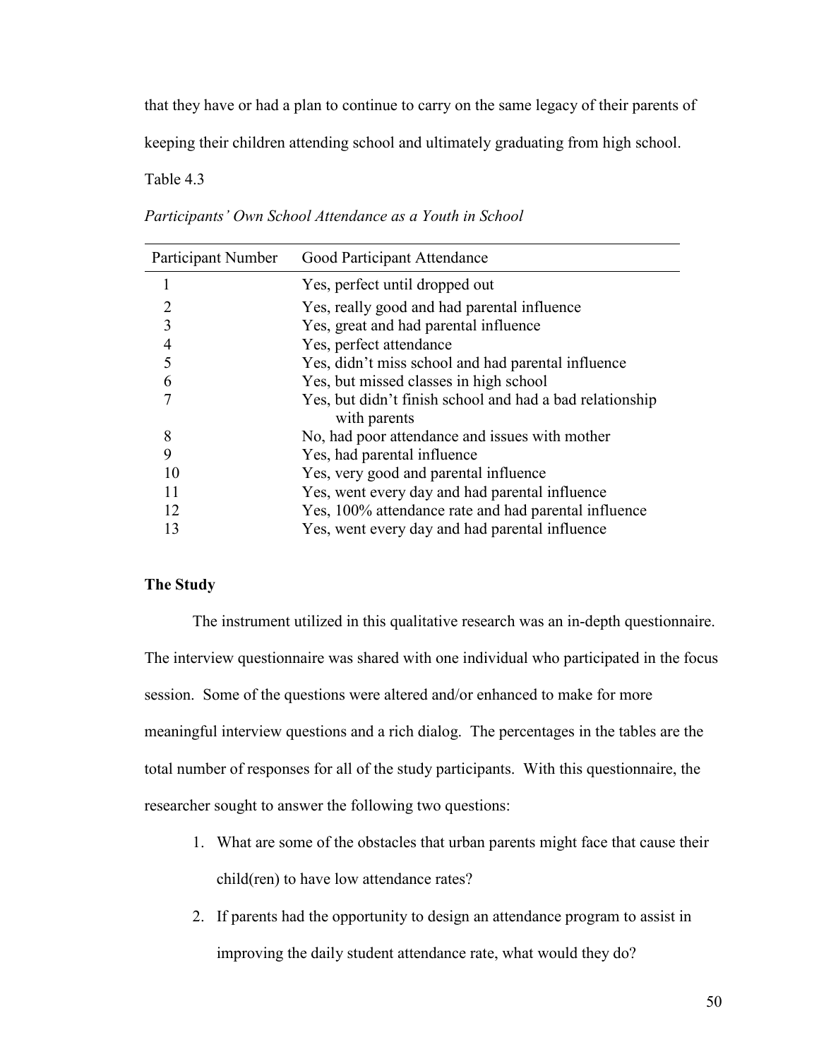that they have or had a plan to continue to carry on the same legacy of their parents of keeping their children attending school and ultimately graduating from high school.

Table 4.3

*Participants' Own School Attendance as a Youth in School*

| Participant Number | Good Participant Attendance |
|---|---|
| 1 | Yes, perfect until dropped out |
| 2 | Yes, really good and had parental influence |
| 3 | Yes, great and had parental influence |
| 4 | Yes, perfect attendance |
| 5 | Yes, didn't miss school and had parental influence |
| 6 | Yes, but missed classes in high school |
| 7 | Yes, but didn't finish school and had a bad relationship with parents |
| 8 | No, had poor attendance and issues with mother |
| 9 | Yes, had parental influence |
| 10 | Yes, very good and parental influence |
| 11 | Yes, went every day and had parental influence |
| 12 | Yes, 100% attendance rate and had parental influence |
| 13 | Yes, went every day and had parental influence |

**The Study**

The instrument utilized in this qualitative research was an in-depth questionnaire. The interview questionnaire was shared with one individual who participated in the focus session. Some of the questions were altered and/or enhanced to make for more meaningful interview questions and a rich dialog. The percentages in the tables are the total number of responses for all of the study participants. With this questionnaire, the researcher sought to answer the following two questions:

1. What are some of the obstacles that urban parents might face that cause their child(ren) to have low attendance rates?
2. If parents had the opportunity to design an attendance program to assist in improving the daily student attendance rate, what would they do?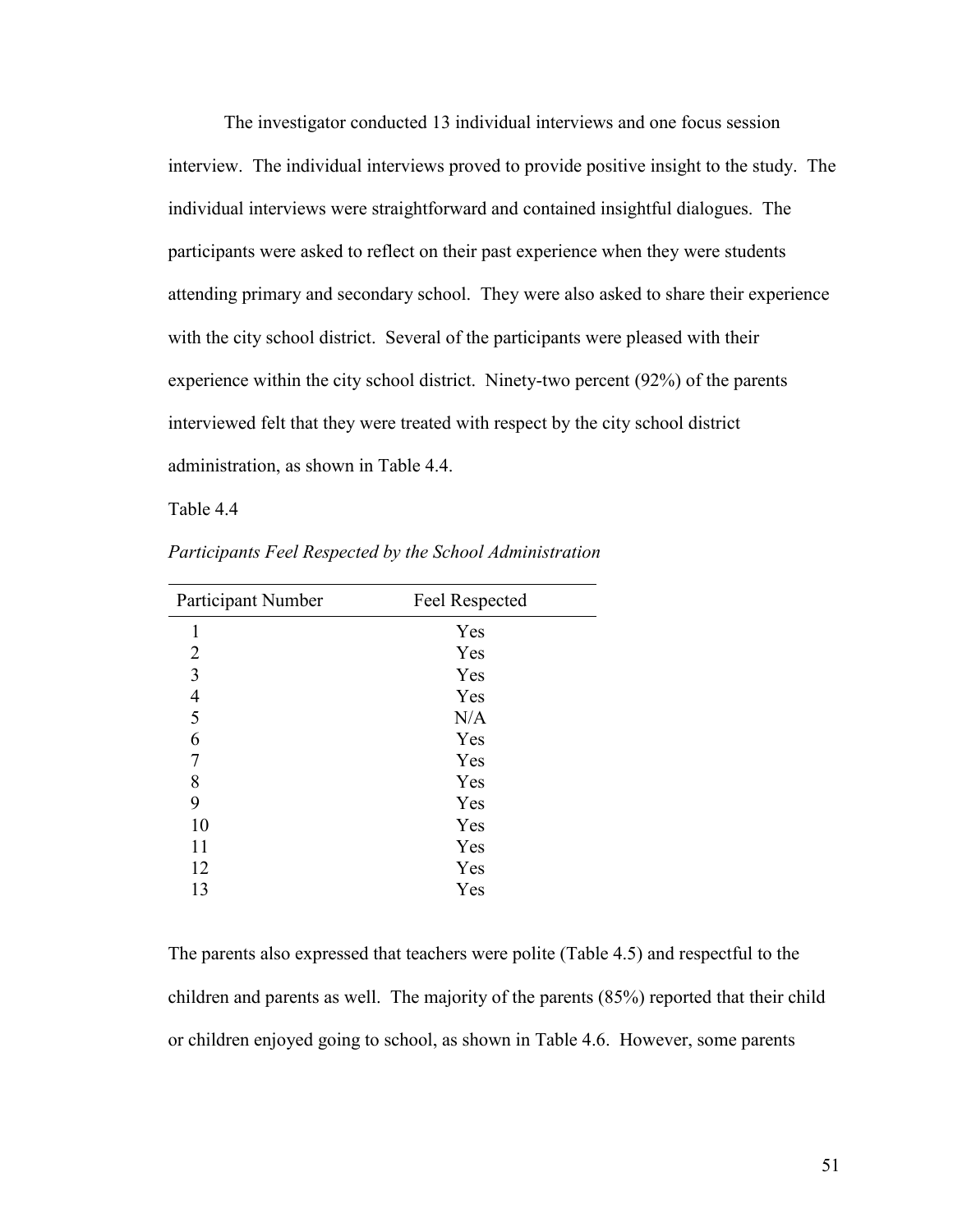The investigator conducted 13 individual interviews and one focus session interview. The individual interviews proved to provide positive insight to the study. The individual interviews were straightforward and contained insightful dialogues. The participants were asked to reflect on their past experience when they were students attending primary and secondary school. They were also asked to share their experience with the city school district. Several of the participants were pleased with their experience within the city school district. Ninety-two percent (92%) of the parents interviewed felt that they were treated with respect by the city school district administration, as shown in Table 4.4.

Table 4.4

*Participants Feel Respected by the School Administration*

| Participant Number | Feel Respected |
|---|---|
| 1 | Yes |
| 2 | Yes |
| 3 | Yes |
| 4 | Yes |
| 5 | N/A |
| 6 | Yes |
| 7 | Yes |
| 8 | Yes |
| 9 | Yes |
| 10 | Yes |
| 11 | Yes |
| 12 | Yes |
| 13 | Yes |

The parents also expressed that teachers were polite (Table 4.5) and respectful to the children and parents as well. The majority of the parents (85%) reported that their child or children enjoyed going to school, as shown in Table 4.6. However, some parents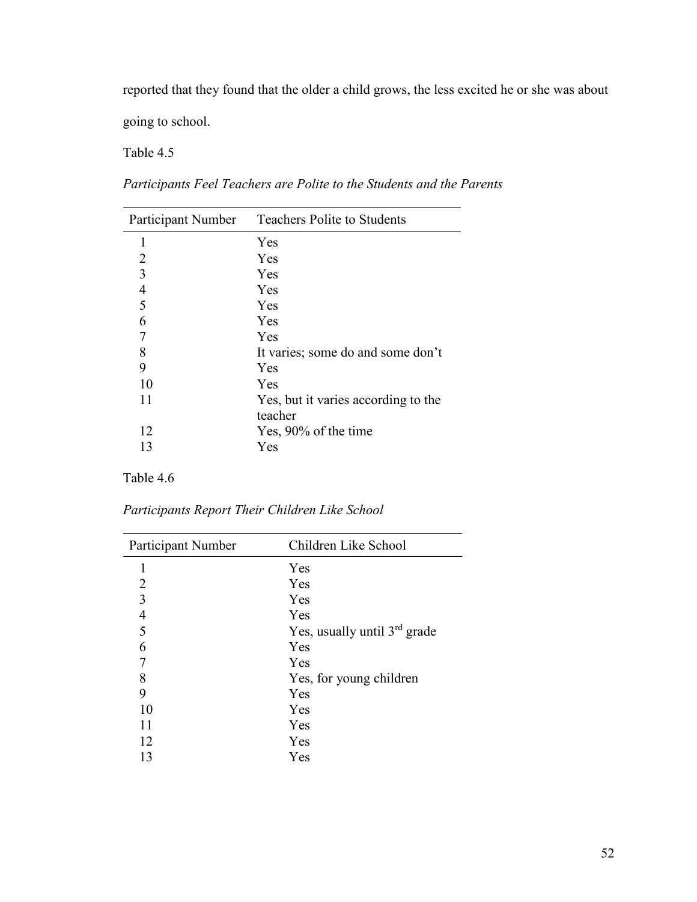reported that they found that the older a child grows, the less excited he or she was about going to school.

Table 4.5

*Participants Feel Teachers are Polite to the Students and the Parents*

| Participant Number | Teachers Polite to Students |
| --- | --- |
| 1 | Yes |
| 2 | Yes |
| 3 | Yes |
| 4 | Yes |
| 5 | Yes |
| 6 | Yes |
| 7 | Yes |
| 8 | It varies; some do and some don't |
| 9 | Yes |
| 10 | Yes |
| 11 | Yes, but it varies according to the teacher |
| 12 | Yes, 90% of the time |
| 13 | Yes |

Table 4.6

*Participants Report Their Children Like School*

| Participant Number | Children Like School |
| --- | --- |
| 1 | Yes |
| 2 | Yes |
| 3 | Yes |
| 4 | Yes |
| 5 | Yes, usually until 3rd grade |
| 6 | Yes |
| 7 | Yes |
| 8 | Yes, for young children |
| 9 | Yes |
| 10 | Yes |
| 11 | Yes |
| 12 | Yes |
| 13 | Yes |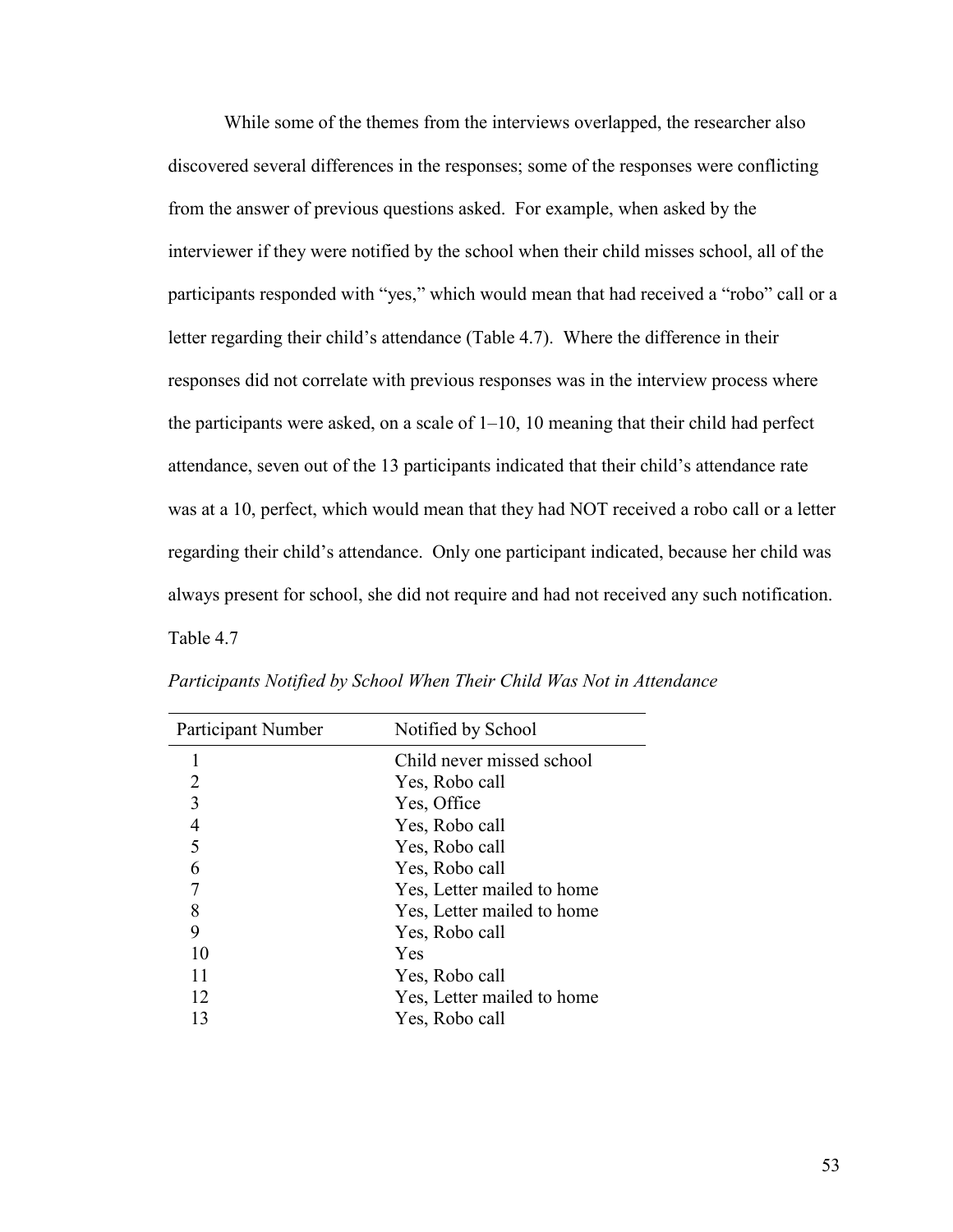While some of the themes from the interviews overlapped, the researcher also discovered several differences in the responses; some of the responses were conflicting from the answer of previous questions asked. For example, when asked by the interviewer if they were notified by the school when their child misses school, all of the participants responded with "yes," which would mean that had received a "robo" call or a letter regarding their child's attendance (Table 4.7). Where the difference in their responses did not correlate with previous responses was in the interview process where the participants were asked, on a scale of 1–10, 10 meaning that their child had perfect attendance, seven out of the 13 participants indicated that their child's attendance rate was at a 10, perfect, which would mean that they had NOT received a robo call or a letter regarding their child's attendance. Only one participant indicated, because her child was always present for school, she did not require and had not received any such notification.

Table 4.7

*Participants Notified by School When Their Child Was Not in Attendance*

| Participant Number | Notified by School |
|---|---|
| 1 | Child never missed school |
| 2 | Yes, Robo call |
| 3 | Yes, Office |
| 4 | Yes, Robo call |
| 5 | Yes, Robo call |
| 6 | Yes, Robo call |
| 7 | Yes, Letter mailed to home |
| 8 | Yes, Letter mailed to home |
| 9 | Yes, Robo call |
| 10 | Yes |
| 11 | Yes, Robo call |
| 12 | Yes, Letter mailed to home |
| 13 | Yes, Robo call |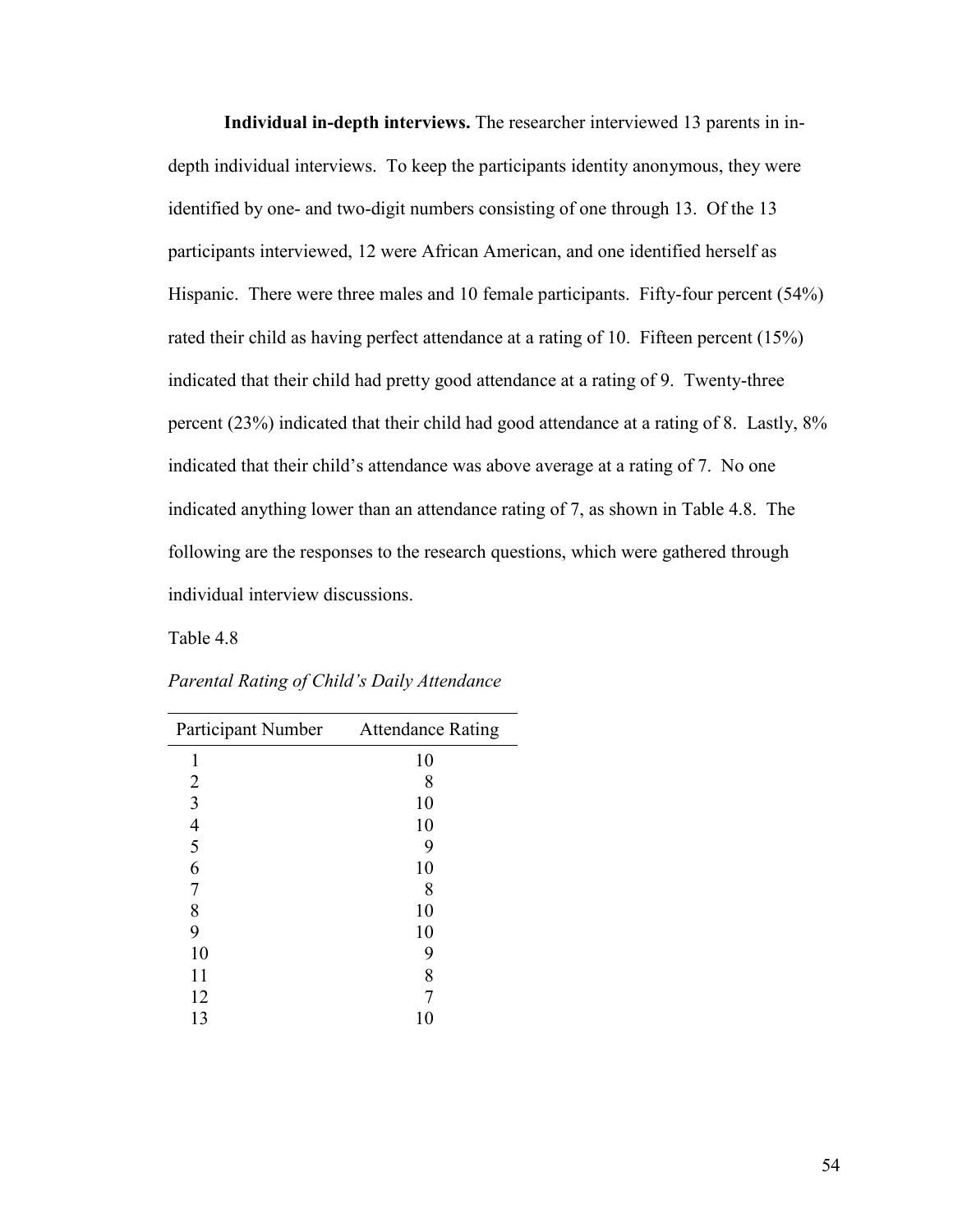**Individual in-depth interviews.** The researcher interviewed 13 parents in in-depth individual interviews. To keep the participants identity anonymous, they were identified by one- and two-digit numbers consisting of one through 13. Of the 13 participants interviewed, 12 were African American, and one identified herself as Hispanic. There were three males and 10 female participants. Fifty-four percent (54%) rated their child as having perfect attendance at a rating of 10. Fifteen percent (15%) indicated that their child had pretty good attendance at a rating of 9. Twenty-three percent (23%) indicated that their child had good attendance at a rating of 8. Lastly, 8% indicated that their child's attendance was above average at a rating of 7. No one indicated anything lower than an attendance rating of 7, as shown in Table 4.8. The following are the responses to the research questions, which were gathered through individual interview discussions.

Table 4.8

*Parental Rating of Child's Daily Attendance*

| Participant Number | Attendance Rating |
|---|---|
| 1 | 10 |
| 2 | 8 |
| 3 | 10 |
| 4 | 10 |
| 5 | 9 |
| 6 | 10 |
| 7 | 8 |
| 8 | 10 |
| 9 | 10 |
| 10 | 9 |
| 11 | 8 |
| 12 | 7 |
| 13 | 10 |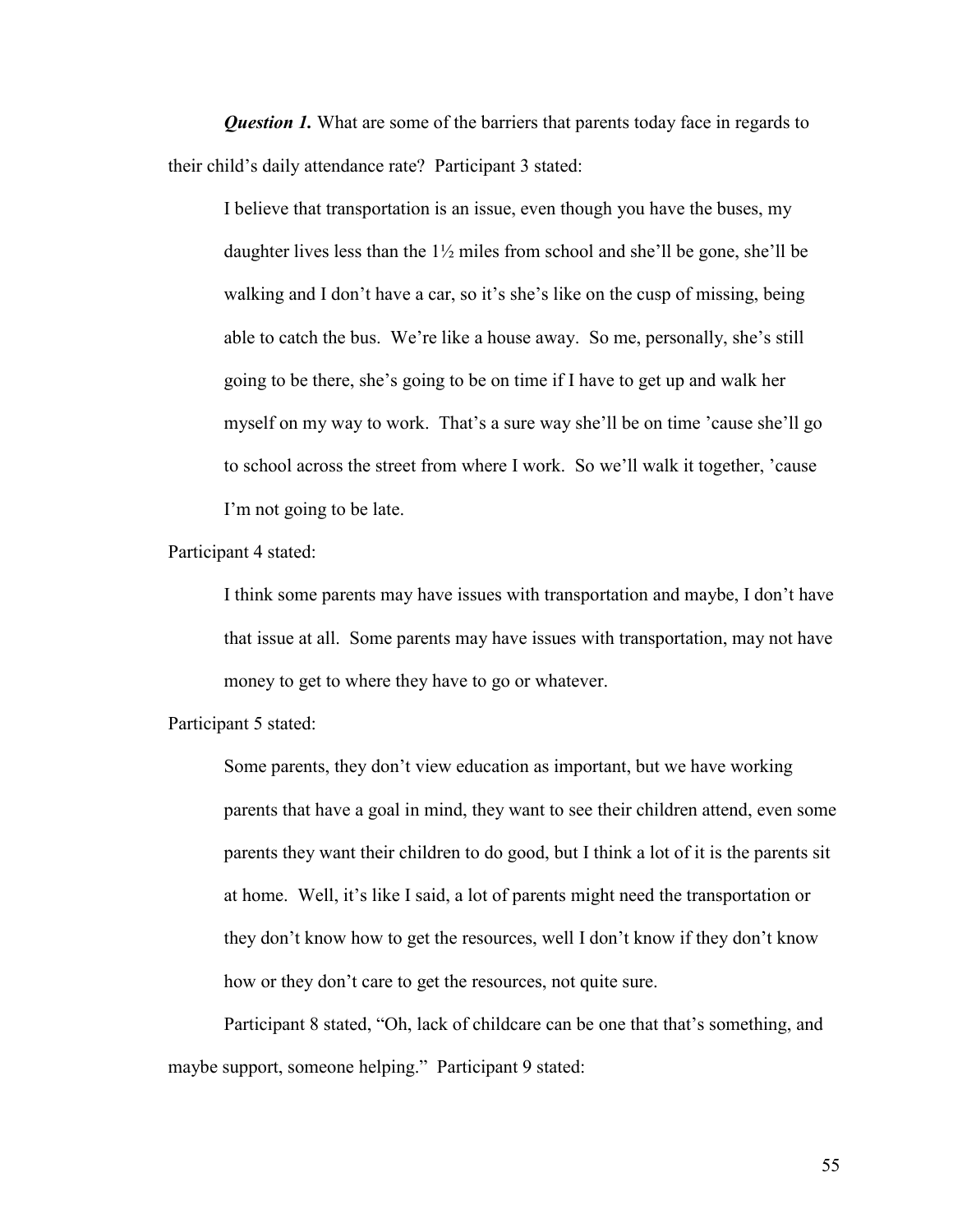***Question 1.*** What are some of the barriers that parents today face in regards to their child's daily attendance rate? Participant 3 stated:

> I believe that transportation is an issue, even though you have the buses, my daughter lives less than the 1½ miles from school and she'll be gone, she'll be walking and I don't have a car, so it's she's like on the cusp of missing, being able to catch the bus. We're like a house away. So me, personally, she's still going to be there, she's going to be on time if I have to get up and walk her myself on my way to work. That's a sure way she'll be on time 'cause she'll go to school across the street from where I work. So we'll walk it together, 'cause I'm not going to be late.

Participant 4 stated:

> I think some parents may have issues with transportation and maybe, I don't have that issue at all. Some parents may have issues with transportation, may not have money to get to where they have to go or whatever.

Participant 5 stated:

> Some parents, they don't view education as important, but we have working parents that have a goal in mind, they want to see their children attend, even some parents they want their children to do good, but I think a lot of it is the parents sit at home. Well, it's like I said, a lot of parents might need the transportation or they don't know how to get the resources, well I don't know if they don't know how or they don't care to get the resources, not quite sure.

Participant 8 stated, "Oh, lack of childcare can be one that that's something, and maybe support, someone helping." Participant 9 stated: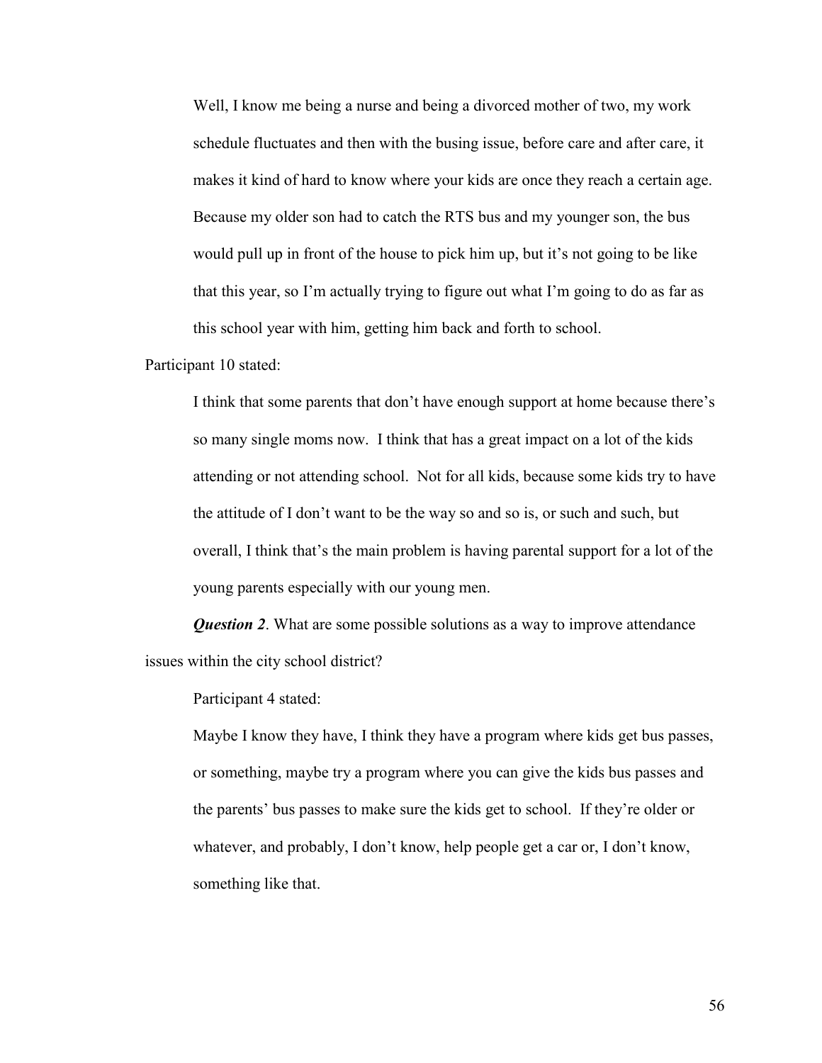> Well, I know me being a nurse and being a divorced mother of two, my work schedule fluctuates and then with the busing issue, before care and after care, it makes it kind of hard to know where your kids are once they reach a certain age. Because my older son had to catch the RTS bus and my younger son, the bus would pull up in front of the house to pick him up, but it's not going to be like that this year, so I'm actually trying to figure out what I'm going to do as far as this school year with him, getting him back and forth to school.

Participant 10 stated:

> I think that some parents that don't have enough support at home because there's so many single moms now. I think that has a great impact on a lot of the kids attending or not attending school. Not for all kids, because some kids try to have the attitude of I don't want to be the way so and so is, or such and such, but overall, I think that's the main problem is having parental support for a lot of the young parents especially with our young men.

***Question 2***. What are some possible solutions as a way to improve attendance issues within the city school district?

Participant 4 stated:

> Maybe I know they have, I think they have a program where kids get bus passes, or something, maybe try a program where you can give the kids bus passes and the parents' bus passes to make sure the kids get to school. If they're older or whatever, and probably, I don't know, help people get a car or, I don't know, something like that.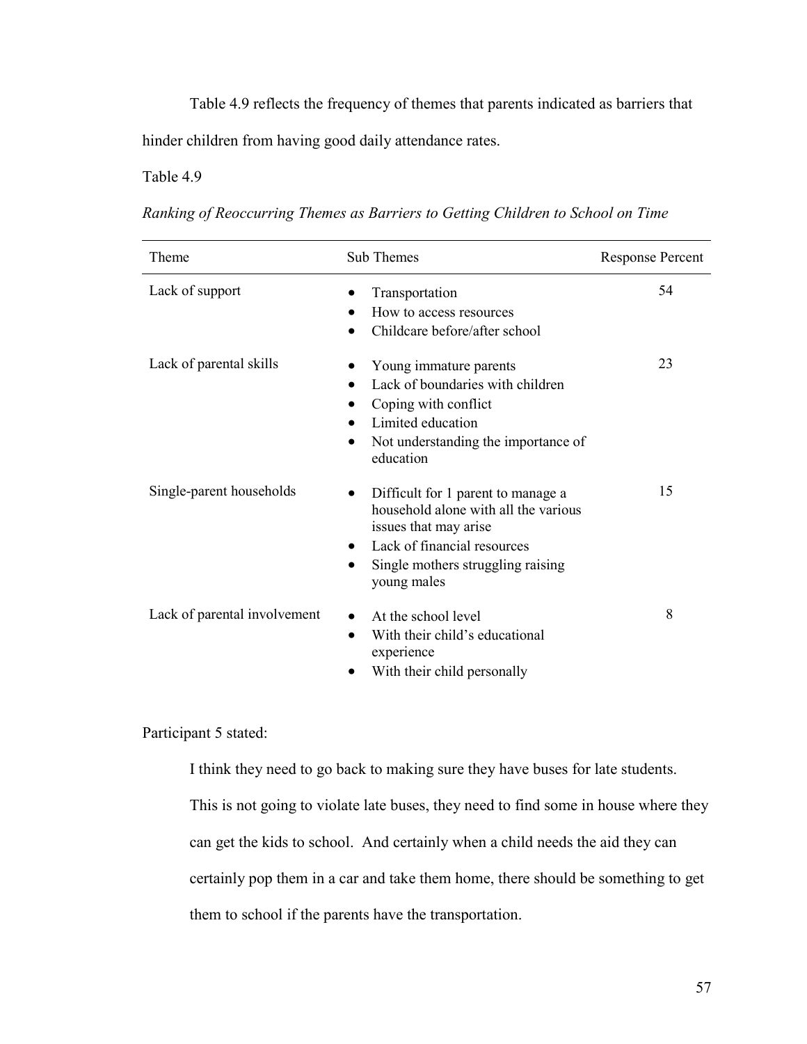Table 4.9 reflects the frequency of themes that parents indicated as barriers that hinder children from having good daily attendance rates.

Table 4.9

*Ranking of Reoccurring Themes as Barriers to Getting Children to School on Time*

| Theme | Sub Themes | Response Percent |
|---|---|---|
| Lack of support | • Transportation<br>• How to access resources<br>• Childcare before/after school | 54 |
| Lack of parental skills | • Young immature parents<br>• Lack of boundaries with children<br>• Coping with conflict<br>• Limited education<br>• Not understanding the importance of education | 23 |
| Single-parent households | • Difficult for 1 parent to manage a household alone with all the various issues that may arise<br>• Lack of financial resources<br>• Single mothers struggling raising young males | 15 |
| Lack of parental involvement | • At the school level<br>• With their child's educational experience<br>• With their child personally | 8 |

Participant 5 stated:

> I think they need to go back to making sure they have buses for late students. This is not going to violate late buses, they need to find some in house where they can get the kids to school. And certainly when a child needs the aid they can certainly pop them in a car and take them home, there should be something to get them to school if the parents have the transportation.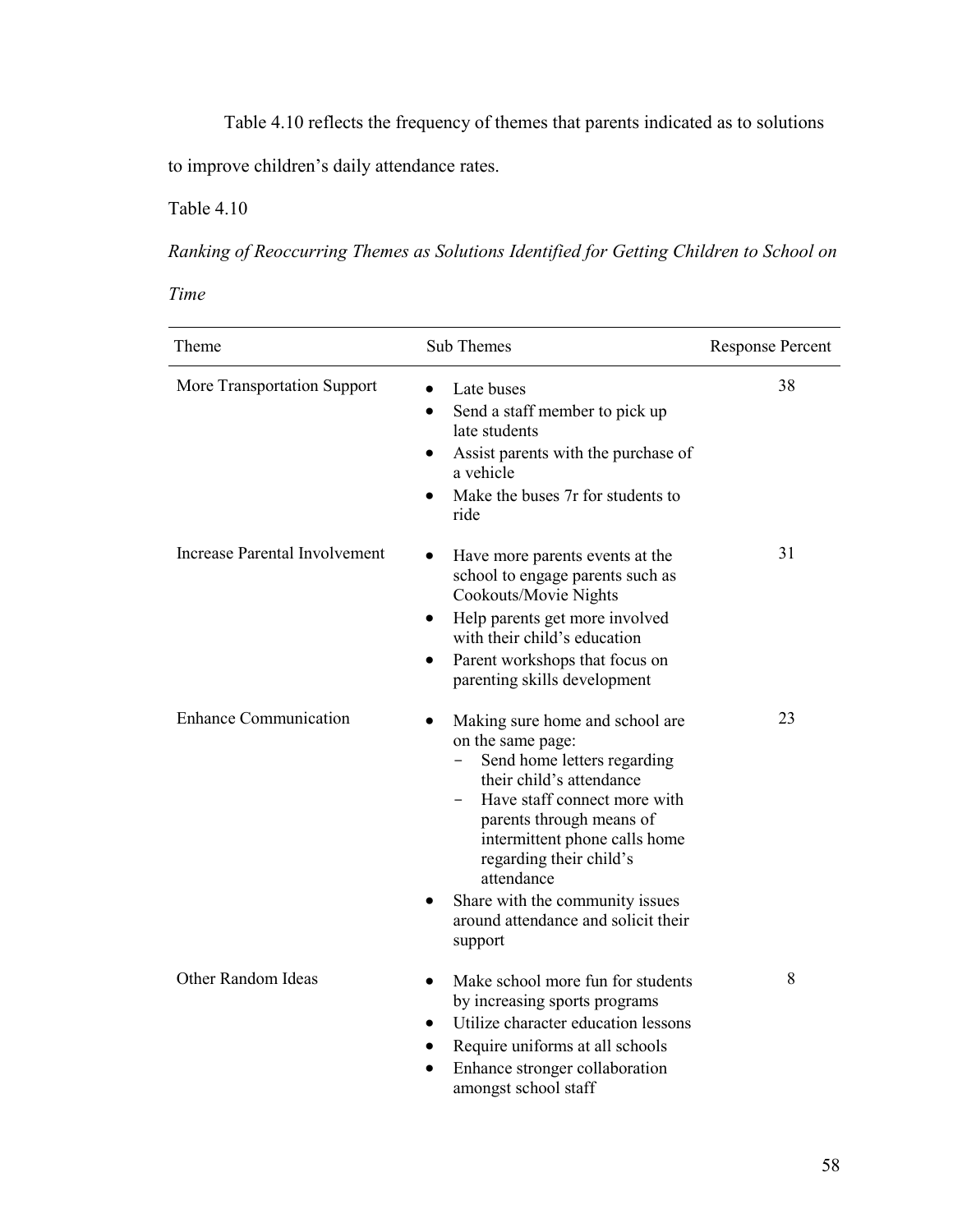Table 4.10 reflects the frequency of themes that parents indicated as to solutions to improve children's daily attendance rates.

Table 4.10

*Ranking of Reoccurring Themes as Solutions Identified for Getting Children to School on Time*

| Theme | Sub Themes | Response Percent |
|---|---|---|
| More Transportation Support | • Late buses<br>• Send a staff member to pick up late students<br>• Assist parents with the purchase of a vehicle<br>• Make the buses 7r for students to ride | 38 |
| Increase Parental Involvement | • Have more parents events at the school to engage parents such as Cookouts/Movie Nights<br>• Help parents get more involved with their child's education<br>• Parent workshops that focus on parenting skills development | 31 |
| Enhance Communication | • Making sure home and school are on the same page:<br>  - Send home letters regarding their child's attendance<br>  - Have staff connect more with parents through means of intermittent phone calls home regarding their child's attendance<br>• Share with the community issues around attendance and solicit their support | 23 |
| Other Random Ideas | • Make school more fun for students by increasing sports programs<br>• Utilize character education lessons<br>• Require uniforms at all schools<br>• Enhance stronger collaboration amongst school staff | 8 |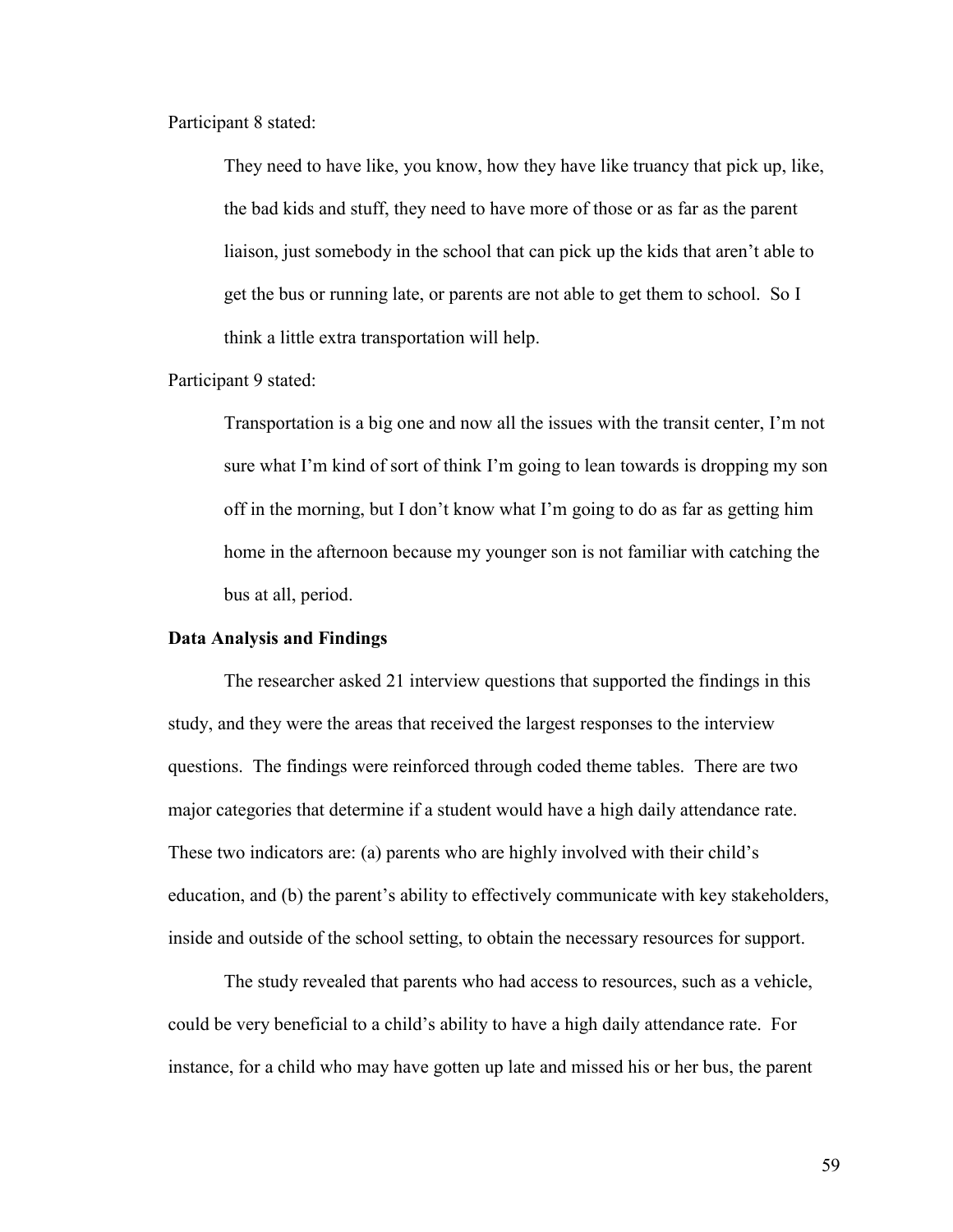Participant 8 stated:

> They need to have like, you know, how they have like truancy that pick up, like, the bad kids and stuff, they need to have more of those or as far as the parent liaison, just somebody in the school that can pick up the kids that aren't able to get the bus or running late, or parents are not able to get them to school. So I think a little extra transportation will help.

Participant 9 stated:

> Transportation is a big one and now all the issues with the transit center, I'm not sure what I'm kind of sort of think I'm going to lean towards is dropping my son off in the morning, but I don't know what I'm going to do as far as getting him home in the afternoon because my younger son is not familiar with catching the bus at all, period.

**Data Analysis and Findings**

The researcher asked 21 interview questions that supported the findings in this study, and they were the areas that received the largest responses to the interview questions. The findings were reinforced through coded theme tables. There are two major categories that determine if a student would have a high daily attendance rate. These two indicators are: (a) parents who are highly involved with their child's education, and (b) the parent's ability to effectively communicate with key stakeholders, inside and outside of the school setting, to obtain the necessary resources for support.

The study revealed that parents who had access to resources, such as a vehicle, could be very beneficial to a child's ability to have a high daily attendance rate. For instance, for a child who may have gotten up late and missed his or her bus, the parent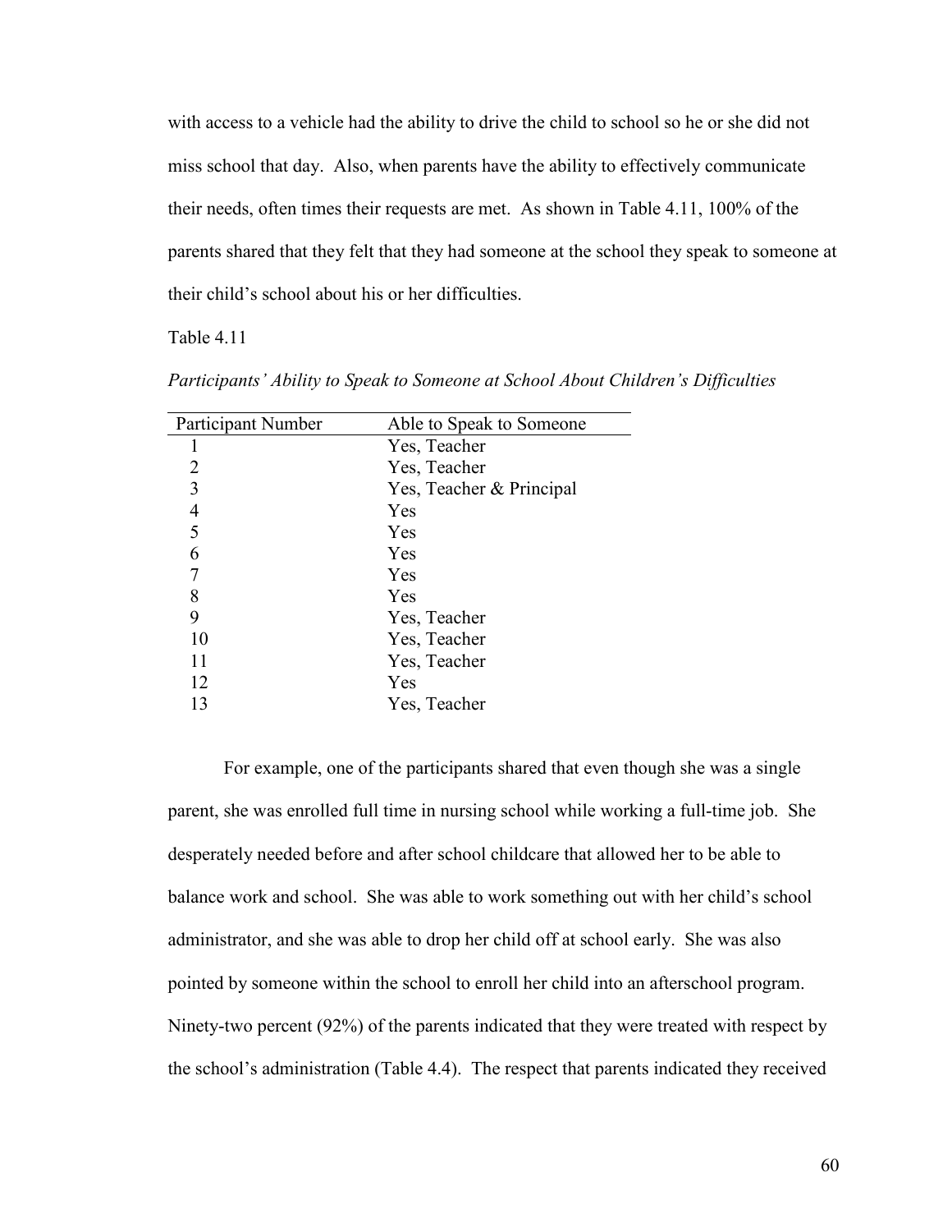with access to a vehicle had the ability to drive the child to school so he or she did not miss school that day. Also, when parents have the ability to effectively communicate their needs, often times their requests are met. As shown in Table 4.11, 100% of the parents shared that they felt that they had someone at the school they speak to someone at their child's school about his or her difficulties.

Table 4.11

*Participants' Ability to Speak to Someone at School About Children's Difficulties*

| Participant Number | Able to Speak to Someone |
|---|---|
| 1 | Yes, Teacher |
| 2 | Yes, Teacher |
| 3 | Yes, Teacher & Principal |
| 4 | Yes |
| 5 | Yes |
| 6 | Yes |
| 7 | Yes |
| 8 | Yes |
| 9 | Yes, Teacher |
| 10 | Yes, Teacher |
| 11 | Yes, Teacher |
| 12 | Yes |
| 13 | Yes, Teacher |

For example, one of the participants shared that even though she was a single parent, she was enrolled full time in nursing school while working a full-time job. She desperately needed before and after school childcare that allowed her to be able to balance work and school. She was able to work something out with her child's school administrator, and she was able to drop her child off at school early. She was also pointed by someone within the school to enroll her child into an afterschool program. Ninety-two percent (92%) of the parents indicated that they were treated with respect by the school's administration (Table 4.4). The respect that parents indicated they received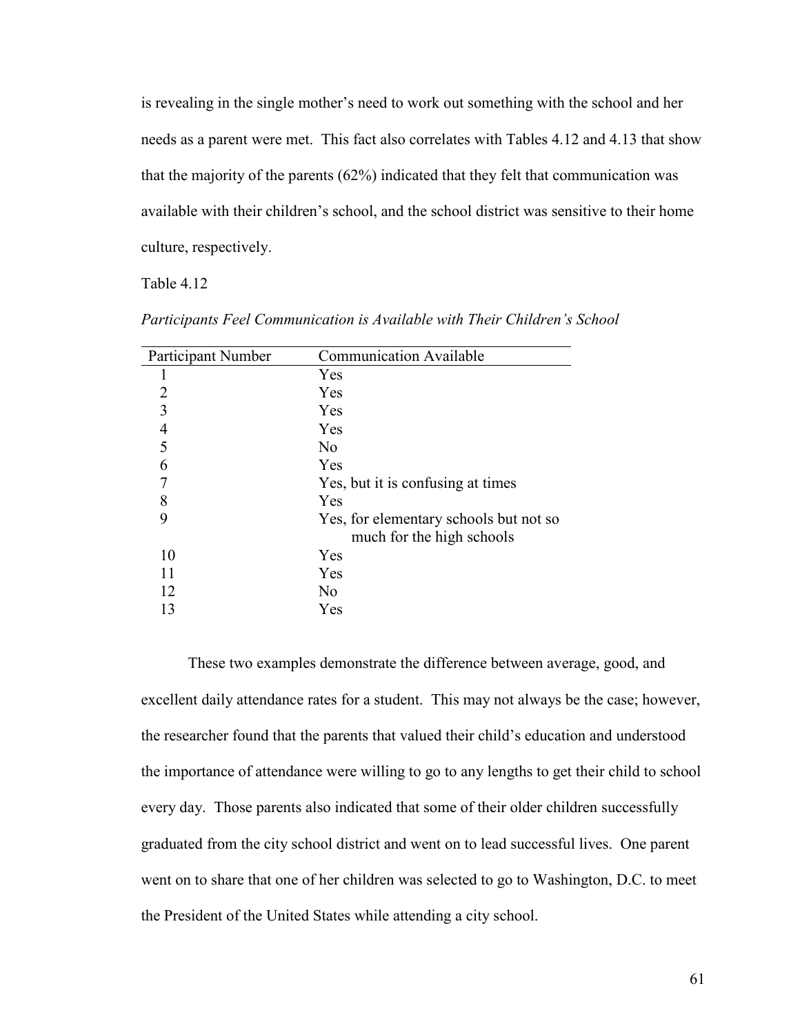is revealing in the single mother's need to work out something with the school and her needs as a parent were met. This fact also correlates with Tables 4.12 and 4.13 that show that the majority of the parents (62%) indicated that they felt that communication was available with their children's school, and the school district was sensitive to their home culture, respectively.

Table 4.12

*Participants Feel Communication is Available with Their Children's School*

| Participant Number | Communication Available |
|---|---|
| 1 | Yes |
| 2 | Yes |
| 3 | Yes |
| 4 | Yes |
| 5 | No |
| 6 | Yes |
| 7 | Yes, but it is confusing at times |
| 8 | Yes |
| 9 | Yes, for elementary schools but not so much for the high schools |
| 10 | Yes |
| 11 | Yes |
| 12 | No |
| 13 | Yes |

These two examples demonstrate the difference between average, good, and excellent daily attendance rates for a student. This may not always be the case; however, the researcher found that the parents that valued their child's education and understood the importance of attendance were willing to go to any lengths to get their child to school every day. Those parents also indicated that some of their older children successfully graduated from the city school district and went on to lead successful lives. One parent went on to share that one of her children was selected to go to Washington, D.C. to meet the President of the United States while attending a city school.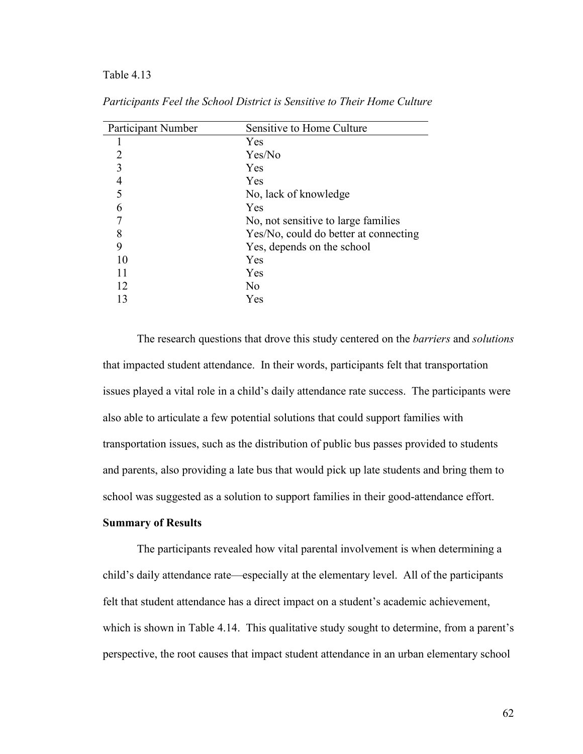Table 4.13

*Participants Feel the School District is Sensitive to Their Home Culture*

| Participant Number | Sensitive to Home Culture |
|---|---|
| 1 | Yes |
| 2 | Yes/No |
| 3 | Yes |
| 4 | Yes |
| 5 | No, lack of knowledge |
| 6 | Yes |
| 7 | No, not sensitive to large families |
| 8 | Yes/No, could do better at connecting |
| 9 | Yes, depends on the school |
| 10 | Yes |
| 11 | Yes |
| 12 | No |
| 13 | Yes |

The research questions that drove this study centered on the *barriers* and *solutions* that impacted student attendance. In their words, participants felt that transportation issues played a vital role in a child's daily attendance rate success. The participants were also able to articulate a few potential solutions that could support families with transportation issues, such as the distribution of public bus passes provided to students and parents, also providing a late bus that would pick up late students and bring them to school was suggested as a solution to support families in their good-attendance effort.

**Summary of Results**

The participants revealed how vital parental involvement is when determining a child's daily attendance rate—especially at the elementary level. All of the participants felt that student attendance has a direct impact on a student's academic achievement, which is shown in Table 4.14. This qualitative study sought to determine, from a parent's perspective, the root causes that impact student attendance in an urban elementary school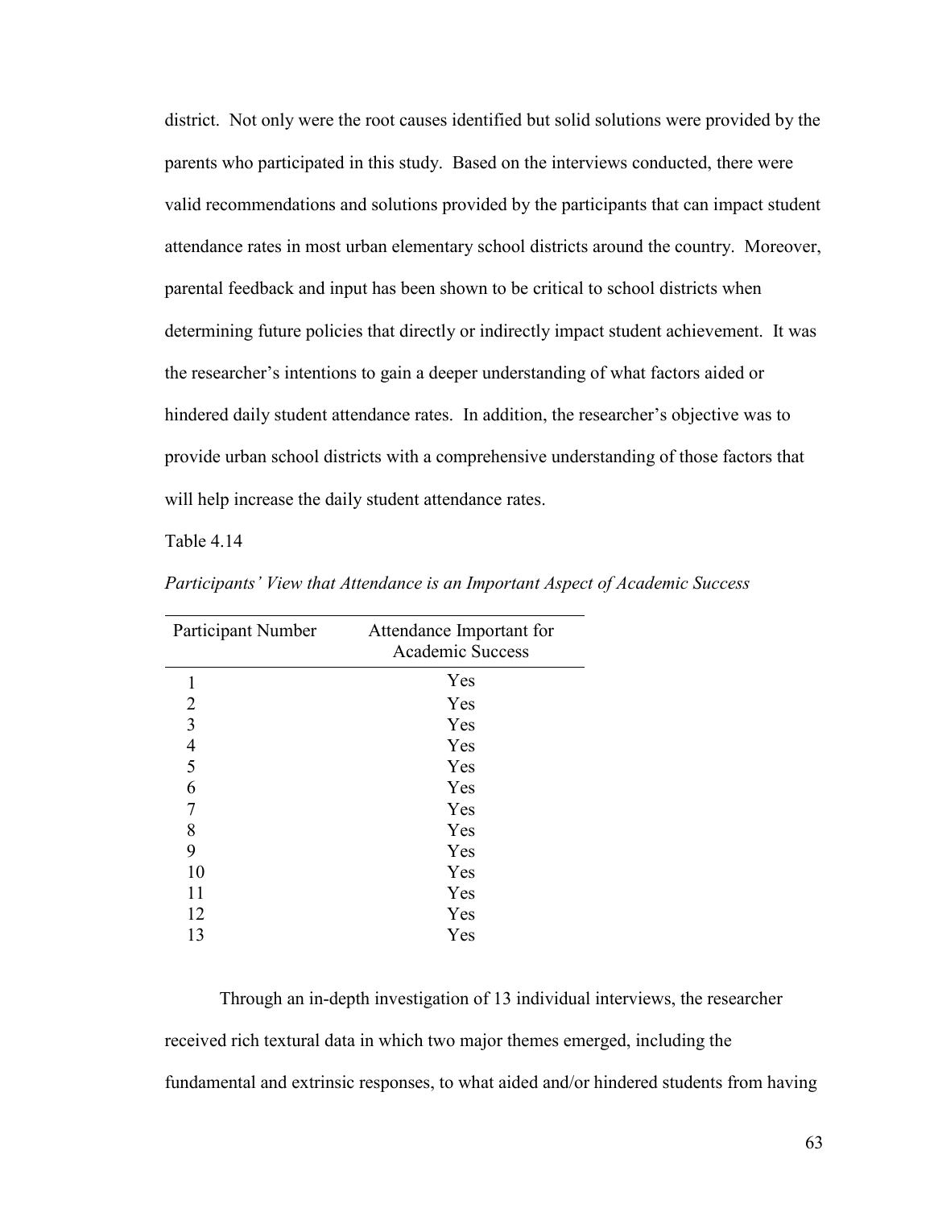district. Not only were the root causes identified but solid solutions were provided by the parents who participated in this study. Based on the interviews conducted, there were valid recommendations and solutions provided by the participants that can impact student attendance rates in most urban elementary school districts around the country. Moreover, parental feedback and input has been shown to be critical to school districts when determining future policies that directly or indirectly impact student achievement. It was the researcher's intentions to gain a deeper understanding of what factors aided or hindered daily student attendance rates. In addition, the researcher's objective was to provide urban school districts with a comprehensive understanding of those factors that will help increase the daily student attendance rates.

Table 4.14

*Participants' View that Attendance is an Important Aspect of Academic Success*

| Participant Number | Attendance Important for Academic Success |
|---|---|
| 1 | Yes |
| 2 | Yes |
| 3 | Yes |
| 4 | Yes |
| 5 | Yes |
| 6 | Yes |
| 7 | Yes |
| 8 | Yes |
| 9 | Yes |
| 10 | Yes |
| 11 | Yes |
| 12 | Yes |
| 13 | Yes |

Through an in-depth investigation of 13 individual interviews, the researcher received rich textural data in which two major themes emerged, including the fundamental and extrinsic responses, to what aided and/or hindered students from having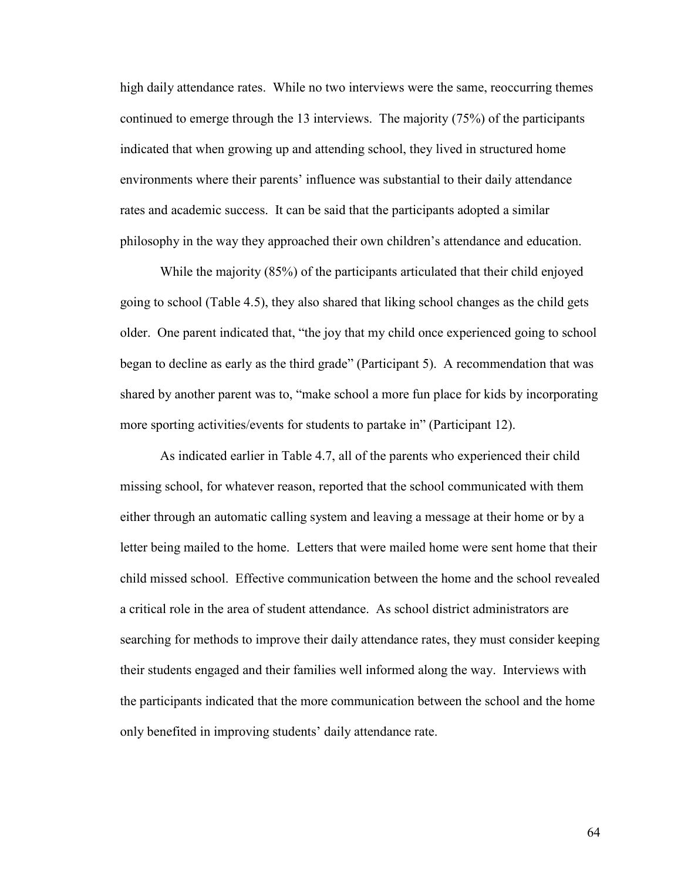high daily attendance rates. While no two interviews were the same, reoccurring themes continued to emerge through the 13 interviews. The majority (75%) of the participants indicated that when growing up and attending school, they lived in structured home environments where their parents' influence was substantial to their daily attendance rates and academic success. It can be said that the participants adopted a similar philosophy in the way they approached their own children's attendance and education.

While the majority (85%) of the participants articulated that their child enjoyed going to school (Table 4.5), they also shared that liking school changes as the child gets older. One parent indicated that, "the joy that my child once experienced going to school began to decline as early as the third grade" (Participant 5). A recommendation that was shared by another parent was to, "make school a more fun place for kids by incorporating more sporting activities/events for students to partake in" (Participant 12).

As indicated earlier in Table 4.7, all of the parents who experienced their child missing school, for whatever reason, reported that the school communicated with them either through an automatic calling system and leaving a message at their home or by a letter being mailed to the home. Letters that were mailed home were sent home that their child missed school. Effective communication between the home and the school revealed a critical role in the area of student attendance. As school district administrators are searching for methods to improve their daily attendance rates, they must consider keeping their students engaged and their families well informed along the way. Interviews with the participants indicated that the more communication between the school and the home only benefited in improving students' daily attendance rate.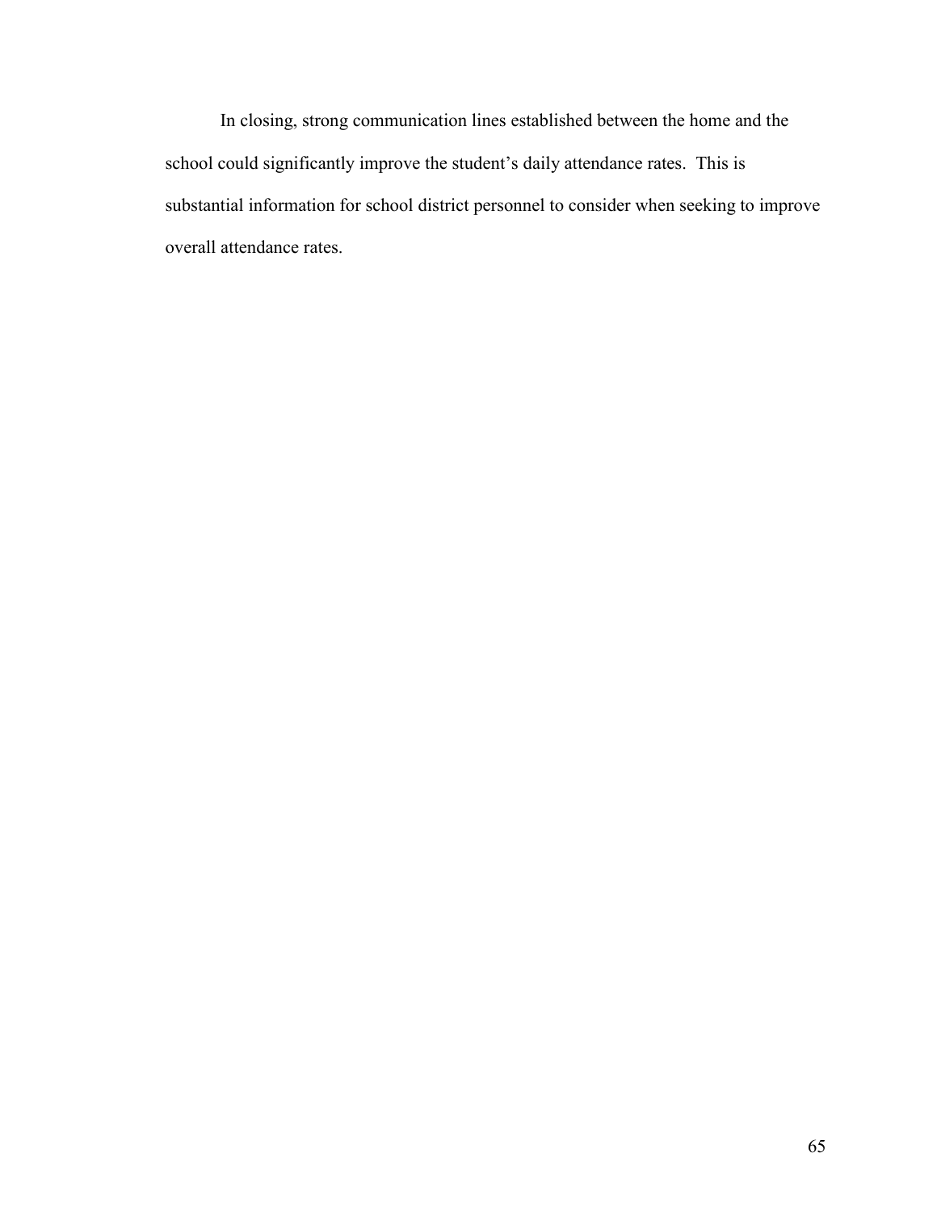In closing, strong communication lines established between the home and the school could significantly improve the student's daily attendance rates. This is substantial information for school district personnel to consider when seeking to improve overall attendance rates.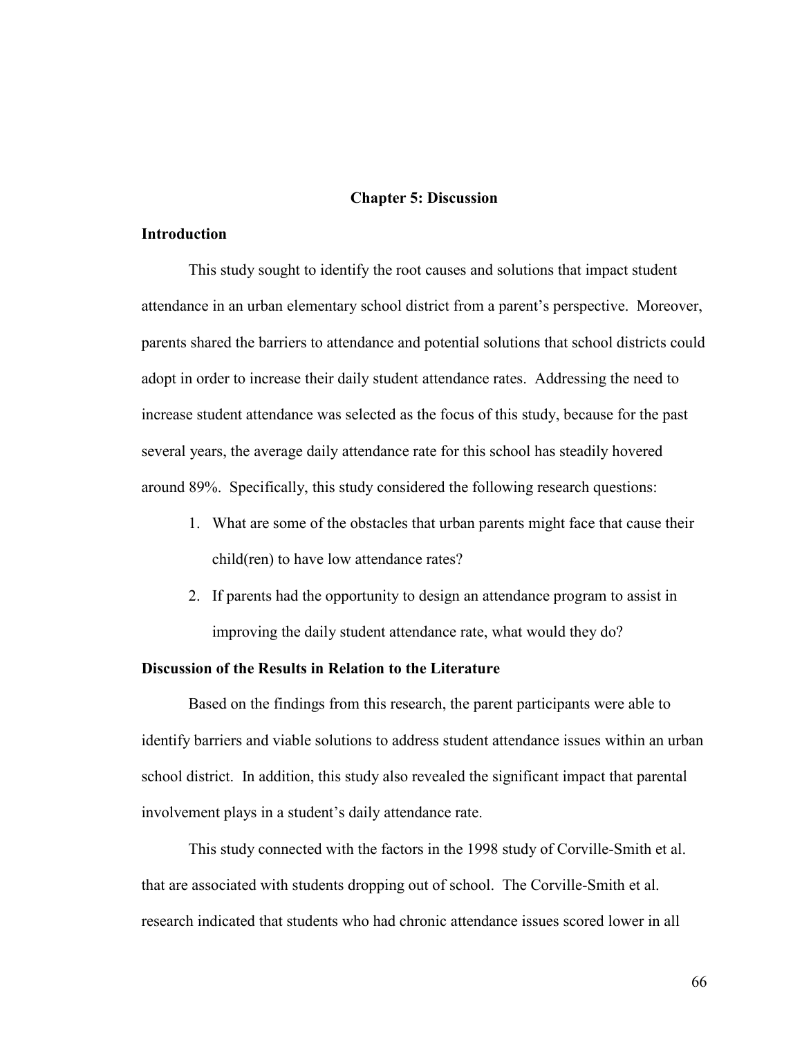# Chapter 5: Discussion

## Introduction

This study sought to identify the root causes and solutions that impact student attendance in an urban elementary school district from a parent's perspective. Moreover, parents shared the barriers to attendance and potential solutions that school districts could adopt in order to increase their daily student attendance rates. Addressing the need to increase student attendance was selected as the focus of this study, because for the past several years, the average daily attendance rate for this school has steadily hovered around 89%. Specifically, this study considered the following research questions:

1. What are some of the obstacles that urban parents might face that cause their child(ren) to have low attendance rates?
2. If parents had the opportunity to design an attendance program to assist in improving the daily student attendance rate, what would they do?

## Discussion of the Results in Relation to the Literature

Based on the findings from this research, the parent participants were able to identify barriers and viable solutions to address student attendance issues within an urban school district. In addition, this study also revealed the significant impact that parental involvement plays in a student's daily attendance rate.

This study connected with the factors in the 1998 study of Corville-Smith et al. that are associated with students dropping out of school. The Corville-Smith et al. research indicated that students who had chronic attendance issues scored lower in all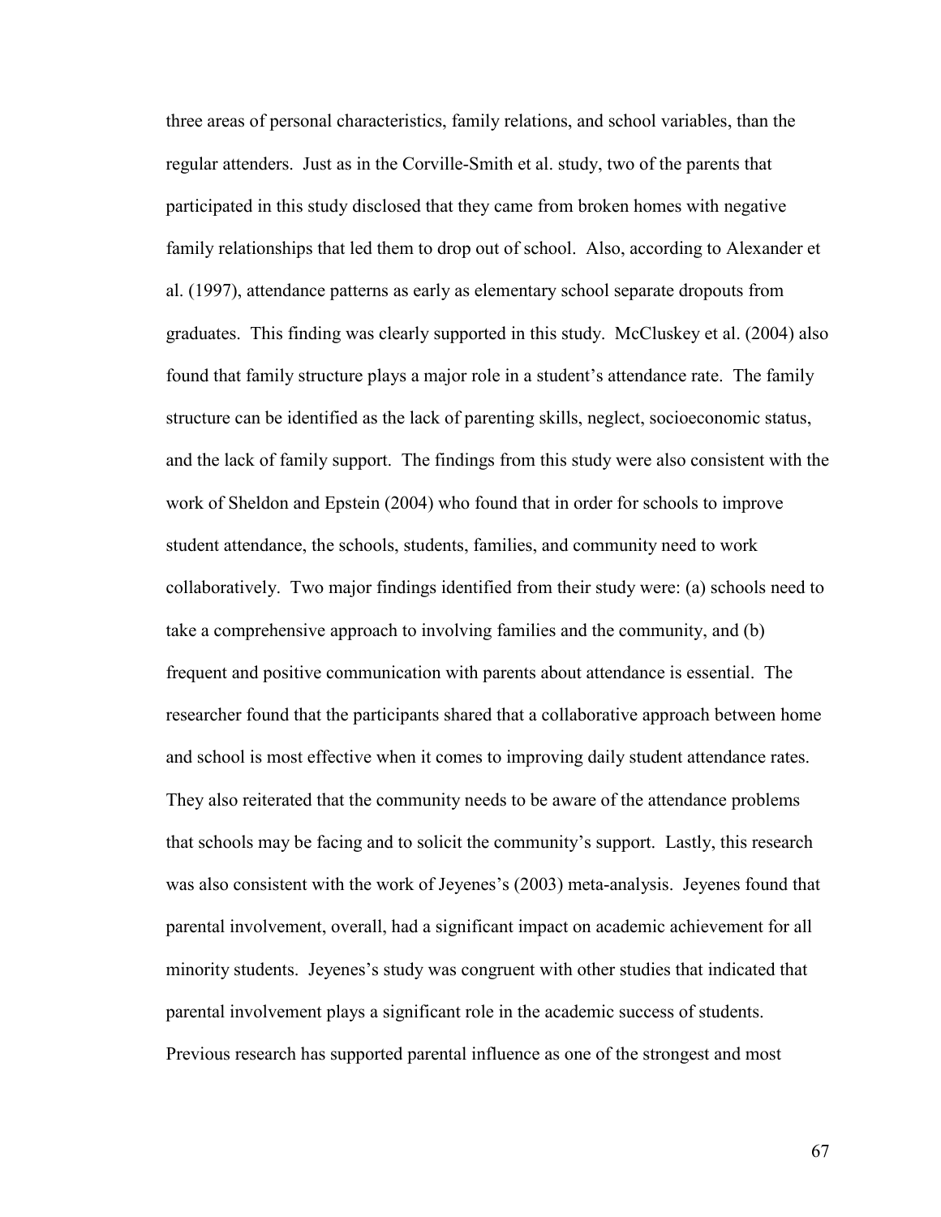three areas of personal characteristics, family relations, and school variables, than the regular attenders. Just as in the Corville-Smith et al. study, two of the parents that participated in this study disclosed that they came from broken homes with negative family relationships that led them to drop out of school. Also, according to Alexander et al. (1997), attendance patterns as early as elementary school separate dropouts from graduates. This finding was clearly supported in this study. McCluskey et al. (2004) also found that family structure plays a major role in a student's attendance rate. The family structure can be identified as the lack of parenting skills, neglect, socioeconomic status, and the lack of family support. The findings from this study were also consistent with the work of Sheldon and Epstein (2004) who found that in order for schools to improve student attendance, the schools, students, families, and community need to work collaboratively. Two major findings identified from their study were: (a) schools need to take a comprehensive approach to involving families and the community, and (b) frequent and positive communication with parents about attendance is essential. The researcher found that the participants shared that a collaborative approach between home and school is most effective when it comes to improving daily student attendance rates. They also reiterated that the community needs to be aware of the attendance problems that schools may be facing and to solicit the community's support. Lastly, this research was also consistent with the work of Jeyenes's (2003) meta-analysis. Jeyenes found that parental involvement, overall, had a significant impact on academic achievement for all minority students. Jeyenes's study was congruent with other studies that indicated that parental involvement plays a significant role in the academic success of students. Previous research has supported parental influence as one of the strongest and most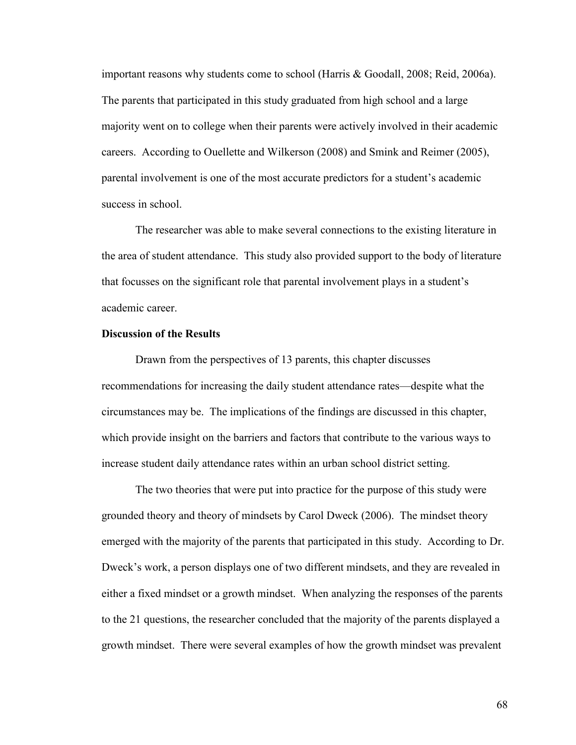important reasons why students come to school (Harris & Goodall, 2008; Reid, 2006a). The parents that participated in this study graduated from high school and a large majority went on to college when their parents were actively involved in their academic careers. According to Ouellette and Wilkerson (2008) and Smink and Reimer (2005), parental involvement is one of the most accurate predictors for a student's academic success in school.

The researcher was able to make several connections to the existing literature in the area of student attendance. This study also provided support to the body of literature that focusses on the significant role that parental involvement plays in a student's academic career.

**Discussion of the Results**

Drawn from the perspectives of 13 parents, this chapter discusses recommendations for increasing the daily student attendance rates—despite what the circumstances may be. The implications of the findings are discussed in this chapter, which provide insight on the barriers and factors that contribute to the various ways to increase student daily attendance rates within an urban school district setting.

The two theories that were put into practice for the purpose of this study were grounded theory and theory of mindsets by Carol Dweck (2006). The mindset theory emerged with the majority of the parents that participated in this study. According to Dr. Dweck's work, a person displays one of two different mindsets, and they are revealed in either a fixed mindset or a growth mindset. When analyzing the responses of the parents to the 21 questions, the researcher concluded that the majority of the parents displayed a growth mindset. There were several examples of how the growth mindset was prevalent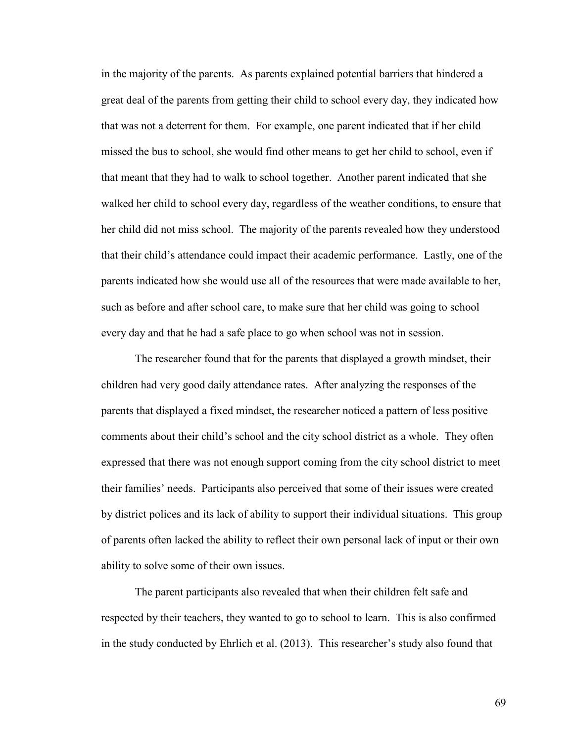in the majority of the parents. As parents explained potential barriers that hindered a great deal of the parents from getting their child to school every day, they indicated how that was not a deterrent for them. For example, one parent indicated that if her child missed the bus to school, she would find other means to get her child to school, even if that meant that they had to walk to school together. Another parent indicated that she walked her child to school every day, regardless of the weather conditions, to ensure that her child did not miss school. The majority of the parents revealed how they understood that their child's attendance could impact their academic performance. Lastly, one of the parents indicated how she would use all of the resources that were made available to her, such as before and after school care, to make sure that her child was going to school every day and that he had a safe place to go when school was not in session.

The researcher found that for the parents that displayed a growth mindset, their children had very good daily attendance rates. After analyzing the responses of the parents that displayed a fixed mindset, the researcher noticed a pattern of less positive comments about their child's school and the city school district as a whole. They often expressed that there was not enough support coming from the city school district to meet their families' needs. Participants also perceived that some of their issues were created by district polices and its lack of ability to support their individual situations. This group of parents often lacked the ability to reflect their own personal lack of input or their own ability to solve some of their own issues.

The parent participants also revealed that when their children felt safe and respected by their teachers, they wanted to go to school to learn. This is also confirmed in the study conducted by Ehrlich et al. (2013). This researcher's study also found that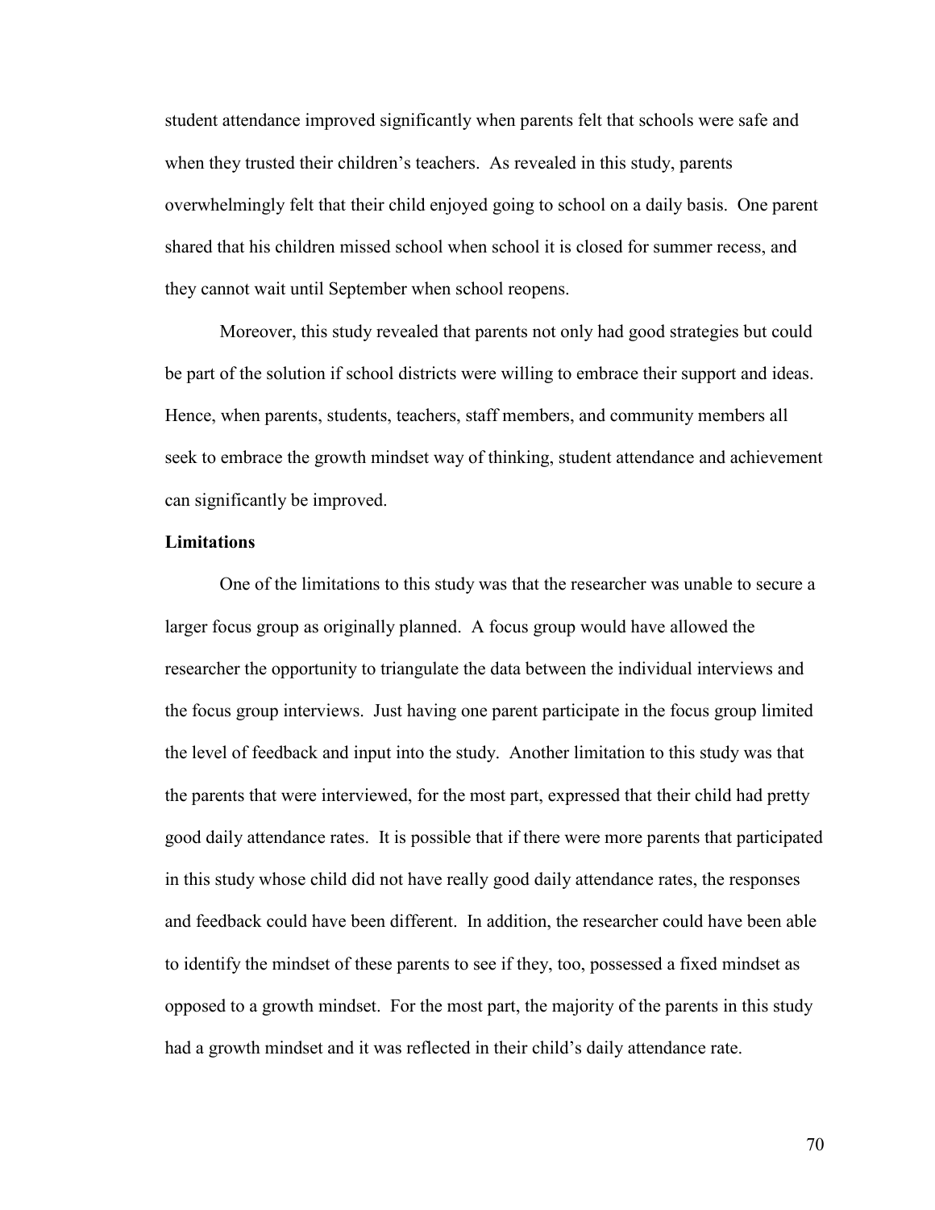student attendance improved significantly when parents felt that schools were safe and when they trusted their children's teachers. As revealed in this study, parents overwhelmingly felt that their child enjoyed going to school on a daily basis. One parent shared that his children missed school when school it is closed for summer recess, and they cannot wait until September when school reopens.

Moreover, this study revealed that parents not only had good strategies but could be part of the solution if school districts were willing to embrace their support and ideas. Hence, when parents, students, teachers, staff members, and community members all seek to embrace the growth mindset way of thinking, student attendance and achievement can significantly be improved.

**Limitations**

One of the limitations to this study was that the researcher was unable to secure a larger focus group as originally planned. A focus group would have allowed the researcher the opportunity to triangulate the data between the individual interviews and the focus group interviews. Just having one parent participate in the focus group limited the level of feedback and input into the study. Another limitation to this study was that the parents that were interviewed, for the most part, expressed that their child had pretty good daily attendance rates. It is possible that if there were more parents that participated in this study whose child did not have really good daily attendance rates, the responses and feedback could have been different. In addition, the researcher could have been able to identify the mindset of these parents to see if they, too, possessed a fixed mindset as opposed to a growth mindset. For the most part, the majority of the parents in this study had a growth mindset and it was reflected in their child's daily attendance rate.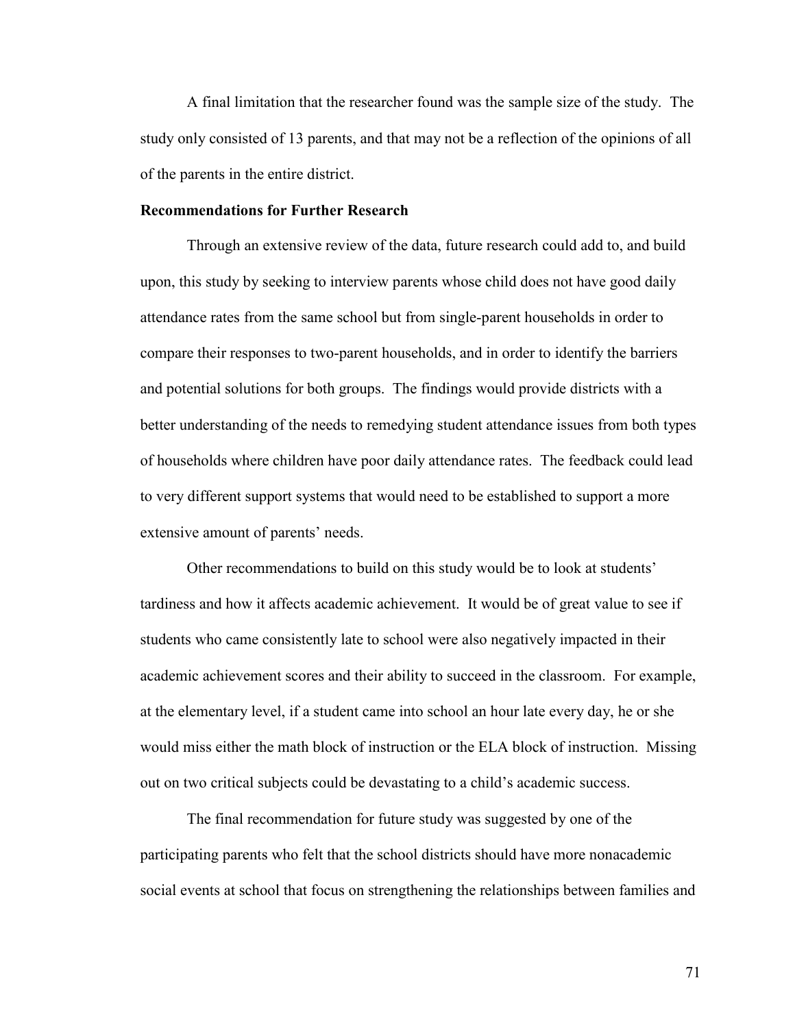A final limitation that the researcher found was the sample size of the study. The study only consisted of 13 parents, and that may not be a reflection of the opinions of all of the parents in the entire district.

**Recommendations for Further Research**

Through an extensive review of the data, future research could add to, and build upon, this study by seeking to interview parents whose child does not have good daily attendance rates from the same school but from single-parent households in order to compare their responses to two-parent households, and in order to identify the barriers and potential solutions for both groups. The findings would provide districts with a better understanding of the needs to remedying student attendance issues from both types of households where children have poor daily attendance rates. The feedback could lead to very different support systems that would need to be established to support a more extensive amount of parents' needs.

Other recommendations to build on this study would be to look at students' tardiness and how it affects academic achievement. It would be of great value to see if students who came consistently late to school were also negatively impacted in their academic achievement scores and their ability to succeed in the classroom. For example, at the elementary level, if a student came into school an hour late every day, he or she would miss either the math block of instruction or the ELA block of instruction. Missing out on two critical subjects could be devastating to a child's academic success.

The final recommendation for future study was suggested by one of the participating parents who felt that the school districts should have more nonacademic social events at school that focus on strengthening the relationships between families and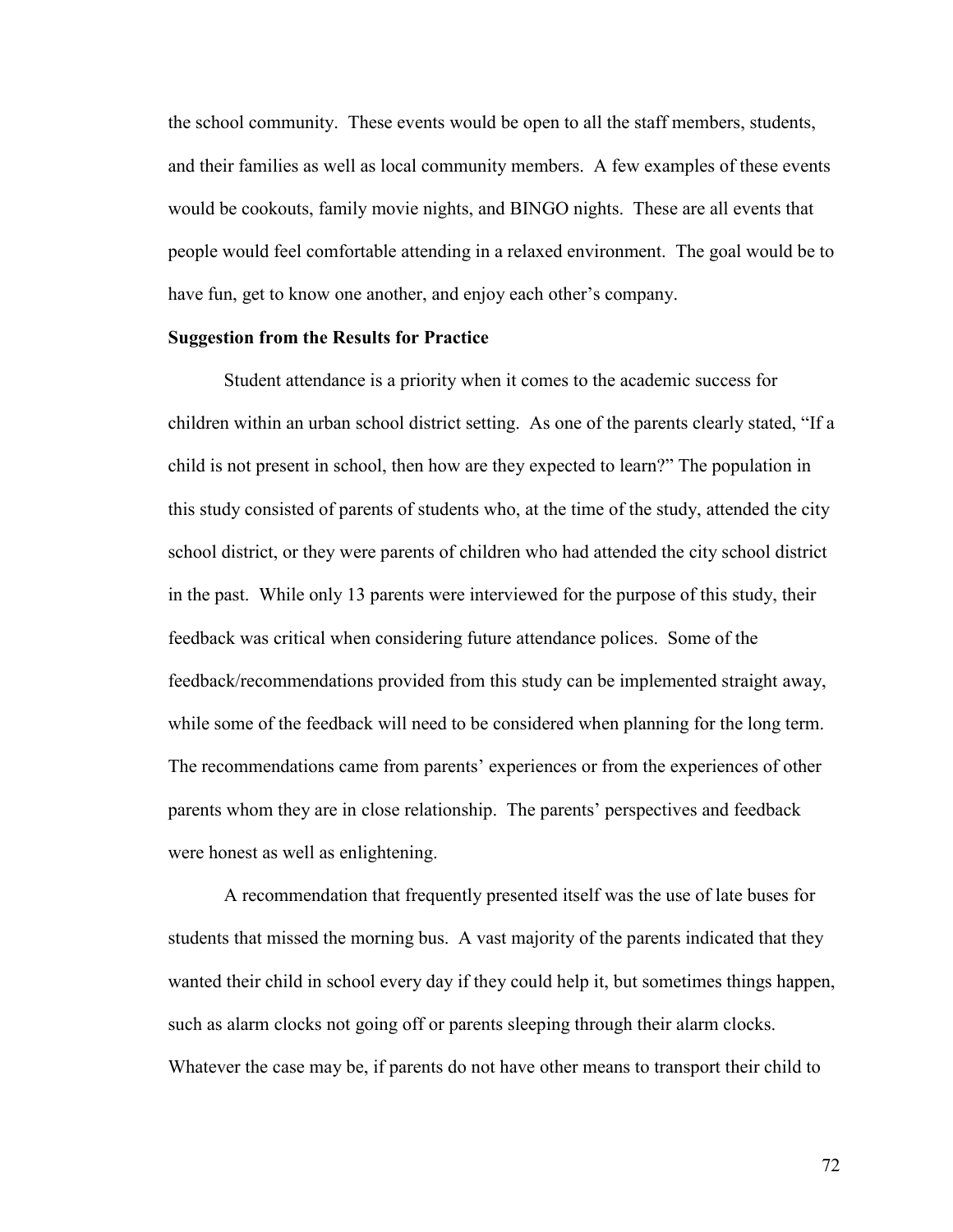the school community. These events would be open to all the staff members, students, and their families as well as local community members. A few examples of these events would be cookouts, family movie nights, and BINGO nights. These are all events that people would feel comfortable attending in a relaxed environment. The goal would be to have fun, get to know one another, and enjoy each other's company.

**Suggestion from the Results for Practice**

Student attendance is a priority when it comes to the academic success for children within an urban school district setting. As one of the parents clearly stated, "If a child is not present in school, then how are they expected to learn?" The population in this study consisted of parents of students who, at the time of the study, attended the city school district, or they were parents of children who had attended the city school district in the past. While only 13 parents were interviewed for the purpose of this study, their feedback was critical when considering future attendance polices. Some of the feedback/recommendations provided from this study can be implemented straight away, while some of the feedback will need to be considered when planning for the long term. The recommendations came from parents' experiences or from the experiences of other parents whom they are in close relationship. The parents' perspectives and feedback were honest as well as enlightening.

A recommendation that frequently presented itself was the use of late buses for students that missed the morning bus. A vast majority of the parents indicated that they wanted their child in school every day if they could help it, but sometimes things happen, such as alarm clocks not going off or parents sleeping through their alarm clocks. Whatever the case may be, if parents do not have other means to transport their child to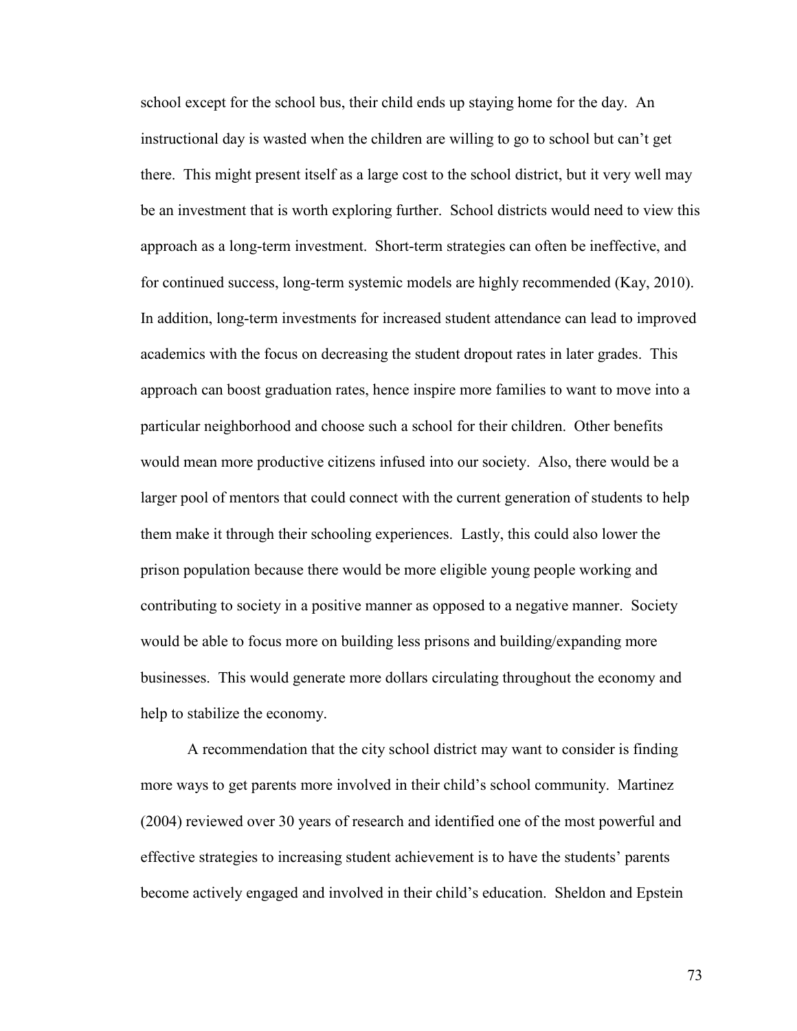school except for the school bus, their child ends up staying home for the day. An instructional day is wasted when the children are willing to go to school but can't get there. This might present itself as a large cost to the school district, but it very well may be an investment that is worth exploring further. School districts would need to view this approach as a long-term investment. Short-term strategies can often be ineffective, and for continued success, long-term systemic models are highly recommended (Kay, 2010). In addition, long-term investments for increased student attendance can lead to improved academics with the focus on decreasing the student dropout rates in later grades. This approach can boost graduation rates, hence inspire more families to want to move into a particular neighborhood and choose such a school for their children. Other benefits would mean more productive citizens infused into our society. Also, there would be a larger pool of mentors that could connect with the current generation of students to help them make it through their schooling experiences. Lastly, this could also lower the prison population because there would be more eligible young people working and contributing to society in a positive manner as opposed to a negative manner. Society would be able to focus more on building less prisons and building/expanding more businesses. This would generate more dollars circulating throughout the economy and help to stabilize the economy.

A recommendation that the city school district may want to consider is finding more ways to get parents more involved in their child's school community. Martinez (2004) reviewed over 30 years of research and identified one of the most powerful and effective strategies to increasing student achievement is to have the students' parents become actively engaged and involved in their child's education. Sheldon and Epstein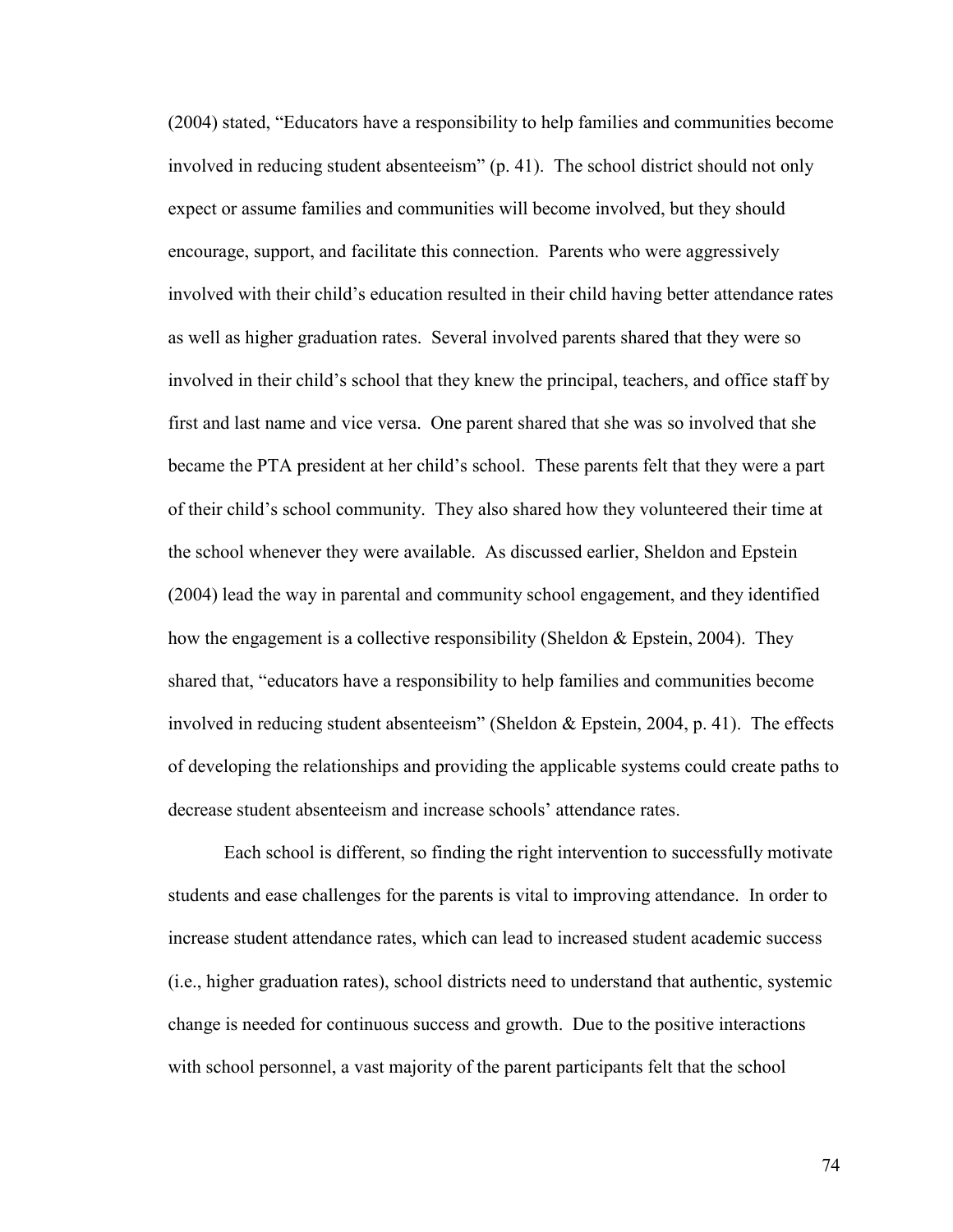(2004) stated, "Educators have a responsibility to help families and communities become involved in reducing student absenteeism" (p. 41). The school district should not only expect or assume families and communities will become involved, but they should encourage, support, and facilitate this connection. Parents who were aggressively involved with their child's education resulted in their child having better attendance rates as well as higher graduation rates. Several involved parents shared that they were so involved in their child's school that they knew the principal, teachers, and office staff by first and last name and vice versa. One parent shared that she was so involved that she became the PTA president at her child's school. These parents felt that they were a part of their child's school community. They also shared how they volunteered their time at the school whenever they were available. As discussed earlier, Sheldon and Epstein (2004) lead the way in parental and community school engagement, and they identified how the engagement is a collective responsibility (Sheldon & Epstein, 2004). They shared that, "educators have a responsibility to help families and communities become involved in reducing student absenteeism" (Sheldon & Epstein, 2004, p. 41). The effects of developing the relationships and providing the applicable systems could create paths to decrease student absenteeism and increase schools' attendance rates.

Each school is different, so finding the right intervention to successfully motivate students and ease challenges for the parents is vital to improving attendance. In order to increase student attendance rates, which can lead to increased student academic success (i.e., higher graduation rates), school districts need to understand that authentic, systemic change is needed for continuous success and growth. Due to the positive interactions with school personnel, a vast majority of the parent participants felt that the school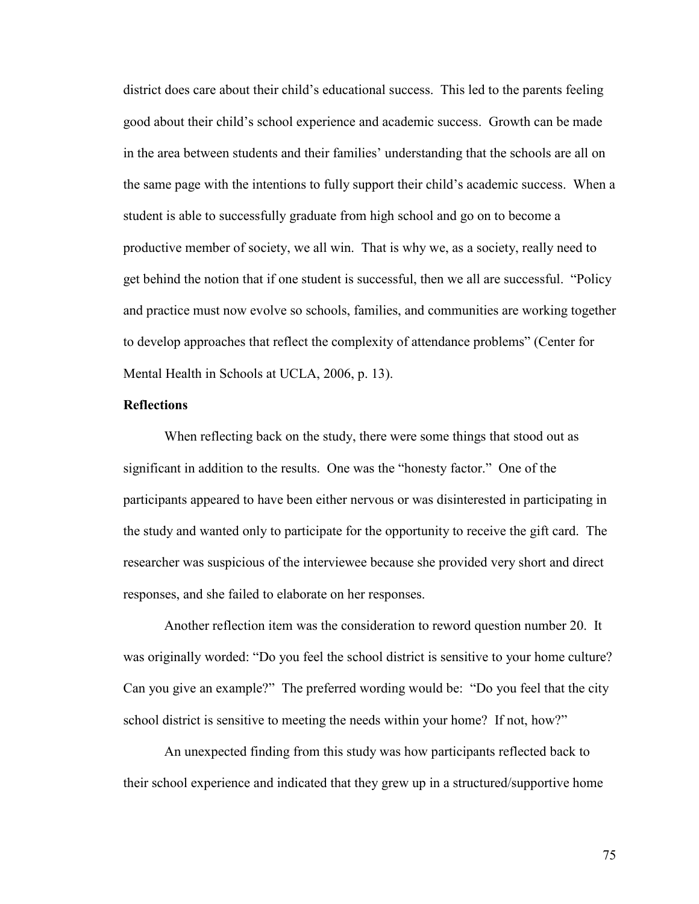district does care about their child's educational success. This led to the parents feeling good about their child's school experience and academic success. Growth can be made in the area between students and their families' understanding that the schools are all on the same page with the intentions to fully support their child's academic success. When a student is able to successfully graduate from high school and go on to become a productive member of society, we all win. That is why we, as a society, really need to get behind the notion that if one student is successful, then we all are successful. "Policy and practice must now evolve so schools, families, and communities are working together to develop approaches that reflect the complexity of attendance problems" (Center for Mental Health in Schools at UCLA, 2006, p. 13).

**Reflections**

When reflecting back on the study, there were some things that stood out as significant in addition to the results. One was the "honesty factor." One of the participants appeared to have been either nervous or was disinterested in participating in the study and wanted only to participate for the opportunity to receive the gift card. The researcher was suspicious of the interviewee because she provided very short and direct responses, and she failed to elaborate on her responses.

Another reflection item was the consideration to reword question number 20. It was originally worded: "Do you feel the school district is sensitive to your home culture? Can you give an example?" The preferred wording would be: "Do you feel that the city school district is sensitive to meeting the needs within your home? If not, how?"

An unexpected finding from this study was how participants reflected back to their school experience and indicated that they grew up in a structured/supportive home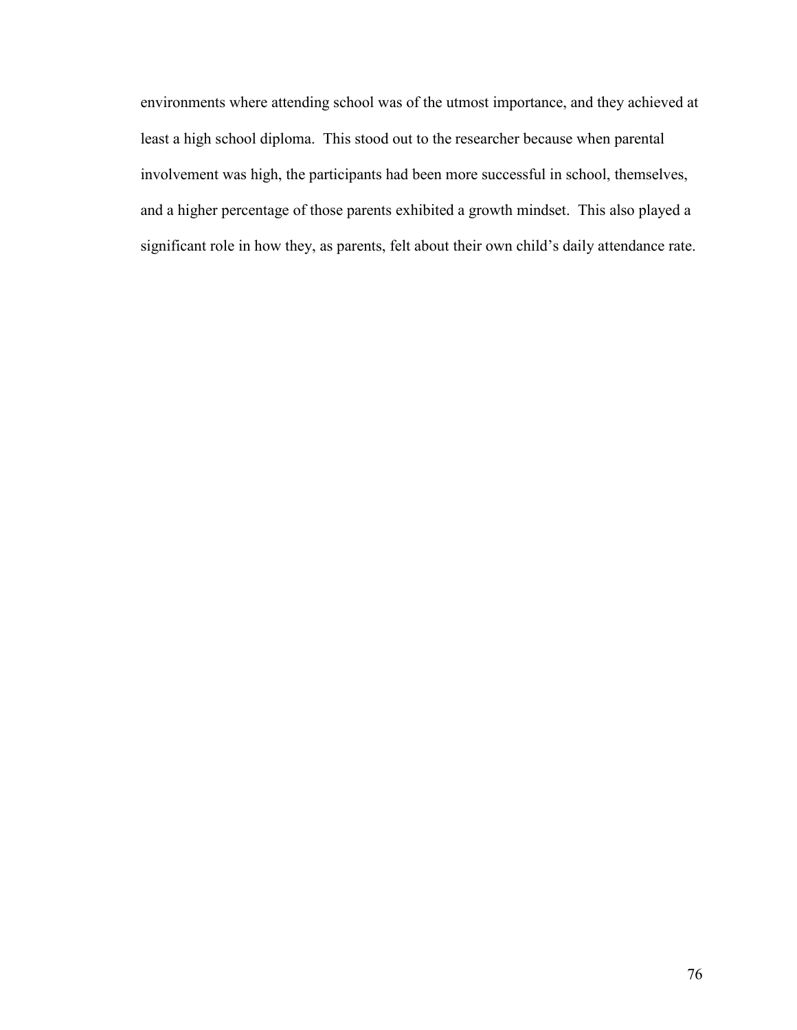environments where attending school was of the utmost importance, and they achieved at least a high school diploma. This stood out to the researcher because when parental involvement was high, the participants had been more successful in school, themselves, and a higher percentage of those parents exhibited a growth mindset. This also played a significant role in how they, as parents, felt about their own child's daily attendance rate.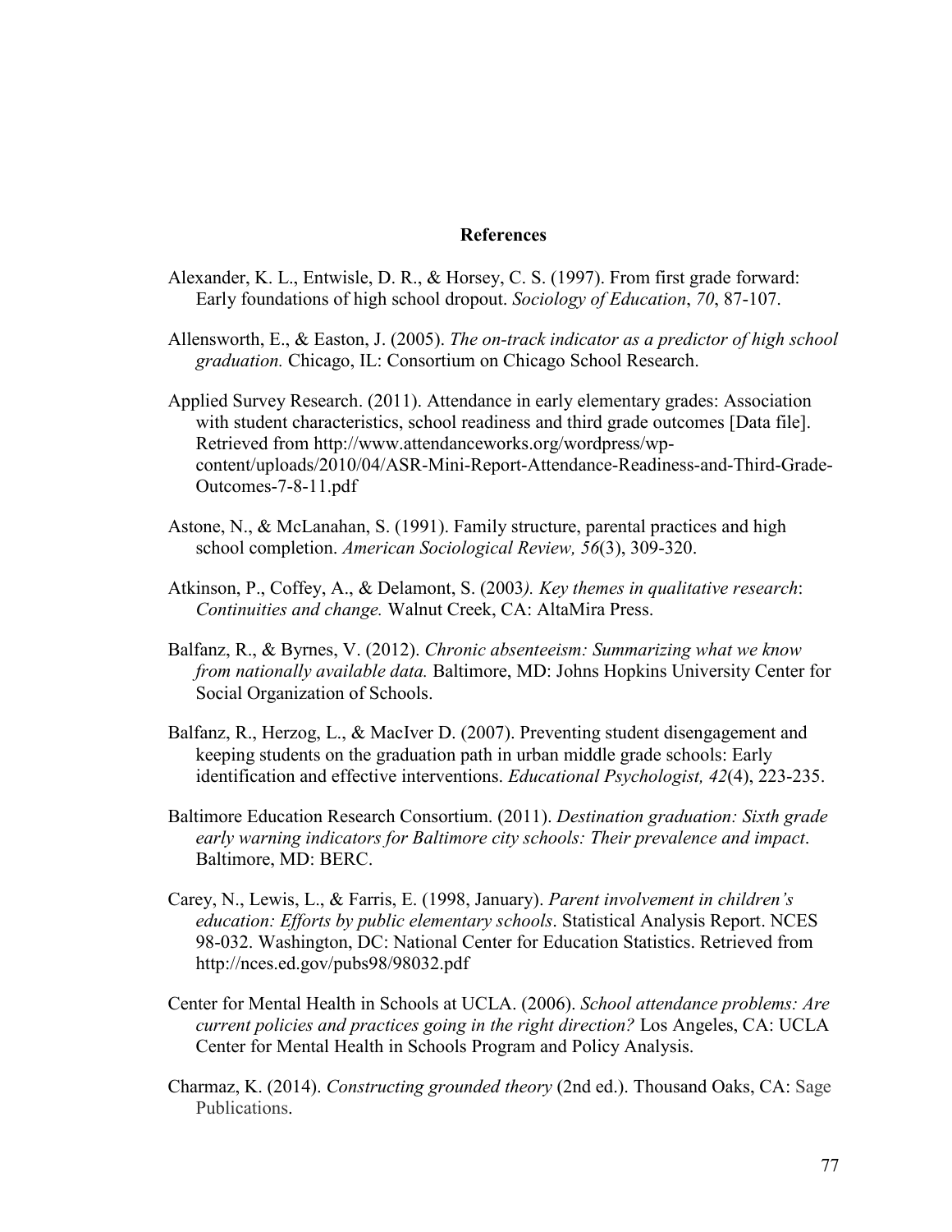## References

Alexander, K. L., Entwisle, D. R., & Horsey, C. S. (1997). From first grade forward: Early foundations of high school dropout. *Sociology of Education*, *70*, 87-107.

Allensworth, E., & Easton, J. (2005). *The on-track indicator as a predictor of high school graduation.* Chicago, IL: Consortium on Chicago School Research.

Applied Survey Research. (2011). Attendance in early elementary grades: Association with student characteristics, school readiness and third grade outcomes [Data file]. Retrieved from http://www.attendanceworks.org/wordpress/wp-content/uploads/2010/04/ASR-Mini-Report-Attendance-Readiness-and-Third-Grade-Outcomes-7-8-11.pdf

Astone, N., & McLanahan, S. (1991). Family structure, parental practices and high school completion. *American Sociological Review, 56*(3), 309-320.

Atkinson, P., Coffey, A., & Delamont, S. (2003*). Key themes in qualitative research*: *Continuities and change.* Walnut Creek, CA: AltaMira Press.

Balfanz, R., & Byrnes, V. (2012). *Chronic absenteeism: Summarizing what we know from nationally available data.* Baltimore, MD: Johns Hopkins University Center for Social Organization of Schools.

Balfanz, R., Herzog, L., & MacIver D. (2007). Preventing student disengagement and keeping students on the graduation path in urban middle grade schools: Early identification and effective interventions. *Educational Psychologist, 42*(4), 223-235.

Baltimore Education Research Consortium. (2011). *Destination graduation: Sixth grade early warning indicators for Baltimore city schools: Their prevalence and impact*. Baltimore, MD: BERC.

Carey, N., Lewis, L., & Farris, E. (1998, January). *Parent involvement in children's education: Efforts by public elementary schools*. Statistical Analysis Report. NCES 98-032. Washington, DC: National Center for Education Statistics. Retrieved from http://nces.ed.gov/pubs98/98032.pdf

Center for Mental Health in Schools at UCLA. (2006). *School attendance problems: Are current policies and practices going in the right direction?* Los Angeles, CA: UCLA Center for Mental Health in Schools Program and Policy Analysis.

Charmaz, K. (2014). *Constructing grounded theory* (2nd ed.). Thousand Oaks, CA: Sage Publications.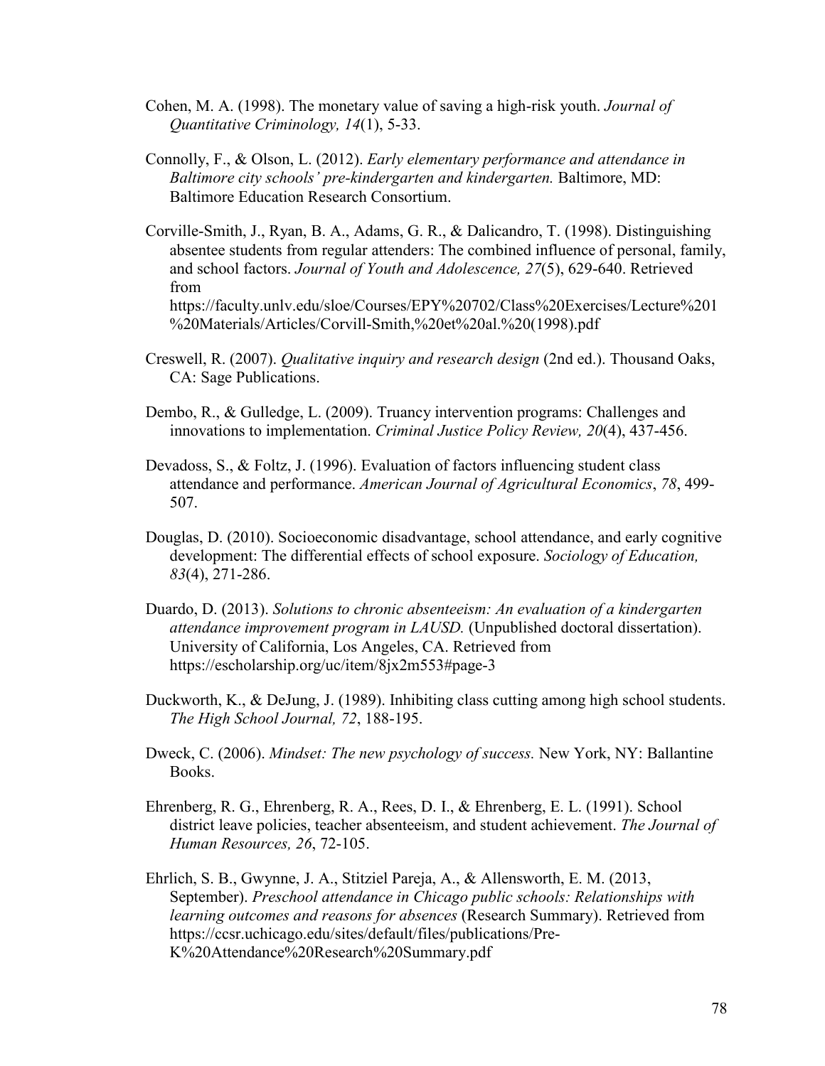Cohen, M. A. (1998). The monetary value of saving a high-risk youth. *Journal of Quantitative Criminology, 14*(1), 5-33.

Connolly, F., & Olson, L. (2012). *Early elementary performance and attendance in Baltimore city schools' pre-kindergarten and kindergarten.* Baltimore, MD: Baltimore Education Research Consortium.

Corville-Smith, J., Ryan, B. A., Adams, G. R., & Dalicandro, T. (1998). Distinguishing absentee students from regular attenders: The combined influence of personal, family, and school factors. *Journal of Youth and Adolescence, 27*(5), 629-640. Retrieved from https://faculty.unlv.edu/sloe/Courses/EPY%20702/Class%20Exercises/Lecture%201%20Materials/Articles/Corvill-Smith,%20et%20al.%20(1998).pdf

Creswell, R. (2007). *Qualitative inquiry and research design* (2nd ed.). Thousand Oaks, CA: Sage Publications.

Dembo, R., & Gulledge, L. (2009). Truancy intervention programs: Challenges and innovations to implementation. *Criminal Justice Policy Review, 20*(4), 437-456.

Devadoss, S., & Foltz, J. (1996). Evaluation of factors influencing student class attendance and performance. *American Journal of Agricultural Economics*, *78*, 499-507.

Douglas, D. (2010). Socioeconomic disadvantage, school attendance, and early cognitive development: The differential effects of school exposure. *Sociology of Education, 83*(4), 271-286.

Duardo, D. (2013). *Solutions to chronic absenteeism: An evaluation of a kindergarten attendance improvement program in LAUSD.* (Unpublished doctoral dissertation). University of California, Los Angeles, CA. Retrieved from https://escholarship.org/uc/item/8jx2m553#page-3

Duckworth, K., & DeJung, J. (1989). Inhibiting class cutting among high school students. *The High School Journal, 72*, 188-195.

Dweck, C. (2006). *Mindset: The new psychology of success.* New York, NY: Ballantine Books.

Ehrenberg, R. G., Ehrenberg, R. A., Rees, D. I., & Ehrenberg, E. L. (1991). School district leave policies, teacher absenteeism, and student achievement. *The Journal of Human Resources, 26*, 72-105.

Ehrlich, S. B., Gwynne, J. A., Stitziel Pareja, A., & Allensworth, E. M. (2013, September). *Preschool attendance in Chicago public schools: Relationships with learning outcomes and reasons for absences* (Research Summary). Retrieved from https://ccsr.uchicago.edu/sites/default/files/publications/Pre-K%20Attendance%20Research%20Summary.pdf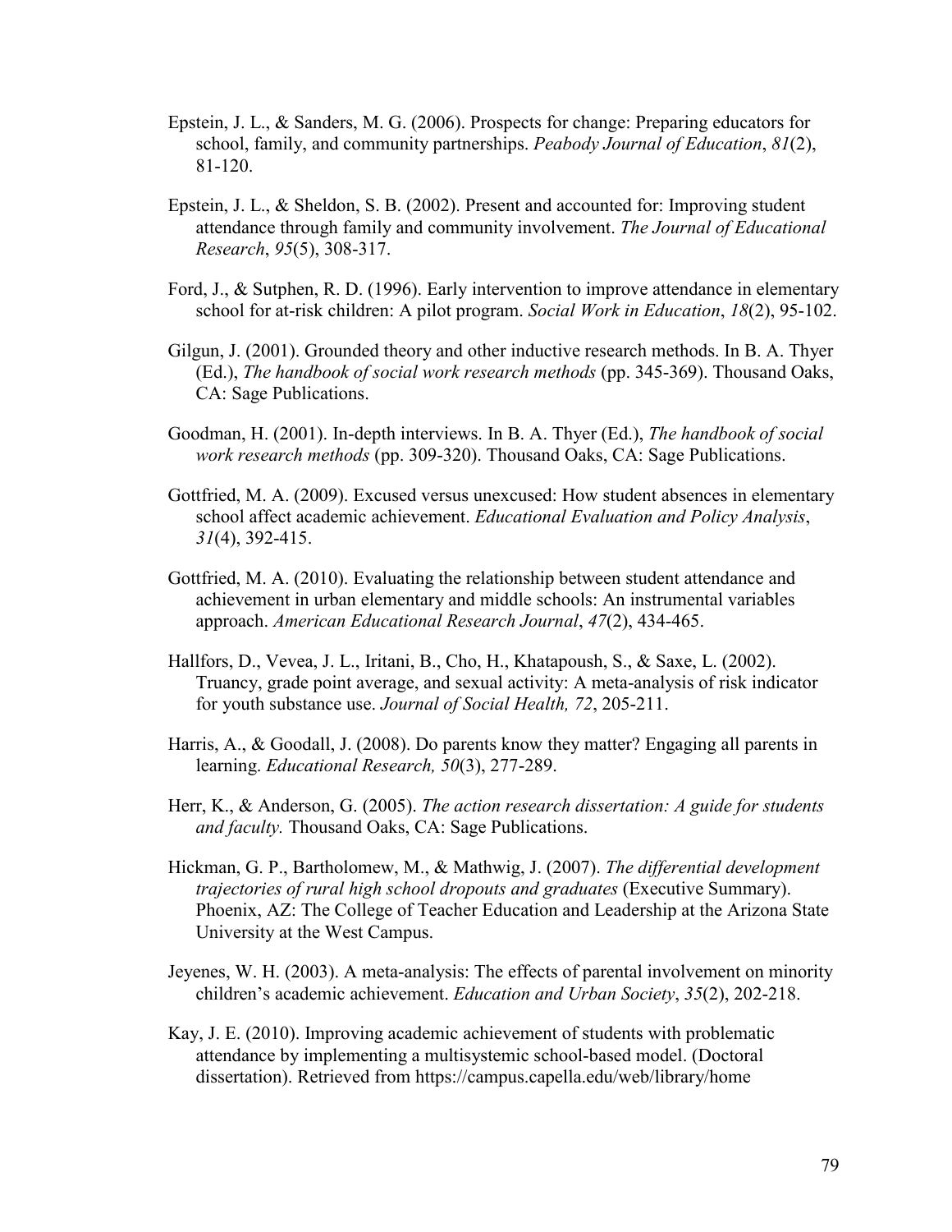Epstein, J. L., & Sanders, M. G. (2006). Prospects for change: Preparing educators for school, family, and community partnerships. *Peabody Journal of Education*, *81*(2), 81-120.

Epstein, J. L., & Sheldon, S. B. (2002). Present and accounted for: Improving student attendance through family and community involvement. *The Journal of Educational Research*, *95*(5), 308-317.

Ford, J., & Sutphen, R. D. (1996). Early intervention to improve attendance in elementary school for at-risk children: A pilot program. *Social Work in Education*, *18*(2), 95-102.

Gilgun, J. (2001). Grounded theory and other inductive research methods. In B. A. Thyer (Ed.), *The handbook of social work research methods* (pp. 345-369). Thousand Oaks, CA: Sage Publications.

Goodman, H. (2001). In-depth interviews. In B. A. Thyer (Ed.), *The handbook of social work research methods* (pp. 309-320). Thousand Oaks, CA: Sage Publications.

Gottfried, M. A. (2009). Excused versus unexcused: How student absences in elementary school affect academic achievement. *Educational Evaluation and Policy Analysis*, *31*(4), 392-415.

Gottfried, M. A. (2010). Evaluating the relationship between student attendance and achievement in urban elementary and middle schools: An instrumental variables approach. *American Educational Research Journal*, *47*(2), 434-465.

Hallfors, D., Vevea, J. L., Iritani, B., Cho, H., Khatapoush, S., & Saxe, L. (2002). Truancy, grade point average, and sexual activity: A meta-analysis of risk indicator for youth substance use. *Journal of Social Health, 72*, 205-211.

Harris, A., & Goodall, J. (2008). Do parents know they matter? Engaging all parents in learning. *Educational Research, 50*(3), 277-289.

Herr, K., & Anderson, G. (2005). *The action research dissertation: A guide for students and faculty.* Thousand Oaks, CA: Sage Publications.

Hickman, G. P., Bartholomew, M., & Mathwig, J. (2007). *The differential development trajectories of rural high school dropouts and graduates* (Executive Summary). Phoenix, AZ: The College of Teacher Education and Leadership at the Arizona State University at the West Campus.

Jeyenes, W. H. (2003). A meta-analysis: The effects of parental involvement on minority children's academic achievement. *Education and Urban Society*, *35*(2), 202-218.

Kay, J. E. (2010). Improving academic achievement of students with problematic attendance by implementing a multisystemic school-based model. (Doctoral dissertation). Retrieved from https://campus.capella.edu/web/library/home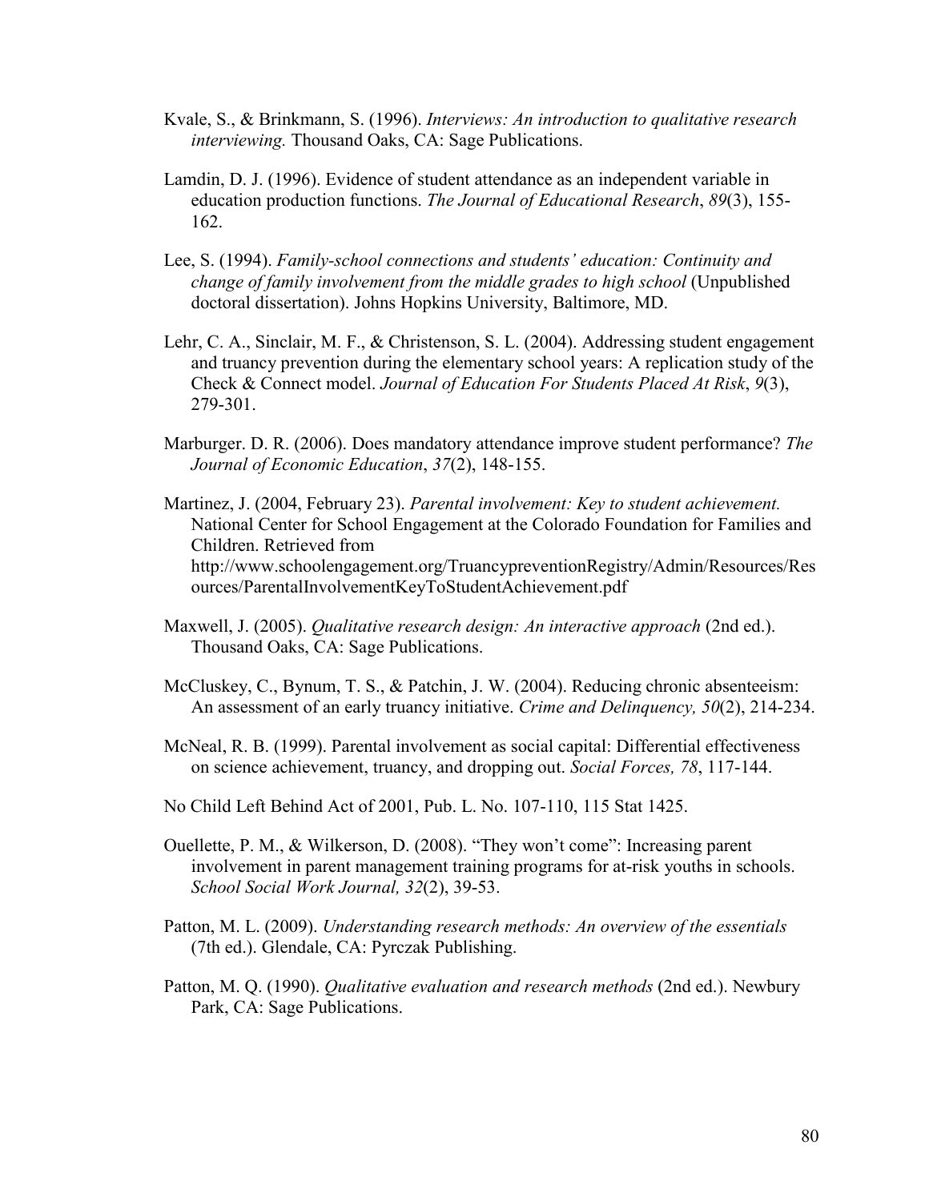Kvale, S., & Brinkmann, S. (1996). *Interviews: An introduction to qualitative research interviewing.* Thousand Oaks, CA: Sage Publications.

Lamdin, D. J. (1996). Evidence of student attendance as an independent variable in education production functions. *The Journal of Educational Research*, *89*(3), 155-162.

Lee, S. (1994). *Family-school connections and students' education: Continuity and change of family involvement from the middle grades to high school* (Unpublished doctoral dissertation). Johns Hopkins University, Baltimore, MD.

Lehr, C. A., Sinclair, M. F., & Christenson, S. L. (2004). Addressing student engagement and truancy prevention during the elementary school years: A replication study of the Check & Connect model. *Journal of Education For Students Placed At Risk*, *9*(3), 279-301.

Marburger. D. R. (2006). Does mandatory attendance improve student performance? *The Journal of Economic Education*, *37*(2), 148-155.

Martinez, J. (2004, February 23). *Parental involvement: Key to student achievement.* National Center for School Engagement at the Colorado Foundation for Families and Children. Retrieved from http://www.schoolengagement.org/TruancypreventionRegistry/Admin/Resources/Resources/ParentalInvolvementKeyToStudentAchievement.pdf

Maxwell, J. (2005). *Qualitative research design: An interactive approach* (2nd ed.). Thousand Oaks, CA: Sage Publications.

McCluskey, C., Bynum, T. S., & Patchin, J. W. (2004). Reducing chronic absenteeism: An assessment of an early truancy initiative. *Crime and Delinquency, 50*(2), 214-234.

McNeal, R. B. (1999). Parental involvement as social capital: Differential effectiveness on science achievement, truancy, and dropping out. *Social Forces, 78*, 117-144.

No Child Left Behind Act of 2001, Pub. L. No. 107-110, 115 Stat 1425.

Ouellette, P. M., & Wilkerson, D. (2008). "They won't come": Increasing parent involvement in parent management training programs for at-risk youths in schools. *School Social Work Journal, 32*(2), 39-53.

Patton, M. L. (2009). *Understanding research methods: An overview of the essentials* (7th ed.). Glendale, CA: Pyrczak Publishing.

Patton, M. Q. (1990). *Qualitative evaluation and research methods* (2nd ed.). Newbury Park, CA: Sage Publications.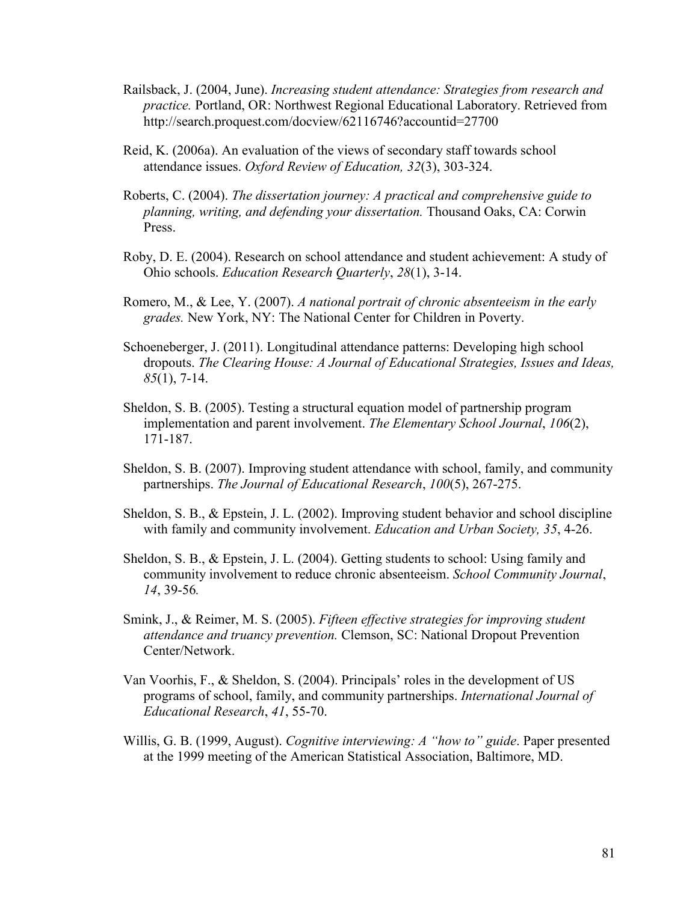Railsback, J. (2004, June). *Increasing student attendance: Strategies from research and practice.* Portland, OR: Northwest Regional Educational Laboratory. Retrieved from http://search.proquest.com/docview/62116746?accountid=27700

Reid, K. (2006a). An evaluation of the views of secondary staff towards school attendance issues. *Oxford Review of Education, 32*(3), 303-324.

Roberts, C. (2004). *The dissertation journey: A practical and comprehensive guide to planning, writing, and defending your dissertation.* Thousand Oaks, CA: Corwin Press.

Roby, D. E. (2004). Research on school attendance and student achievement: A study of Ohio schools. *Education Research Quarterly*, *28*(1), 3-14.

Romero, M., & Lee, Y. (2007). *A national portrait of chronic absenteeism in the early grades.* New York, NY: The National Center for Children in Poverty.

Schoeneberger, J. (2011). Longitudinal attendance patterns: Developing high school dropouts. *The Clearing House: A Journal of Educational Strategies, Issues and Ideas, 85*(1), 7-14.

Sheldon, S. B. (2005). Testing a structural equation model of partnership program implementation and parent involvement. *The Elementary School Journal*, *106*(2), 171-187.

Sheldon, S. B. (2007). Improving student attendance with school, family, and community partnerships. *The Journal of Educational Research*, *100*(5), 267-275.

Sheldon, S. B., & Epstein, J. L. (2002). Improving student behavior and school discipline with family and community involvement. *Education and Urban Society, 35*, 4-26.

Sheldon, S. B., & Epstein, J. L. (2004). Getting students to school: Using family and community involvement to reduce chronic absenteeism. *School Community Journal*, *14*, 39-56*.*

Smink, J., & Reimer, M. S. (2005). *Fifteen effective strategies for improving student attendance and truancy prevention.* Clemson, SC: National Dropout Prevention Center/Network.

Van Voorhis, F., & Sheldon, S. (2004). Principals' roles in the development of US programs of school, family, and community partnerships. *International Journal of Educational Research*, *41*, 55-70.

Willis, G. B. (1999, August). *Cognitive interviewing: A "how to" guide*. Paper presented at the 1999 meeting of the American Statistical Association, Baltimore, MD.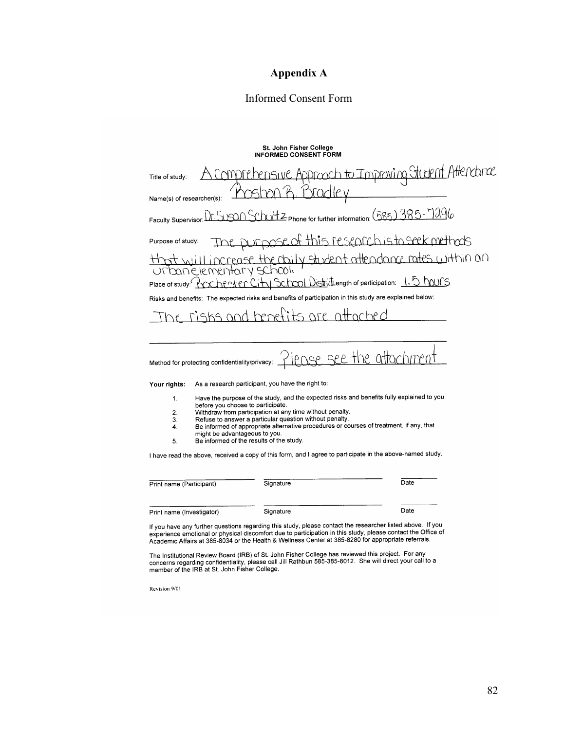# Appendix A

## Informed Consent Form

**St. John Fisher College**
**INFORMED CONSENT FORM**

Title of study: A Comprehensive Approach to Improving Student Attendance

Name(s) of researcher(s): Roshon R. Bradley

Faculty Supervisor: Dr. Susan Schultz Phone for further information: (585) 385-7296

Purpose of study: The purpose of this research is to seek methods that will increase the daily student attendance rates within an urban elementary school.

Place of study: Rochester City School District Length of participation: 1.5 hours

Risks and benefits: The expected risks and benefits of participation in this study are explained below:

The risks and benefits are attached

Method for protecting confidentiality/privacy: Please see the attachment

**Your rights:** As a research participant, you have the right to:

1. Have the purpose of the study, and the expected risks and benefits fully explained to you before you choose to participate.
2. Withdraw from participation at any time without penalty.
3. Refuse to answer a particular question without penalty.
4. Be informed of appropriate alternative procedures or courses of treatment, if any, that might be advantageous to you.
5. Be informed of the results of the study.

I have read the above, received a copy of this form, and I agree to participate in the above-named study.

| Print name (Participant) | Signature | Date |
|---|---|---|

| Print name (Investigator) | Signature | Date |
|---|---|---|

If you have any further questions regarding this study, please contact the researcher listed above. If you experience emotional or physical discomfort due to participation in this study, please contact the Office of Academic Affairs at 385-8034 or the Health & Wellness Center at 385-8280 for appropriate referrals.

The Institutional Review Board (IRB) of St. John Fisher College has reviewed this project. For any concerns regarding confidentiality, please call Jill Rathbun 585-385-8012. She will direct your call to a member of the IRB at St. John Fisher College.

Revision 9/01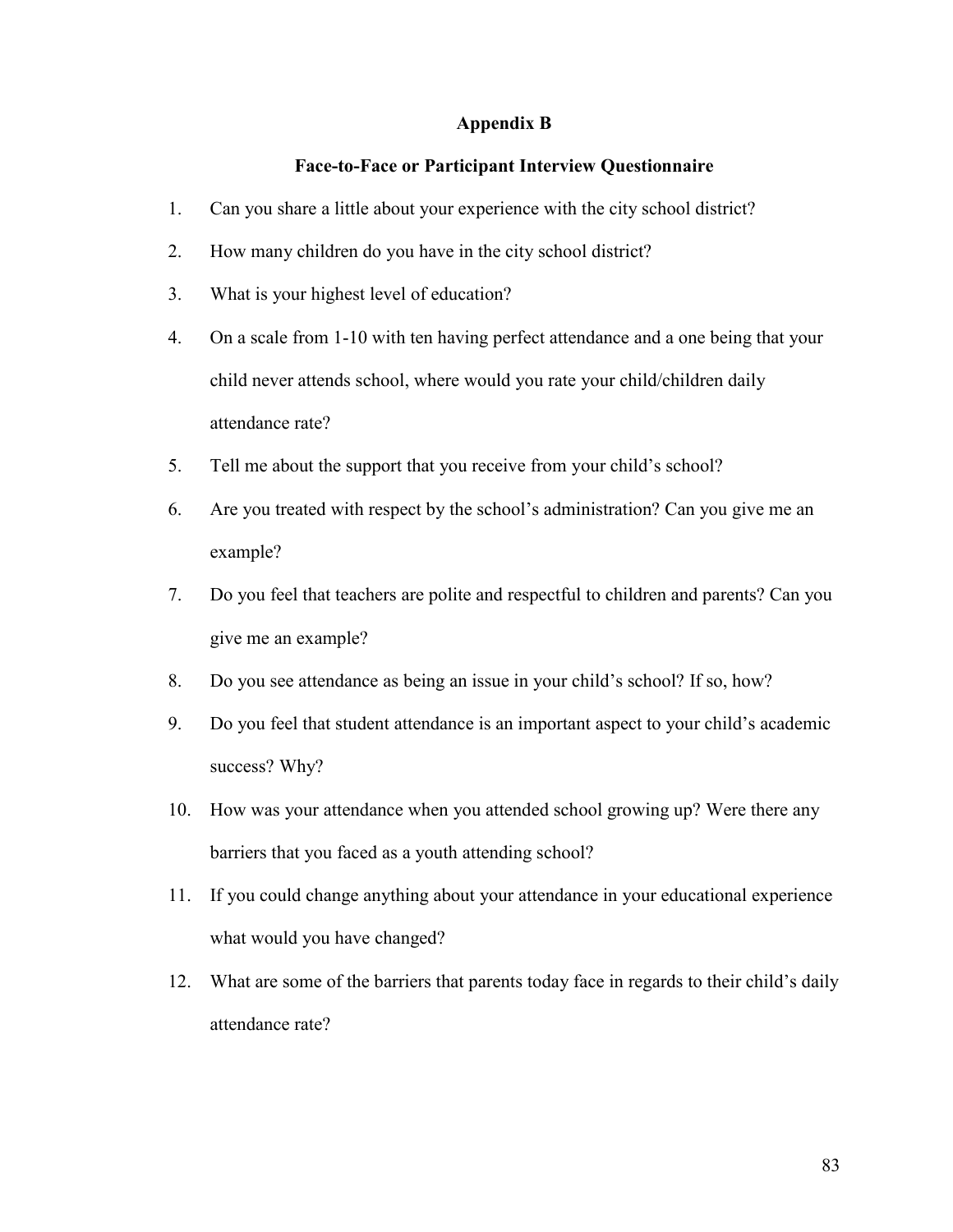# Appendix B

## Face-to-Face or Participant Interview Questionnaire

1. Can you share a little about your experience with the city school district?
2. How many children do you have in the city school district?
3. What is your highest level of education?
4. On a scale from 1-10 with ten having perfect attendance and a one being that your child never attends school, where would you rate your child/children daily attendance rate?
5. Tell me about the support that you receive from your child's school?
6. Are you treated with respect by the school's administration? Can you give me an example?
7. Do you feel that teachers are polite and respectful to children and parents? Can you give me an example?
8. Do you see attendance as being an issue in your child's school? If so, how?
9. Do you feel that student attendance is an important aspect to your child's academic success? Why?
10. How was your attendance when you attended school growing up? Were there any barriers that you faced as a youth attending school?
11. If you could change anything about your attendance in your educational experience what would you have changed?
12. What are some of the barriers that parents today face in regards to their child's daily attendance rate?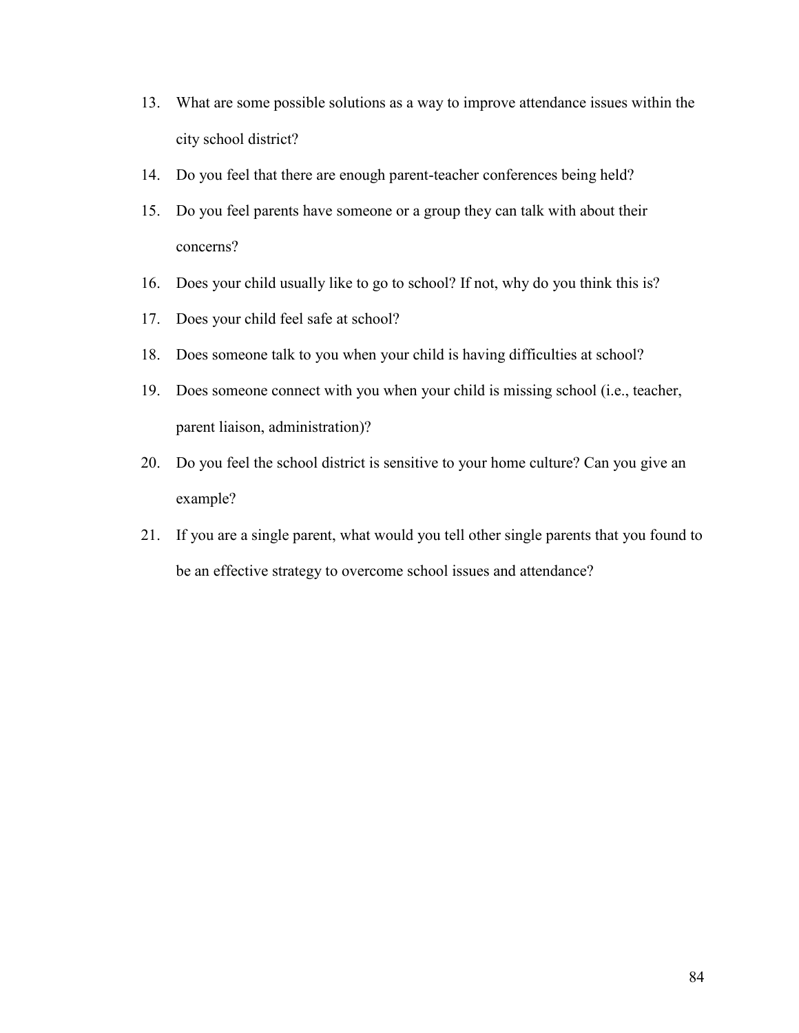13. What are some possible solutions as a way to improve attendance issues within the city school district?
14. Do you feel that there are enough parent-teacher conferences being held?
15. Do you feel parents have someone or a group they can talk with about their concerns?
16. Does your child usually like to go to school? If not, why do you think this is?
17. Does your child feel safe at school?
18. Does someone talk to you when your child is having difficulties at school?
19. Does someone connect with you when your child is missing school (i.e., teacher, parent liaison, administration)?
20. Do you feel the school district is sensitive to your home culture? Can you give an example?
21. If you are a single parent, what would you tell other single parents that you found to be an effective strategy to overcome school issues and attendance?